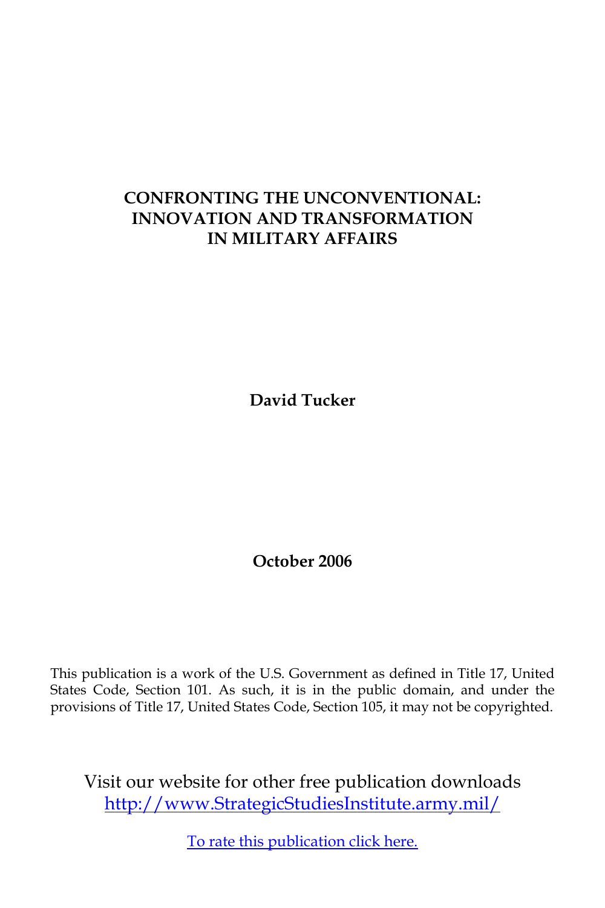# CONFRONTING THE UNCONVENTIONAL: INNOVATION AND TRANSFORMATION IN MILITARY AFFAIRS

**David Tucker**

**October 2006**

This publication is a work of the U.S. Government as defined in Title 17, United States Code, Section 101. As such, it is in the public domain, and under the provisions of Title 17, United States Code, Section 105, it may not be copyrighted.

Visit our website for other free publication downloads
http://www.StrategicStudiesInstitute.army.mil/

To rate this publication click here.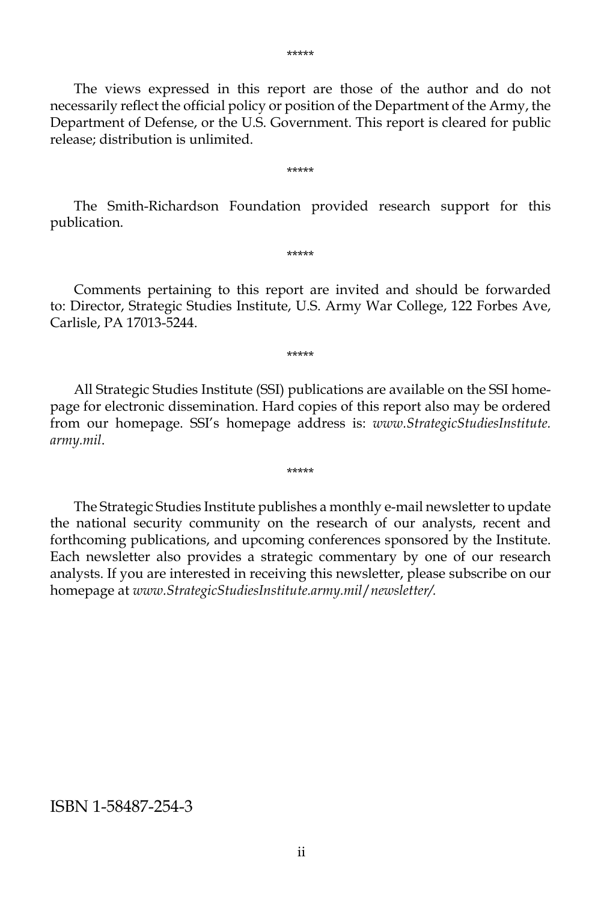*****

The views expressed in this report are those of the author and do not necessarily reflect the official policy or position of the Department of the Army, the Department of Defense, or the U.S. Government. This report is cleared for public release; distribution is unlimited.

*****

The Smith-Richardson Foundation provided research support for this publication.

*****

Comments pertaining to this report are invited and should be forwarded to: Director, Strategic Studies Institute, U.S. Army War College, 122 Forbes Ave, Carlisle, PA 17013-5244.

*****

All Strategic Studies Institute (SSI) publications are available on the SSI homepage for electronic dissemination. Hard copies of this report also may be ordered from our homepage. SSI's homepage address is: *www.StrategicStudiesInstitute.army.mil*.

*****

The Strategic Studies Institute publishes a monthly e-mail newsletter to update the national security community on the research of our analysts, recent and forthcoming publications, and upcoming conferences sponsored by the Institute. Each newsletter also provides a strategic commentary by one of our research analysts. If you are interested in receiving this newsletter, please subscribe on our homepage at *www.StrategicStudiesInstitute.army.mil/newsletter/.*

ISBN 1-58487-254-3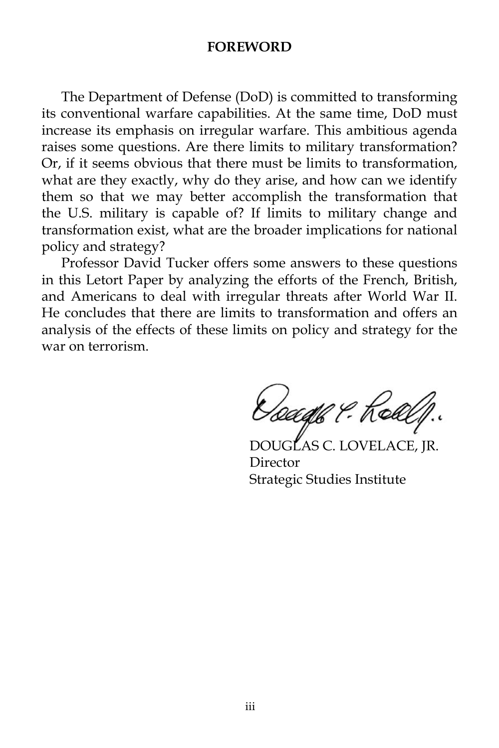## FOREWORD

The Department of Defense (DoD) is committed to transforming its conventional warfare capabilities. At the same time, DoD must increase its emphasis on irregular warfare. This ambitious agenda raises some questions. Are there limits to military transformation? Or, if it seems obvious that there must be limits to transformation, what are they exactly, why do they arise, and how can we identify them so that we may better accomplish the transformation that the U.S. military is capable of? If limits to military change and transformation exist, what are the broader implications for national policy and strategy?

Professor David Tucker offers some answers to these questions in this Letort Paper by analyzing the efforts of the French, British, and Americans to deal with irregular threats after World War II. He concludes that there are limits to transformation and offers an analysis of the effects of these limits on policy and strategy for the war on terrorism.

DOUGLAS C. LOVELACE, JR.
Director
Strategic Studies Institute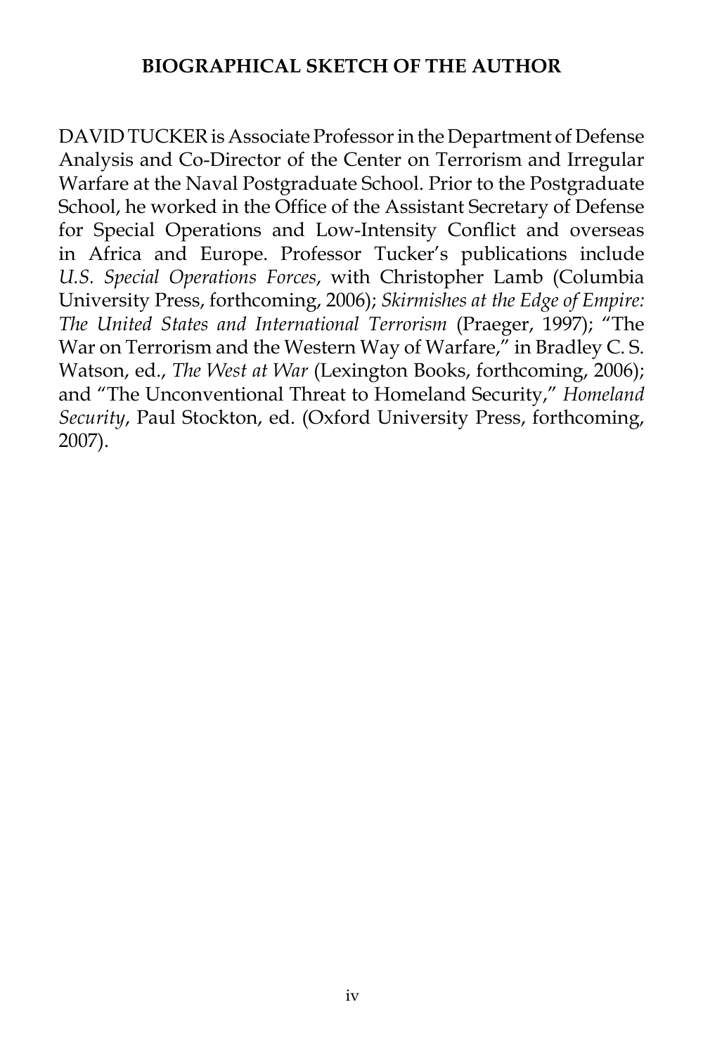## BIOGRAPHICAL SKETCH OF THE AUTHOR

DAVID TUCKER is Associate Professor in the Department of Defense Analysis and Co-Director of the Center on Terrorism and Irregular Warfare at the Naval Postgraduate School. Prior to the Postgraduate School, he worked in the Office of the Assistant Secretary of Defense for Special Operations and Low-Intensity Conflict and overseas in Africa and Europe. Professor Tucker's publications include *U.S. Special Operations Forces*, with Christopher Lamb (Columbia University Press, forthcoming, 2006); *Skirmishes at the Edge of Empire: The United States and International Terrorism* (Praeger, 1997); "The War on Terrorism and the Western Way of Warfare," in Bradley C. S. Watson, ed., *The West at War* (Lexington Books, forthcoming, 2006); and "The Unconventional Threat to Homeland Security," *Homeland Security*, Paul Stockton, ed. (Oxford University Press, forthcoming, 2007).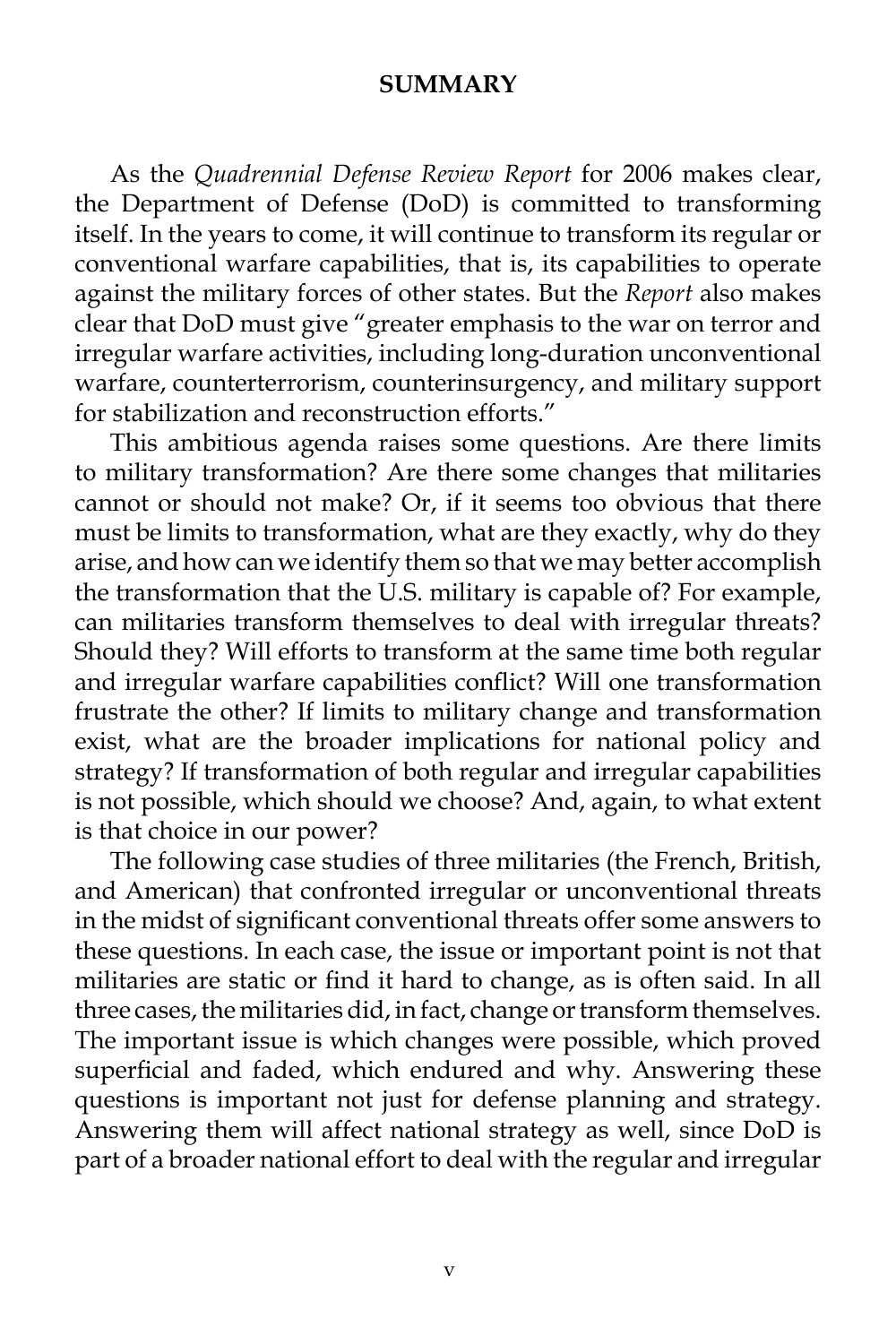## SUMMARY

As the *Quadrennial Defense Review Report* for 2006 makes clear, the Department of Defense (DoD) is committed to transforming itself. In the years to come, it will continue to transform its regular or conventional warfare capabilities, that is, its capabilities to operate against the military forces of other states. But the *Report* also makes clear that DoD must give "greater emphasis to the war on terror and irregular warfare activities, including long-duration unconventional warfare, counterterrorism, counterinsurgency, and military support for stabilization and reconstruction efforts."

This ambitious agenda raises some questions. Are there limits to military transformation? Are there some changes that militaries cannot or should not make? Or, if it seems too obvious that there must be limits to transformation, what are they exactly, why do they arise, and how can we identify them so that we may better accomplish the transformation that the U.S. military is capable of? For example, can militaries transform themselves to deal with irregular threats? Should they? Will efforts to transform at the same time both regular and irregular warfare capabilities conflict? Will one transformation frustrate the other? If limits to military change and transformation exist, what are the broader implications for national policy and strategy? If transformation of both regular and irregular capabilities is not possible, which should we choose? And, again, to what extent is that choice in our power?

The following case studies of three militaries (the French, British, and American) that confronted irregular or unconventional threats in the midst of significant conventional threats offer some answers to these questions. In each case, the issue or important point is not that militaries are static or find it hard to change, as is often said. In all three cases, the militaries did, in fact, change or transform themselves. The important issue is which changes were possible, which proved superficial and faded, which endured and why. Answering these questions is important not just for defense planning and strategy. Answering them will affect national strategy as well, since DoD is part of a broader national effort to deal with the regular and irregular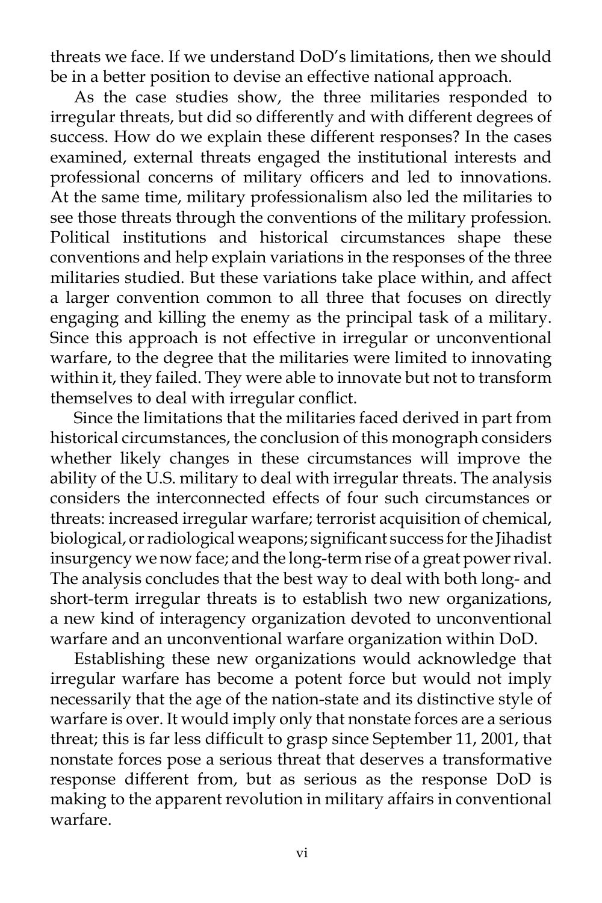threats we face. If we understand DoD's limitations, then we should be in a better position to devise an effective national approach.

As the case studies show, the three militaries responded to irregular threats, but did so differently and with different degrees of success. How do we explain these different responses? In the cases examined, external threats engaged the institutional interests and professional concerns of military officers and led to innovations. At the same time, military professionalism also led the militaries to see those threats through the conventions of the military profession. Political institutions and historical circumstances shape these conventions and help explain variations in the responses of the three militaries studied. But these variations take place within, and affect a larger convention common to all three that focuses on directly engaging and killing the enemy as the principal task of a military. Since this approach is not effective in irregular or unconventional warfare, to the degree that the militaries were limited to innovating within it, they failed. They were able to innovate but not to transform themselves to deal with irregular conflict.

Since the limitations that the militaries faced derived in part from historical circumstances, the conclusion of this monograph considers whether likely changes in these circumstances will improve the ability of the U.S. military to deal with irregular threats. The analysis considers the interconnected effects of four such circumstances or threats: increased irregular warfare; terrorist acquisition of chemical, biological, or radiological weapons; significant success for the Jihadist insurgency we now face; and the long-term rise of a great power rival. The analysis concludes that the best way to deal with both long- and short-term irregular threats is to establish two new organizations, a new kind of interagency organization devoted to unconventional warfare and an unconventional warfare organization within DoD.

Establishing these new organizations would acknowledge that irregular warfare has become a potent force but would not imply necessarily that the age of the nation-state and its distinctive style of warfare is over. It would imply only that nonstate forces are a serious threat; this is far less difficult to grasp since September 11, 2001, that nonstate forces pose a serious threat that deserves a transformative response different from, but as serious as the response DoD is making to the apparent revolution in military affairs in conventional warfare.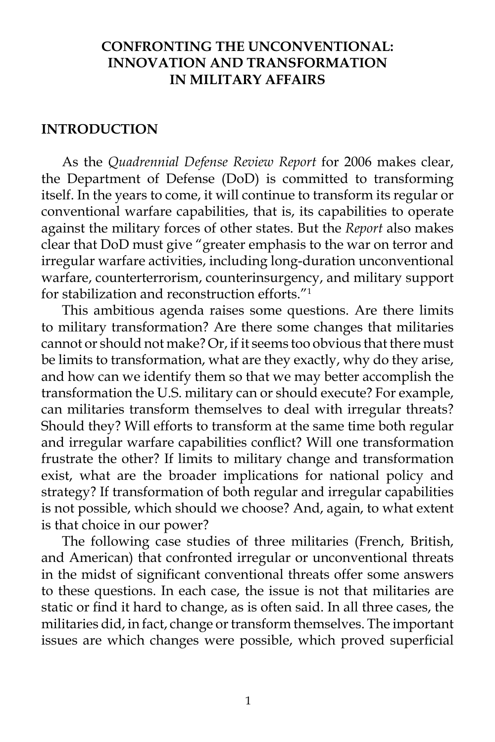# CONFRONTING THE UNCONVENTIONAL: INNOVATION AND TRANSFORMATION IN MILITARY AFFAIRS

## INTRODUCTION

As the *Quadrennial Defense Review Report* for 2006 makes clear, the Department of Defense (DoD) is committed to transforming itself. In the years to come, it will continue to transform its regular or conventional warfare capabilities, that is, its capabilities to operate against the military forces of other states. But the *Report* also makes clear that DoD must give "greater emphasis to the war on terror and irregular warfare activities, including long-duration unconventional warfare, counterterrorism, counterinsurgency, and military support for stabilization and reconstruction efforts."[1]

This ambitious agenda raises some questions. Are there limits to military transformation? Are there some changes that militaries cannot or should not make? Or, if it seems too obvious that there must be limits to transformation, what are they exactly, why do they arise, and how can we identify them so that we may better accomplish the transformation the U.S. military can or should execute? For example, can militaries transform themselves to deal with irregular threats? Should they? Will efforts to transform at the same time both regular and irregular warfare capabilities conflict? Will one transformation frustrate the other? If limits to military change and transformation exist, what are the broader implications for national policy and strategy? If transformation of both regular and irregular capabilities is not possible, which should we choose? And, again, to what extent is that choice in our power?

The following case studies of three militaries (French, British, and American) that confronted irregular or unconventional threats in the midst of significant conventional threats offer some answers to these questions. In each case, the issue is not that militaries are static or find it hard to change, as is often said. In all three cases, the militaries did, in fact, change or transform themselves. The important issues are which changes were possible, which proved superficial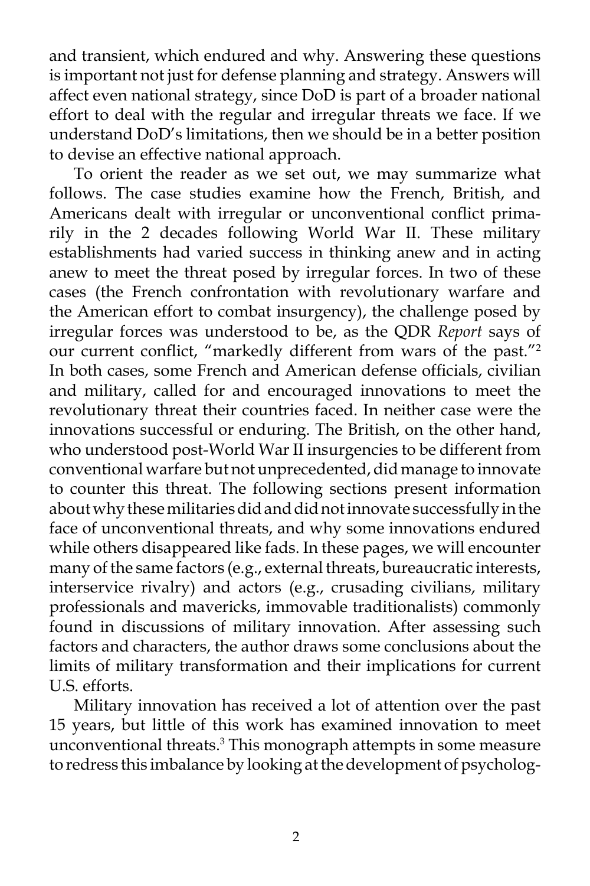and transient, which endured and why. Answering these questions is important not just for defense planning and strategy. Answers will affect even national strategy, since DoD is part of a broader national effort to deal with the regular and irregular threats we face. If we understand DoD's limitations, then we should be in a better position to devise an effective national approach.

To orient the reader as we set out, we may summarize what follows. The case studies examine how the French, British, and Americans dealt with irregular or unconventional conflict primarily in the 2 decades following World War II. These military establishments had varied success in thinking anew and in acting anew to meet the threat posed by irregular forces. In two of these cases (the French confrontation with revolutionary warfare and the American effort to combat insurgency), the challenge posed by irregular forces was understood to be, as the QDR *Report* says of our current conflict, "markedly different from wars of the past."[2] In both cases, some French and American defense officials, civilian and military, called for and encouraged innovations to meet the revolutionary threat their countries faced. In neither case were the innovations successful or enduring. The British, on the other hand, who understood post-World War II insurgencies to be different from conventional warfare but not unprecedented, did manage to innovate to counter this threat. The following sections present information about why these militaries did and did not innovate successfully in the face of unconventional threats, and why some innovations endured while others disappeared like fads. In these pages, we will encounter many of the same factors (e.g., external threats, bureaucratic interests, interservice rivalry) and actors (e.g., crusading civilians, military professionals and mavericks, immovable traditionalists) commonly found in discussions of military innovation. After assessing such factors and characters, the author draws some conclusions about the limits of military transformation and their implications for current U.S. efforts.

Military innovation has received a lot of attention over the past 15 years, but little of this work has examined innovation to meet unconventional threats.[3] This monograph attempts in some measure to redress this imbalance by looking at the development of psycholog-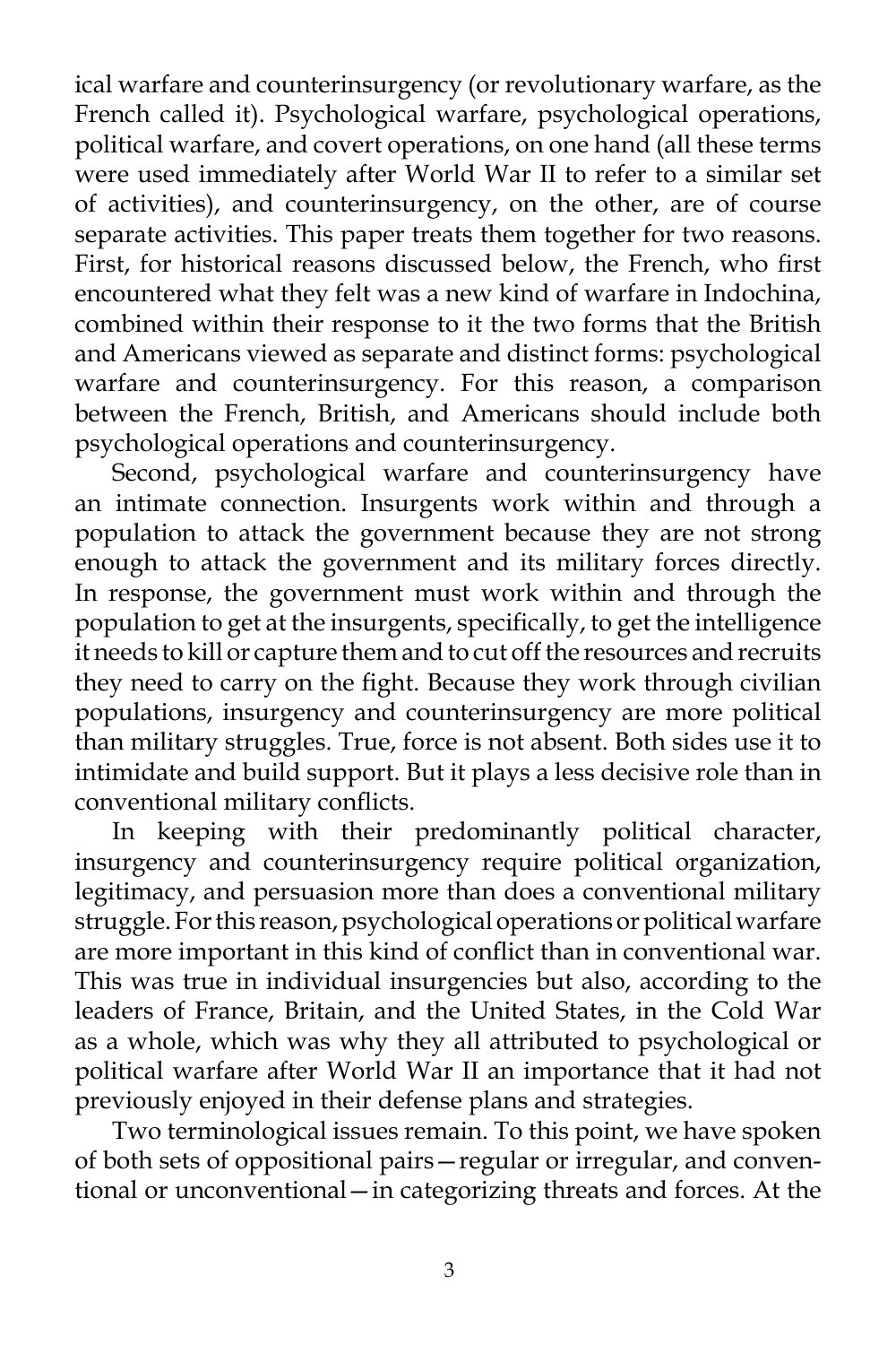ical warfare and counterinsurgency (or revolutionary warfare, as the French called it). Psychological warfare, psychological operations, political warfare, and covert operations, on one hand (all these terms were used immediately after World War II to refer to a similar set of activities), and counterinsurgency, on the other, are of course separate activities. This paper treats them together for two reasons. First, for historical reasons discussed below, the French, who first encountered what they felt was a new kind of warfare in Indochina, combined within their response to it the two forms that the British and Americans viewed as separate and distinct forms: psychological warfare and counterinsurgency. For this reason, a comparison between the French, British, and Americans should include both psychological operations and counterinsurgency.

Second, psychological warfare and counterinsurgency have an intimate connection. Insurgents work within and through a population to attack the government because they are not strong enough to attack the government and its military forces directly. In response, the government must work within and through the population to get at the insurgents, specifically, to get the intelligence it needs to kill or capture them and to cut off the resources and recruits they need to carry on the fight. Because they work through civilian populations, insurgency and counterinsurgency are more political than military struggles. True, force is not absent. Both sides use it to intimidate and build support. But it plays a less decisive role than in conventional military conflicts.

In keeping with their predominantly political character, insurgency and counterinsurgency require political organization, legitimacy, and persuasion more than does a conventional military struggle. For this reason, psychological operations or political warfare are more important in this kind of conflict than in conventional war. This was true in individual insurgencies but also, according to the leaders of France, Britain, and the United States, in the Cold War as a whole, which was why they all attributed to psychological or political warfare after World War II an importance that it had not previously enjoyed in their defense plans and strategies.

Two terminological issues remain. To this point, we have spoken of both sets of oppositional pairs—regular or irregular, and conventional or unconventional—in categorizing threats and forces. At the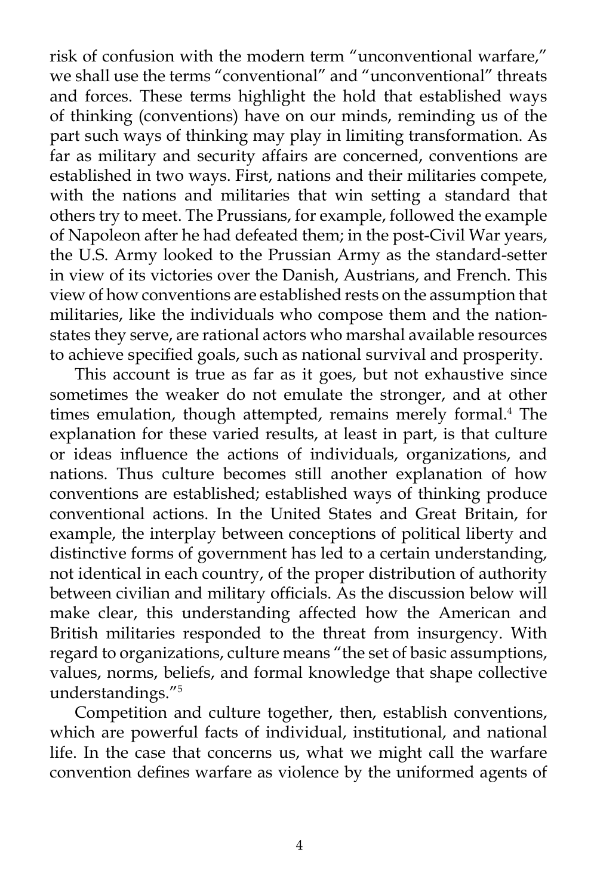risk of confusion with the modern term "unconventional warfare," we shall use the terms "conventional" and "unconventional" threats and forces. These terms highlight the hold that established ways of thinking (conventions) have on our minds, reminding us of the part such ways of thinking may play in limiting transformation. As far as military and security affairs are concerned, conventions are established in two ways. First, nations and their militaries compete, with the nations and militaries that win setting a standard that others try to meet. The Prussians, for example, followed the example of Napoleon after he had defeated them; in the post-Civil War years, the U.S. Army looked to the Prussian Army as the standard-setter in view of its victories over the Danish, Austrians, and French. This view of how conventions are established rests on the assumption that militaries, like the individuals who compose them and the nation-states they serve, are rational actors who marshal available resources to achieve specified goals, such as national survival and prosperity.

This account is true as far as it goes, but not exhaustive since sometimes the weaker do not emulate the stronger, and at other times emulation, though attempted, remains merely formal.[4] The explanation for these varied results, at least in part, is that culture or ideas influence the actions of individuals, organizations, and nations. Thus culture becomes still another explanation of how conventions are established; established ways of thinking produce conventional actions. In the United States and Great Britain, for example, the interplay between conceptions of political liberty and distinctive forms of government has led to a certain understanding, not identical in each country, of the proper distribution of authority between civilian and military officials. As the discussion below will make clear, this understanding affected how the American and British militaries responded to the threat from insurgency. With regard to organizations, culture means "the set of basic assumptions, values, norms, beliefs, and formal knowledge that shape collective understandings."[5]

Competition and culture together, then, establish conventions, which are powerful facts of individual, institutional, and national life. In the case that concerns us, what we might call the warfare convention defines warfare as violence by the uniformed agents of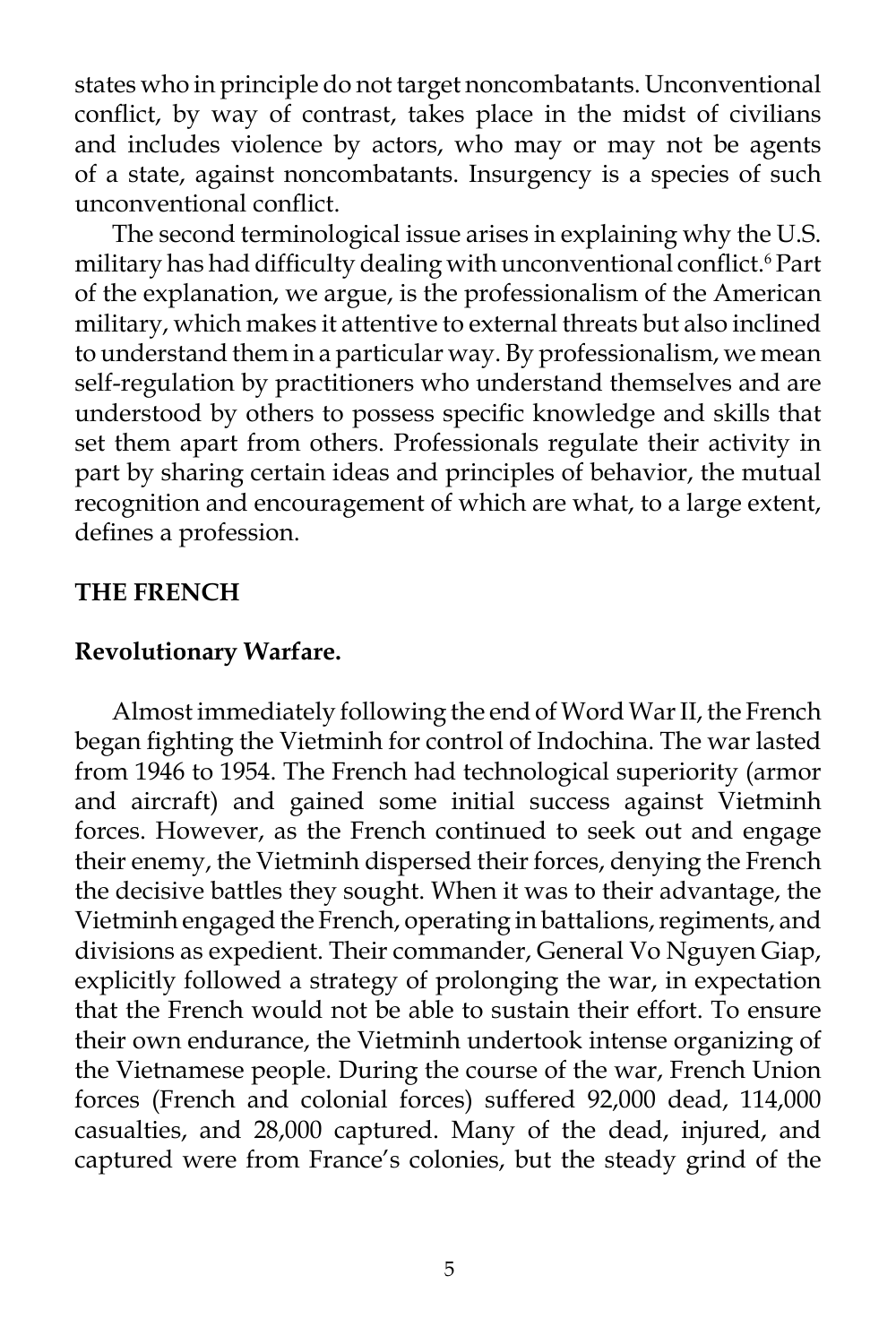states who in principle do not target noncombatants. Unconventional conflict, by way of contrast, takes place in the midst of civilians and includes violence by actors, who may or may not be agents of a state, against noncombatants. Insurgency is a species of such unconventional conflict.

The second terminological issue arises in explaining why the U.S. military has had difficulty dealing with unconventional conflict.[6] Part of the explanation, we argue, is the professionalism of the American military, which makes it attentive to external threats but also inclined to understand them in a particular way. By professionalism, we mean self-regulation by practitioners who understand themselves and are understood by others to possess specific knowledge and skills that set them apart from others. Professionals regulate their activity in part by sharing certain ideas and principles of behavior, the mutual recognition and encouragement of which are what, to a large extent, defines a profession.

## THE FRENCH

### Revolutionary Warfare.

Almost immediately following the end of Word War II, the French began fighting the Vietminh for control of Indochina. The war lasted from 1946 to 1954. The French had technological superiority (armor and aircraft) and gained some initial success against Vietminh forces. However, as the French continued to seek out and engage their enemy, the Vietminh dispersed their forces, denying the French the decisive battles they sought. When it was to their advantage, the Vietminh engaged the French, operating in battalions, regiments, and divisions as expedient. Their commander, General Vo Nguyen Giap, explicitly followed a strategy of prolonging the war, in expectation that the French would not be able to sustain their effort. To ensure their own endurance, the Vietminh undertook intense organizing of the Vietnamese people. During the course of the war, French Union forces (French and colonial forces) suffered 92,000 dead, 114,000 casualties, and 28,000 captured. Many of the dead, injured, and captured were from France's colonies, but the steady grind of the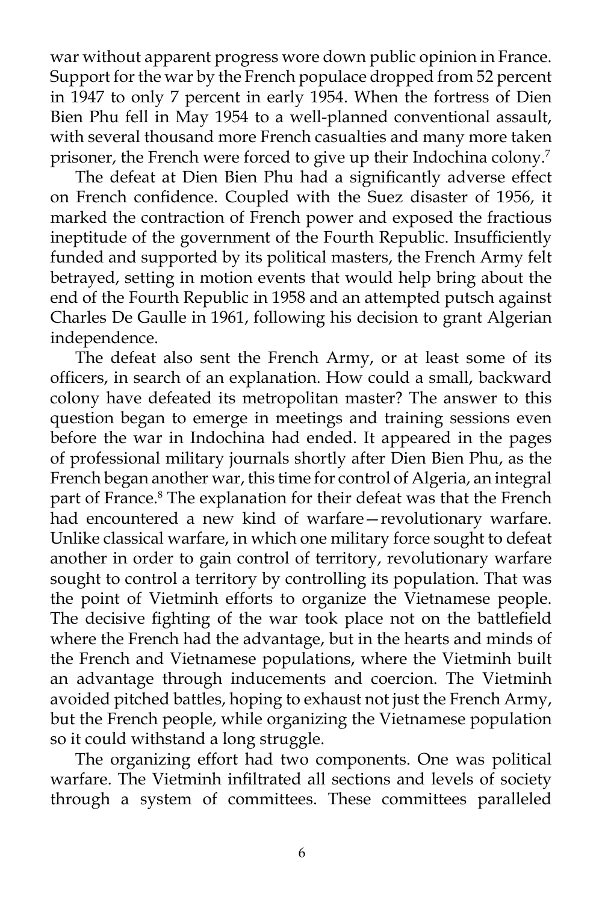war without apparent progress wore down public opinion in France. Support for the war by the French populace dropped from 52 percent in 1947 to only 7 percent in early 1954. When the fortress of Dien Bien Phu fell in May 1954 to a well-planned conventional assault, with several thousand more French casualties and many more taken prisoner, the French were forced to give up their Indochina colony.[7]

The defeat at Dien Bien Phu had a significantly adverse effect on French confidence. Coupled with the Suez disaster of 1956, it marked the contraction of French power and exposed the fractious ineptitude of the government of the Fourth Republic. Insufficiently funded and supported by its political masters, the French Army felt betrayed, setting in motion events that would help bring about the end of the Fourth Republic in 1958 and an attempted putsch against Charles De Gaulle in 1961, following his decision to grant Algerian independence.

The defeat also sent the French Army, or at least some of its officers, in search of an explanation. How could a small, backward colony have defeated its metropolitan master? The answer to this question began to emerge in meetings and training sessions even before the war in Indochina had ended. It appeared in the pages of professional military journals shortly after Dien Bien Phu, as the French began another war, this time for control of Algeria, an integral part of France.[8] The explanation for their defeat was that the French had encountered a new kind of warfare—revolutionary warfare. Unlike classical warfare, in which one military force sought to defeat another in order to gain control of territory, revolutionary warfare sought to control a territory by controlling its population. That was the point of Vietminh efforts to organize the Vietnamese people. The decisive fighting of the war took place not on the battlefield where the French had the advantage, but in the hearts and minds of the French and Vietnamese populations, where the Vietminh built an advantage through inducements and coercion. The Vietminh avoided pitched battles, hoping to exhaust not just the French Army, but the French people, while organizing the Vietnamese population so it could withstand a long struggle.

The organizing effort had two components. One was political warfare. The Vietminh infiltrated all sections and levels of society through a system of committees. These committees paralleled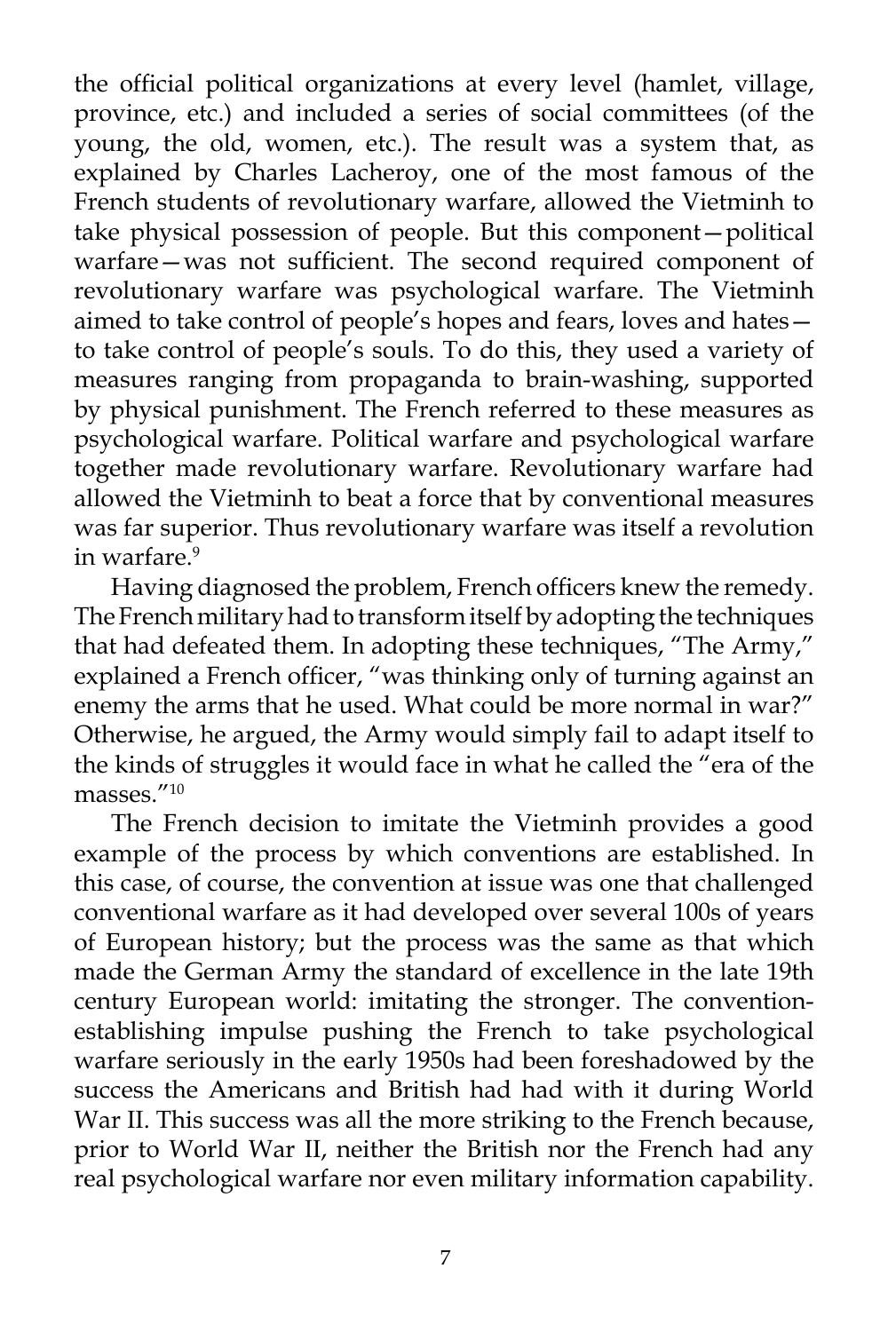the official political organizations at every level (hamlet, village, province, etc.) and included a series of social committees (of the young, the old, women, etc.). The result was a system that, as explained by Charles Lacheroy, one of the most famous of the French students of revolutionary warfare, allowed the Vietminh to take physical possession of people. But this component—political warfare—was not sufficient. The second required component of revolutionary warfare was psychological warfare. The Vietminh aimed to take control of people's hopes and fears, loves and hates—to take control of people's souls. To do this, they used a variety of measures ranging from propaganda to brain-washing, supported by physical punishment. The French referred to these measures as psychological warfare. Political warfare and psychological warfare together made revolutionary warfare. Revolutionary warfare had allowed the Vietminh to beat a force that by conventional measures was far superior. Thus revolutionary warfare was itself a revolution in warfare.[9]

Having diagnosed the problem, French officers knew the remedy. The French military had to transform itself by adopting the techniques that had defeated them. In adopting these techniques, "The Army," explained a French officer, "was thinking only of turning against an enemy the arms that he used. What could be more normal in war?" Otherwise, he argued, the Army would simply fail to adapt itself to the kinds of struggles it would face in what he called the "era of the masses."[10]

The French decision to imitate the Vietminh provides a good example of the process by which conventions are established. In this case, of course, the convention at issue was one that challenged conventional warfare as it had developed over several 100s of years of European history; but the process was the same as that which made the German Army the standard of excellence in the late 19th century European world: imitating the stronger. The convention-establishing impulse pushing the French to take psychological warfare seriously in the early 1950s had been foreshadowed by the success the Americans and British had had with it during World War II. This success was all the more striking to the French because, prior to World War II, neither the British nor the French had any real psychological warfare nor even military information capability.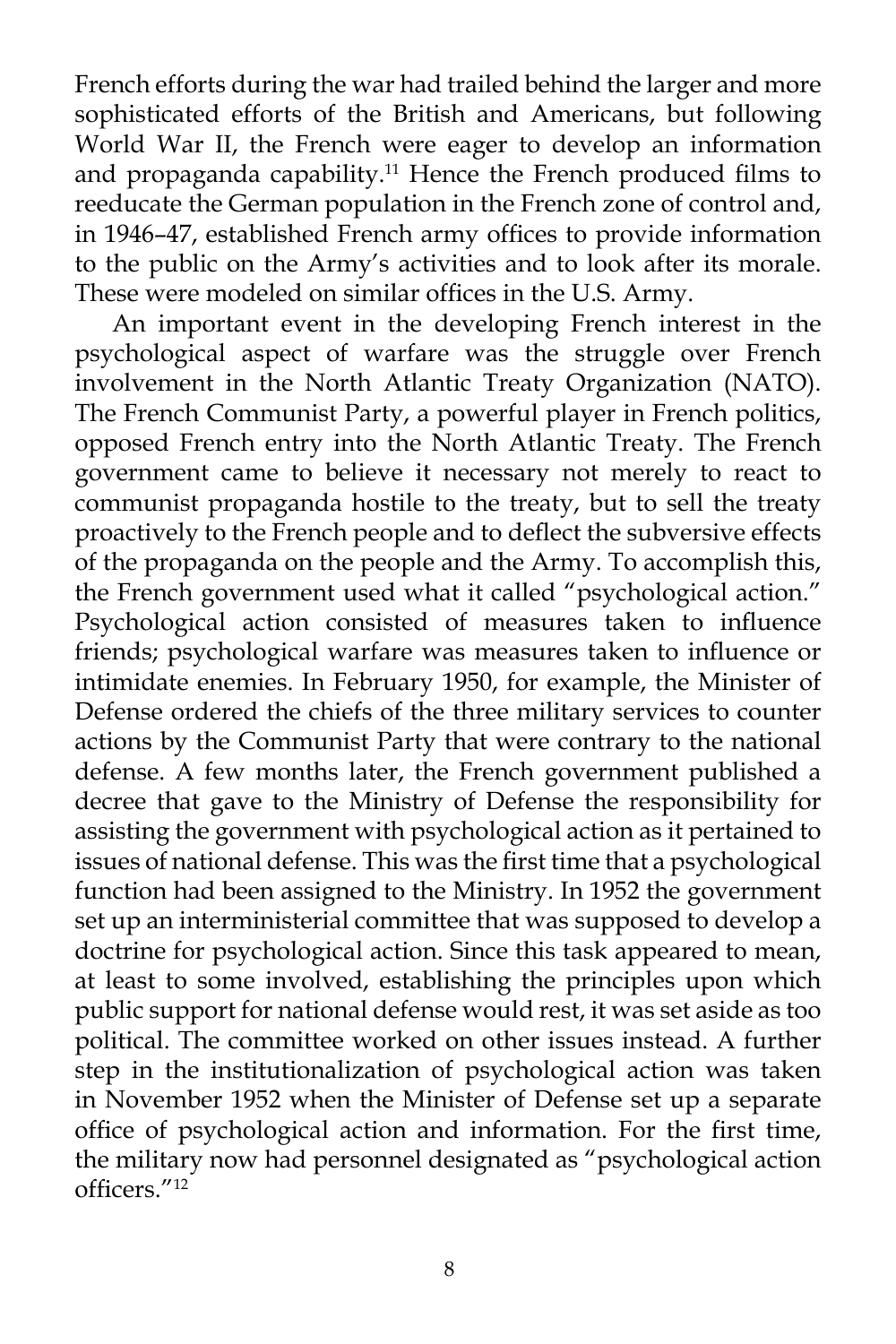French efforts during the war had trailed behind the larger and more sophisticated efforts of the British and Americans, but following World War II, the French were eager to develop an information and propaganda capability.[11] Hence the French produced films to reeducate the German population in the French zone of control and, in 1946–47, established French army offices to provide information to the public on the Army's activities and to look after its morale. These were modeled on similar offices in the U.S. Army.

An important event in the developing French interest in the psychological aspect of warfare was the struggle over French involvement in the North Atlantic Treaty Organization (NATO). The French Communist Party, a powerful player in French politics, opposed French entry into the North Atlantic Treaty. The French government came to believe it necessary not merely to react to communist propaganda hostile to the treaty, but to sell the treaty proactively to the French people and to deflect the subversive effects of the propaganda on the people and the Army. To accomplish this, the French government used what it called "psychological action." Psychological action consisted of measures taken to influence friends; psychological warfare was measures taken to influence or intimidate enemies. In February 1950, for example, the Minister of Defense ordered the chiefs of the three military services to counter actions by the Communist Party that were contrary to the national defense. A few months later, the French government published a decree that gave to the Ministry of Defense the responsibility for assisting the government with psychological action as it pertained to issues of national defense. This was the first time that a psychological function had been assigned to the Ministry. In 1952 the government set up an interministerial committee that was supposed to develop a doctrine for psychological action. Since this task appeared to mean, at least to some involved, establishing the principles upon which public support for national defense would rest, it was set aside as too political. The committee worked on other issues instead. A further step in the institutionalization of psychological action was taken in November 1952 when the Minister of Defense set up a separate office of psychological action and information. For the first time, the military now had personnel designated as "psychological action officers."[12]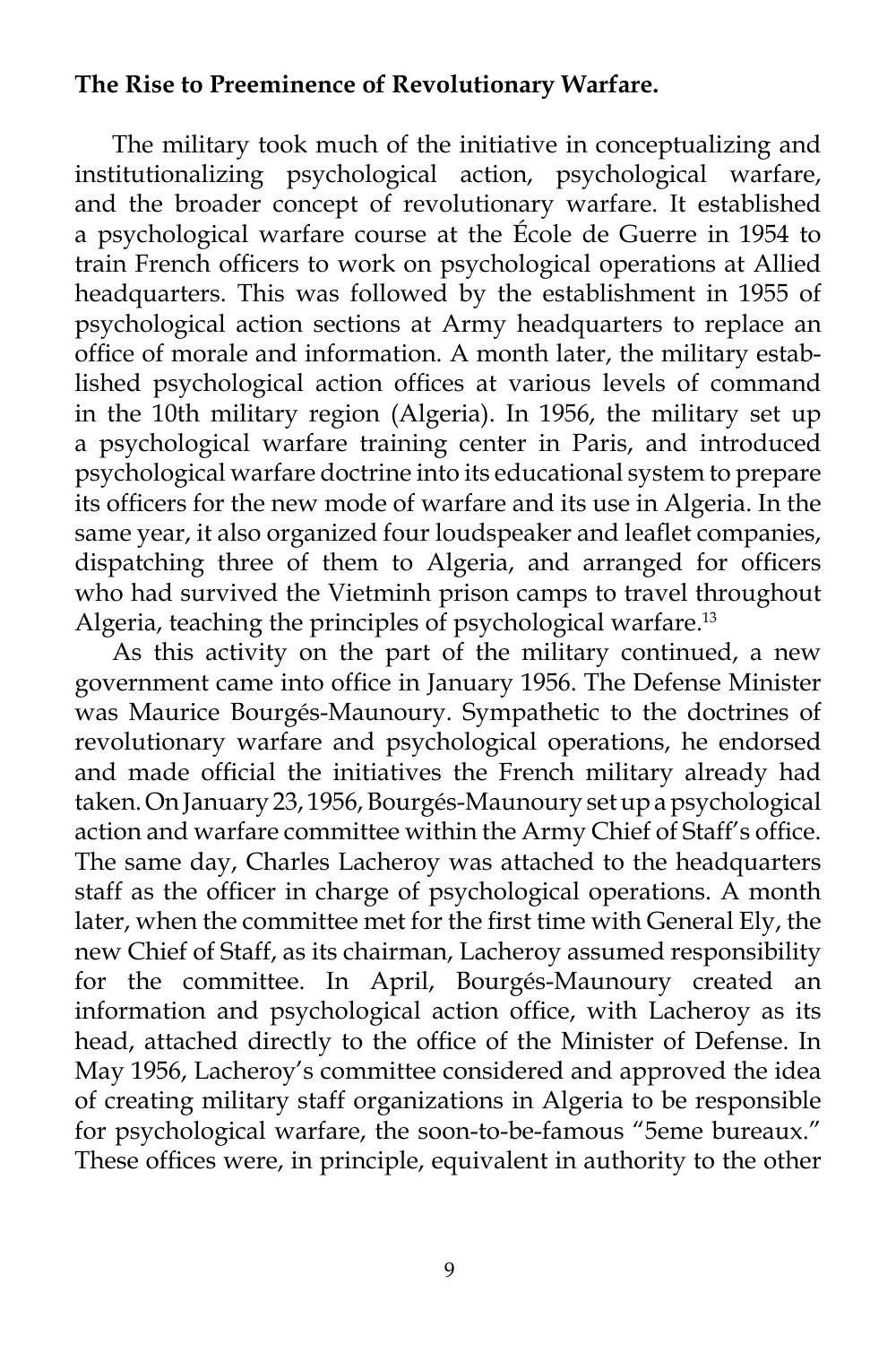**The Rise to Preeminence of Revolutionary Warfare.**

The military took much of the initiative in conceptualizing and institutionalizing psychological action, psychological warfare, and the broader concept of revolutionary warfare. It established a psychological warfare course at the École de Guerre in 1954 to train French officers to work on psychological operations at Allied headquarters. This was followed by the establishment in 1955 of psychological action sections at Army headquarters to replace an office of morale and information. A month later, the military established psychological action offices at various levels of command in the 10th military region (Algeria). In 1956, the military set up a psychological warfare training center in Paris, and introduced psychological warfare doctrine into its educational system to prepare its officers for the new mode of warfare and its use in Algeria. In the same year, it also organized four loudspeaker and leaflet companies, dispatching three of them to Algeria, and arranged for officers who had survived the Vietminh prison camps to travel throughout Algeria, teaching the principles of psychological warfare.[13]

As this activity on the part of the military continued, a new government came into office in January 1956. The Defense Minister was Maurice Bourgés-Maunoury. Sympathetic to the doctrines of revolutionary warfare and psychological operations, he endorsed and made official the initiatives the French military already had taken. On January 23, 1956, Bourgés-Maunoury set up a psychological action and warfare committee within the Army Chief of Staff's office. The same day, Charles Lacheroy was attached to the headquarters staff as the officer in charge of psychological operations. A month later, when the committee met for the first time with General Ely, the new Chief of Staff, as its chairman, Lacheroy assumed responsibility for the committee. In April, Bourgés-Maunoury created an information and psychological action office, with Lacheroy as its head, attached directly to the office of the Minister of Defense. In May 1956, Lacheroy's committee considered and approved the idea of creating military staff organizations in Algeria to be responsible for psychological warfare, the soon-to-be-famous "5eme bureaux." These offices were, in principle, equivalent in authority to the other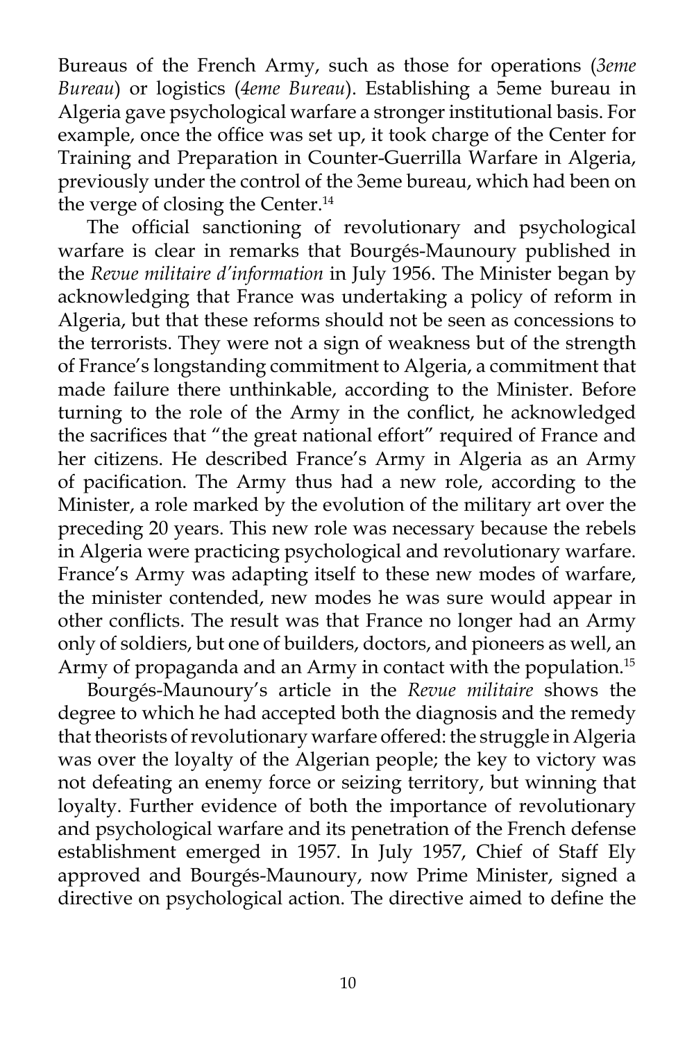Bureaus of the French Army, such as those for operations (*3eme Bureau*) or logistics (*4eme Bureau*). Establishing a 5eme bureau in Algeria gave psychological warfare a stronger institutional basis. For example, once the office was set up, it took charge of the Center for Training and Preparation in Counter-Guerrilla Warfare in Algeria, previously under the control of the 3eme bureau, which had been on the verge of closing the Center.[14]

The official sanctioning of revolutionary and psychological warfare is clear in remarks that Bourgés-Maunoury published in the *Revue militaire d'information* in July 1956. The Minister began by acknowledging that France was undertaking a policy of reform in Algeria, but that these reforms should not be seen as concessions to the terrorists. They were not a sign of weakness but of the strength of France's longstanding commitment to Algeria, a commitment that made failure there unthinkable, according to the Minister. Before turning to the role of the Army in the conflict, he acknowledged the sacrifices that "the great national effort" required of France and her citizens. He described France's Army in Algeria as an Army of pacification. The Army thus had a new role, according to the Minister, a role marked by the evolution of the military art over the preceding 20 years. This new role was necessary because the rebels in Algeria were practicing psychological and revolutionary warfare. France's Army was adapting itself to these new modes of warfare, the minister contended, new modes he was sure would appear in other conflicts. The result was that France no longer had an Army only of soldiers, but one of builders, doctors, and pioneers as well, an Army of propaganda and an Army in contact with the population.[15]

Bourgés-Maunoury's article in the *Revue militaire* shows the degree to which he had accepted both the diagnosis and the remedy that theorists of revolutionary warfare offered: the struggle in Algeria was over the loyalty of the Algerian people; the key to victory was not defeating an enemy force or seizing territory, but winning that loyalty. Further evidence of both the importance of revolutionary and psychological warfare and its penetration of the French defense establishment emerged in 1957. In July 1957, Chief of Staff Ely approved and Bourgés-Maunoury, now Prime Minister, signed a directive on psychological action. The directive aimed to define the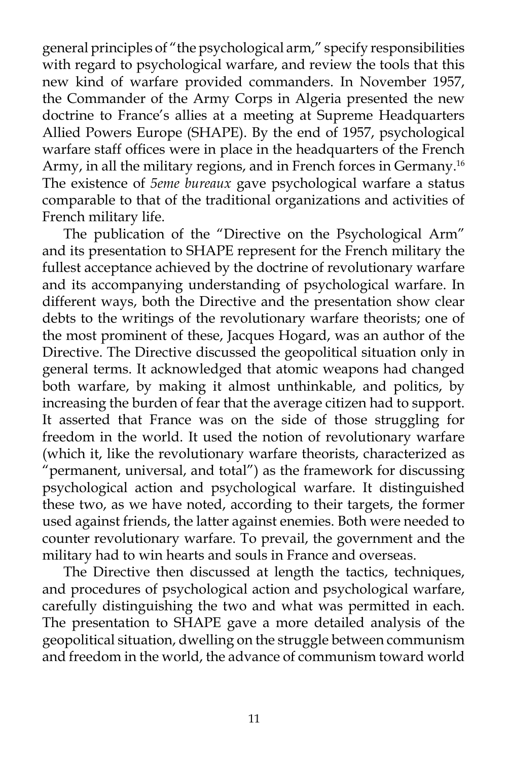general principles of "the psychological arm," specify responsibilities with regard to psychological warfare, and review the tools that this new kind of warfare provided commanders. In November 1957, the Commander of the Army Corps in Algeria presented the new doctrine to France's allies at a meeting at Supreme Headquarters Allied Powers Europe (SHAPE). By the end of 1957, psychological warfare staff offices were in place in the headquarters of the French Army, in all the military regions, and in French forces in Germany.[16] The existence of *5eme bureaux* gave psychological warfare a status comparable to that of the traditional organizations and activities of French military life.

The publication of the "Directive on the Psychological Arm" and its presentation to SHAPE represent for the French military the fullest acceptance achieved by the doctrine of revolutionary warfare and its accompanying understanding of psychological warfare. In different ways, both the Directive and the presentation show clear debts to the writings of the revolutionary warfare theorists; one of the most prominent of these, Jacques Hogard, was an author of the Directive. The Directive discussed the geopolitical situation only in general terms. It acknowledged that atomic weapons had changed both warfare, by making it almost unthinkable, and politics, by increasing the burden of fear that the average citizen had to support. It asserted that France was on the side of those struggling for freedom in the world. It used the notion of revolutionary warfare (which it, like the revolutionary warfare theorists, characterized as "permanent, universal, and total") as the framework for discussing psychological action and psychological warfare. It distinguished these two, as we have noted, according to their targets, the former used against friends, the latter against enemies. Both were needed to counter revolutionary warfare. To prevail, the government and the military had to win hearts and souls in France and overseas.

The Directive then discussed at length the tactics, techniques, and procedures of psychological action and psychological warfare, carefully distinguishing the two and what was permitted in each. The presentation to SHAPE gave a more detailed analysis of the geopolitical situation, dwelling on the struggle between communism and freedom in the world, the advance of communism toward world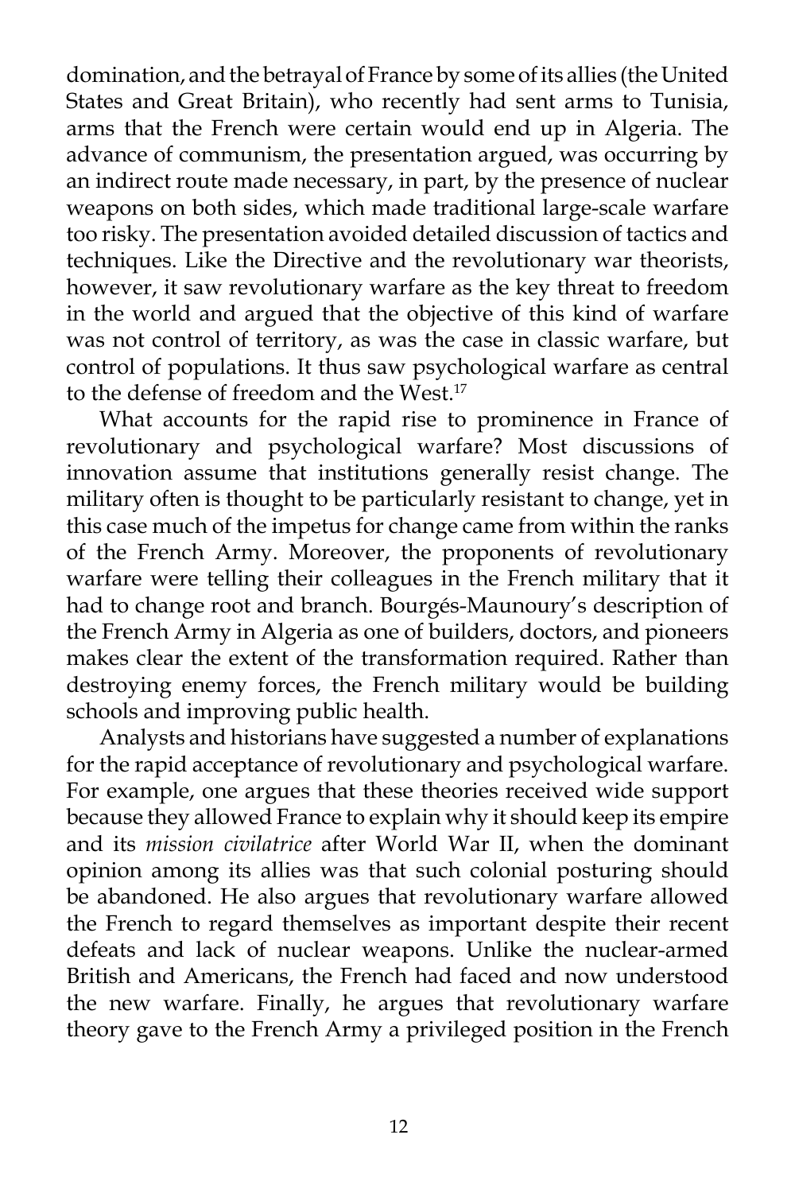domination, and the betrayal of France by some of its allies (the United States and Great Britain), who recently had sent arms to Tunisia, arms that the French were certain would end up in Algeria. The advance of communism, the presentation argued, was occurring by an indirect route made necessary, in part, by the presence of nuclear weapons on both sides, which made traditional large-scale warfare too risky. The presentation avoided detailed discussion of tactics and techniques. Like the Directive and the revolutionary war theorists, however, it saw revolutionary warfare as the key threat to freedom in the world and argued that the objective of this kind of warfare was not control of territory, as was the case in classic warfare, but control of populations. It thus saw psychological warfare as central to the defense of freedom and the West.[17]

What accounts for the rapid rise to prominence in France of revolutionary and psychological warfare? Most discussions of innovation assume that institutions generally resist change. The military often is thought to be particularly resistant to change, yet in this case much of the impetus for change came from within the ranks of the French Army. Moreover, the proponents of revolutionary warfare were telling their colleagues in the French military that it had to change root and branch. Bourgés-Maunoury's description of the French Army in Algeria as one of builders, doctors, and pioneers makes clear the extent of the transformation required. Rather than destroying enemy forces, the French military would be building schools and improving public health.

Analysts and historians have suggested a number of explanations for the rapid acceptance of revolutionary and psychological warfare. For example, one argues that these theories received wide support because they allowed France to explain why it should keep its empire and its *mission civilatrice* after World War II, when the dominant opinion among its allies was that such colonial posturing should be abandoned. He also argues that revolutionary warfare allowed the French to regard themselves as important despite their recent defeats and lack of nuclear weapons. Unlike the nuclear-armed British and Americans, the French had faced and now understood the new warfare. Finally, he argues that revolutionary warfare theory gave to the French Army a privileged position in the French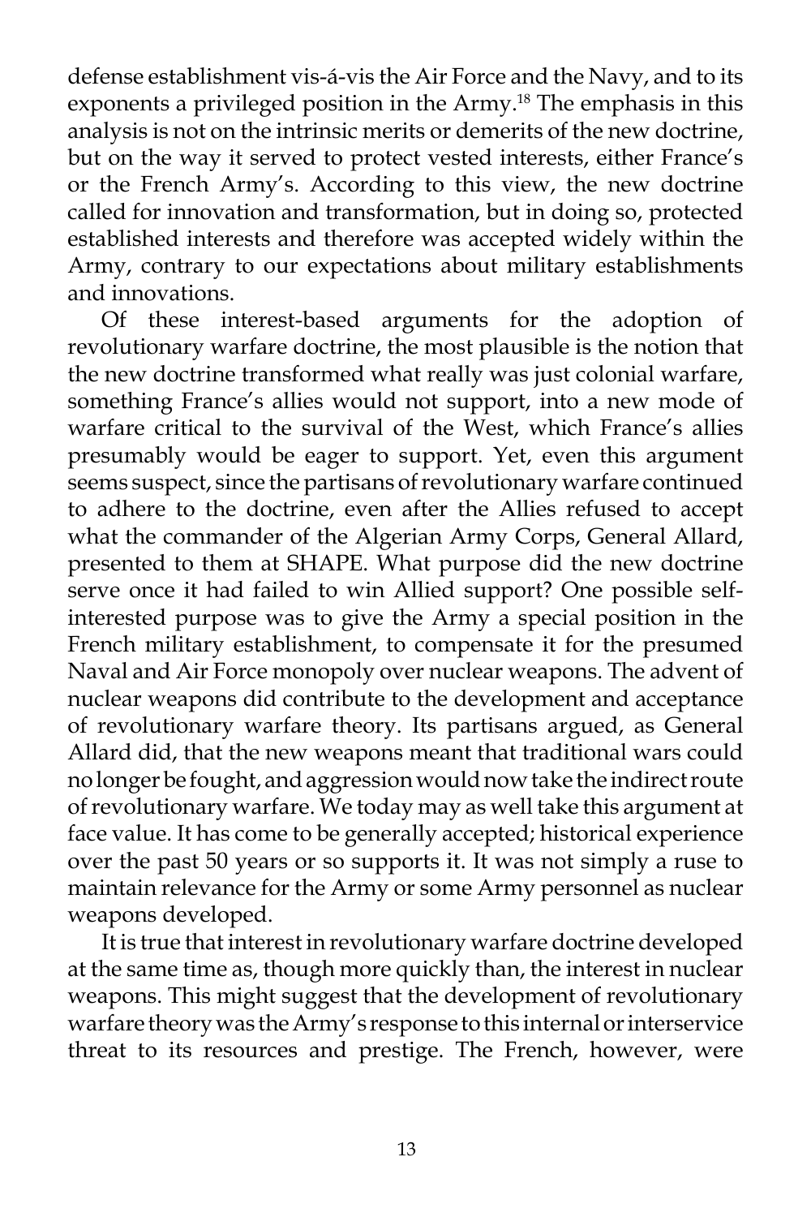defense establishment vis-á-vis the Air Force and the Navy, and to its exponents a privileged position in the Army.[18] The emphasis in this analysis is not on the intrinsic merits or demerits of the new doctrine, but on the way it served to protect vested interests, either France's or the French Army's. According to this view, the new doctrine called for innovation and transformation, but in doing so, protected established interests and therefore was accepted widely within the Army, contrary to our expectations about military establishments and innovations.

Of these interest-based arguments for the adoption of revolutionary warfare doctrine, the most plausible is the notion that the new doctrine transformed what really was just colonial warfare, something France's allies would not support, into a new mode of warfare critical to the survival of the West, which France's allies presumably would be eager to support. Yet, even this argument seems suspect, since the partisans of revolutionary warfare continued to adhere to the doctrine, even after the Allies refused to accept what the commander of the Algerian Army Corps, General Allard, presented to them at SHAPE. What purpose did the new doctrine serve once it had failed to win Allied support? One possible self-interested purpose was to give the Army a special position in the French military establishment, to compensate it for the presumed Naval and Air Force monopoly over nuclear weapons. The advent of nuclear weapons did contribute to the development and acceptance of revolutionary warfare theory. Its partisans argued, as General Allard did, that the new weapons meant that traditional wars could no longer be fought, and aggression would now take the indirect route of revolutionary warfare. We today may as well take this argument at face value. It has come to be generally accepted; historical experience over the past 50 years or so supports it. It was not simply a ruse to maintain relevance for the Army or some Army personnel as nuclear weapons developed.

It is true that interest in revolutionary warfare doctrine developed at the same time as, though more quickly than, the interest in nuclear weapons. This might suggest that the development of revolutionary warfare theory was the Army's response to this internal or interservice threat to its resources and prestige. The French, however, were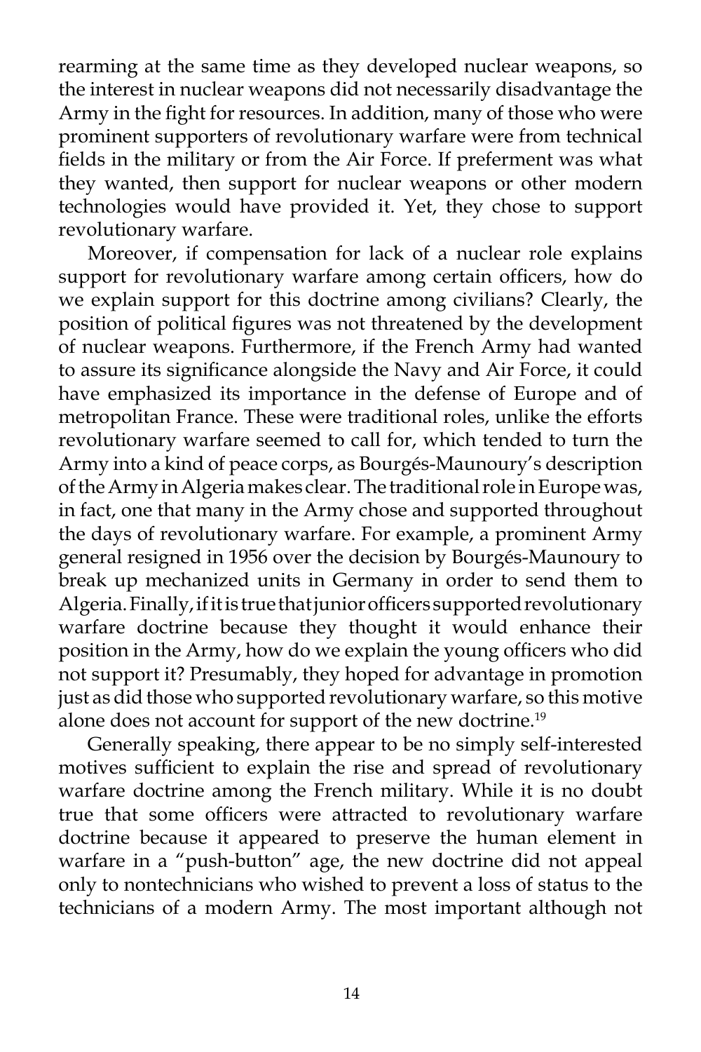rearming at the same time as they developed nuclear weapons, so the interest in nuclear weapons did not necessarily disadvantage the Army in the fight for resources. In addition, many of those who were prominent supporters of revolutionary warfare were from technical fields in the military or from the Air Force. If preferment was what they wanted, then support for nuclear weapons or other modern technologies would have provided it. Yet, they chose to support revolutionary warfare.

Moreover, if compensation for lack of a nuclear role explains support for revolutionary warfare among certain officers, how do we explain support for this doctrine among civilians? Clearly, the position of political figures was not threatened by the development of nuclear weapons. Furthermore, if the French Army had wanted to assure its significance alongside the Navy and Air Force, it could have emphasized its importance in the defense of Europe and of metropolitan France. These were traditional roles, unlike the efforts revolutionary warfare seemed to call for, which tended to turn the Army into a kind of peace corps, as Bourgés-Maunoury's description of the Army in Algeria makes clear. The traditional role in Europe was, in fact, one that many in the Army chose and supported throughout the days of revolutionary warfare. For example, a prominent Army general resigned in 1956 over the decision by Bourgés-Maunoury to break up mechanized units in Germany in order to send them to Algeria. Finally, if it is true that junior officers supported revolutionary warfare doctrine because they thought it would enhance their position in the Army, how do we explain the young officers who did not support it? Presumably, they hoped for advantage in promotion just as did those who supported revolutionary warfare, so this motive alone does not account for support of the new doctrine.[19]

Generally speaking, there appear to be no simply self-interested motives sufficient to explain the rise and spread of revolutionary warfare doctrine among the French military. While it is no doubt true that some officers were attracted to revolutionary warfare doctrine because it appeared to preserve the human element in warfare in a "push-button" age, the new doctrine did not appeal only to nontechnicians who wished to prevent a loss of status to the technicians of a modern Army. The most important although not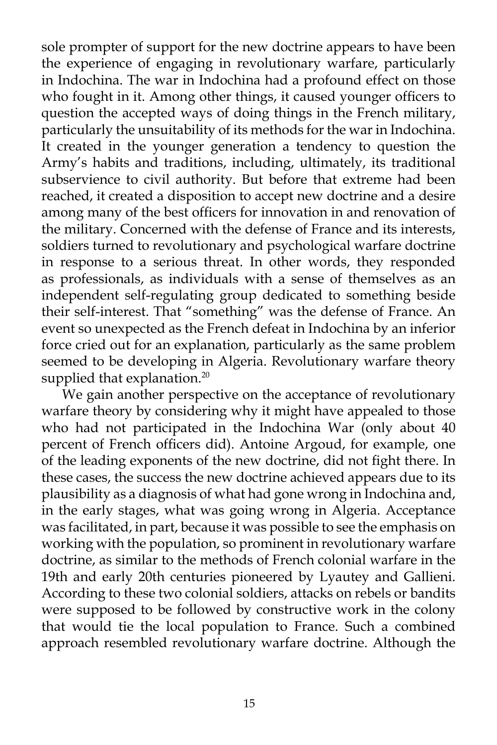sole prompter of support for the new doctrine appears to have been the experience of engaging in revolutionary warfare, particularly in Indochina. The war in Indochina had a profound effect on those who fought in it. Among other things, it caused younger officers to question the accepted ways of doing things in the French military, particularly the unsuitability of its methods for the war in Indochina. It created in the younger generation a tendency to question the Army's habits and traditions, including, ultimately, its traditional subservience to civil authority. But before that extreme had been reached, it created a disposition to accept new doctrine and a desire among many of the best officers for innovation in and renovation of the military. Concerned with the defense of France and its interests, soldiers turned to revolutionary and psychological warfare doctrine in response to a serious threat. In other words, they responded as professionals, as individuals with a sense of themselves as an independent self-regulating group dedicated to something beside their self-interest. That "something" was the defense of France. An event so unexpected as the French defeat in Indochina by an inferior force cried out for an explanation, particularly as the same problem seemed to be developing in Algeria. Revolutionary warfare theory supplied that explanation.[20]

We gain another perspective on the acceptance of revolutionary warfare theory by considering why it might have appealed to those who had not participated in the Indochina War (only about 40 percent of French officers did). Antoine Argoud, for example, one of the leading exponents of the new doctrine, did not fight there. In these cases, the success the new doctrine achieved appears due to its plausibility as a diagnosis of what had gone wrong in Indochina and, in the early stages, what was going wrong in Algeria. Acceptance was facilitated, in part, because it was possible to see the emphasis on working with the population, so prominent in revolutionary warfare doctrine, as similar to the methods of French colonial warfare in the 19th and early 20th centuries pioneered by Lyautey and Gallieni. According to these two colonial soldiers, attacks on rebels or bandits were supposed to be followed by constructive work in the colony that would tie the local population to France. Such a combined approach resembled revolutionary warfare doctrine. Although the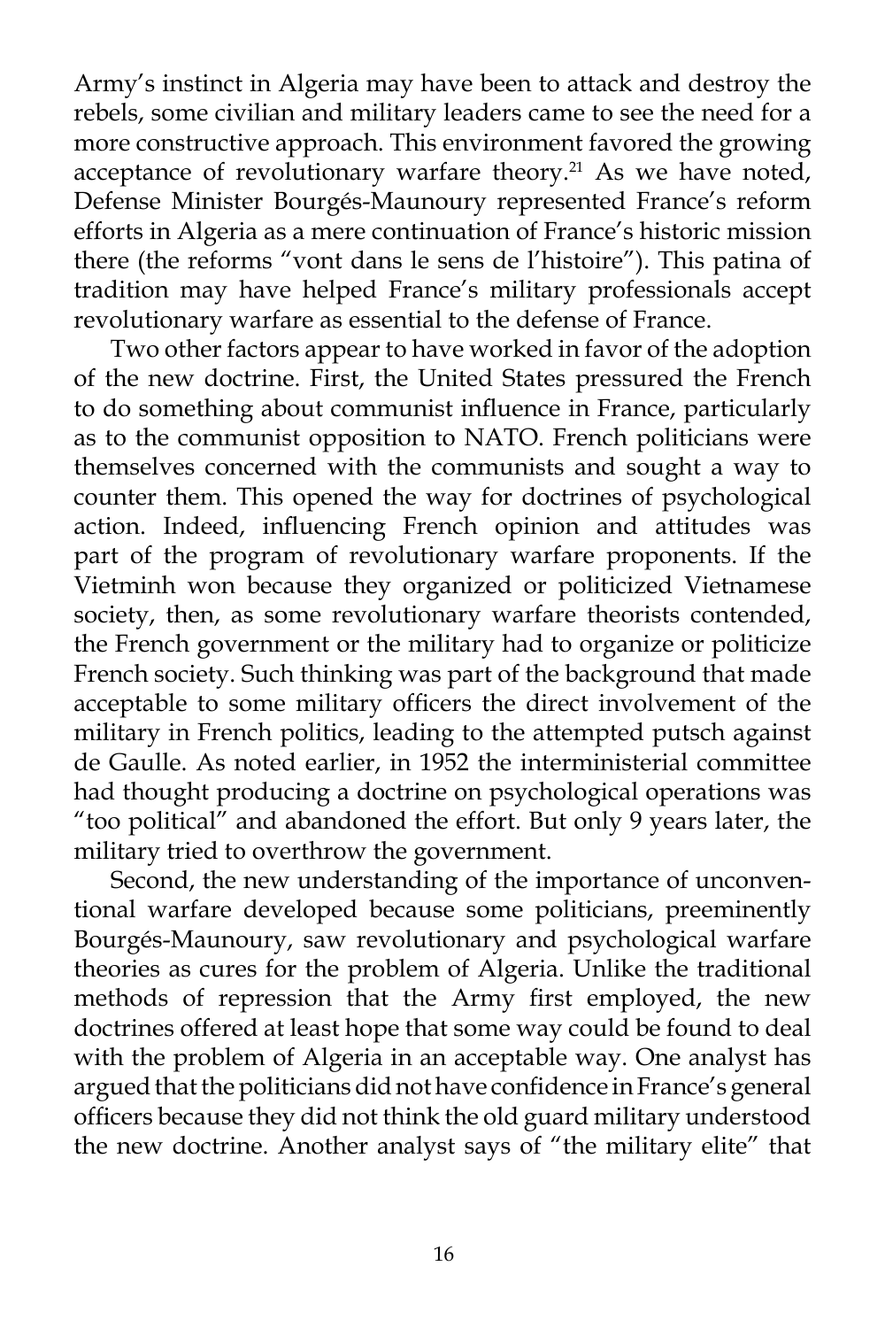Army's instinct in Algeria may have been to attack and destroy the rebels, some civilian and military leaders came to see the need for a more constructive approach. This environment favored the growing acceptance of revolutionary warfare theory.[21] As we have noted, Defense Minister Bourgés-Maunoury represented France's reform efforts in Algeria as a mere continuation of France's historic mission there (the reforms "vont dans le sens de l'histoire"). This patina of tradition may have helped France's military professionals accept revolutionary warfare as essential to the defense of France.

Two other factors appear to have worked in favor of the adoption of the new doctrine. First, the United States pressured the French to do something about communist influence in France, particularly as to the communist opposition to NATO. French politicians were themselves concerned with the communists and sought a way to counter them. This opened the way for doctrines of psychological action. Indeed, influencing French opinion and attitudes was part of the program of revolutionary warfare proponents. If the Vietminh won because they organized or politicized Vietnamese society, then, as some revolutionary warfare theorists contended, the French government or the military had to organize or politicize French society. Such thinking was part of the background that made acceptable to some military officers the direct involvement of the military in French politics, leading to the attempted putsch against de Gaulle. As noted earlier, in 1952 the interministerial committee had thought producing a doctrine on psychological operations was "too political" and abandoned the effort. But only 9 years later, the military tried to overthrow the government.

Second, the new understanding of the importance of unconventional warfare developed because some politicians, preeminently Bourgés-Maunoury, saw revolutionary and psychological warfare theories as cures for the problem of Algeria. Unlike the traditional methods of repression that the Army first employed, the new doctrines offered at least hope that some way could be found to deal with the problem of Algeria in an acceptable way. One analyst has argued that the politicians did not have confidence in France's general officers because they did not think the old guard military understood the new doctrine. Another analyst says of "the military elite" that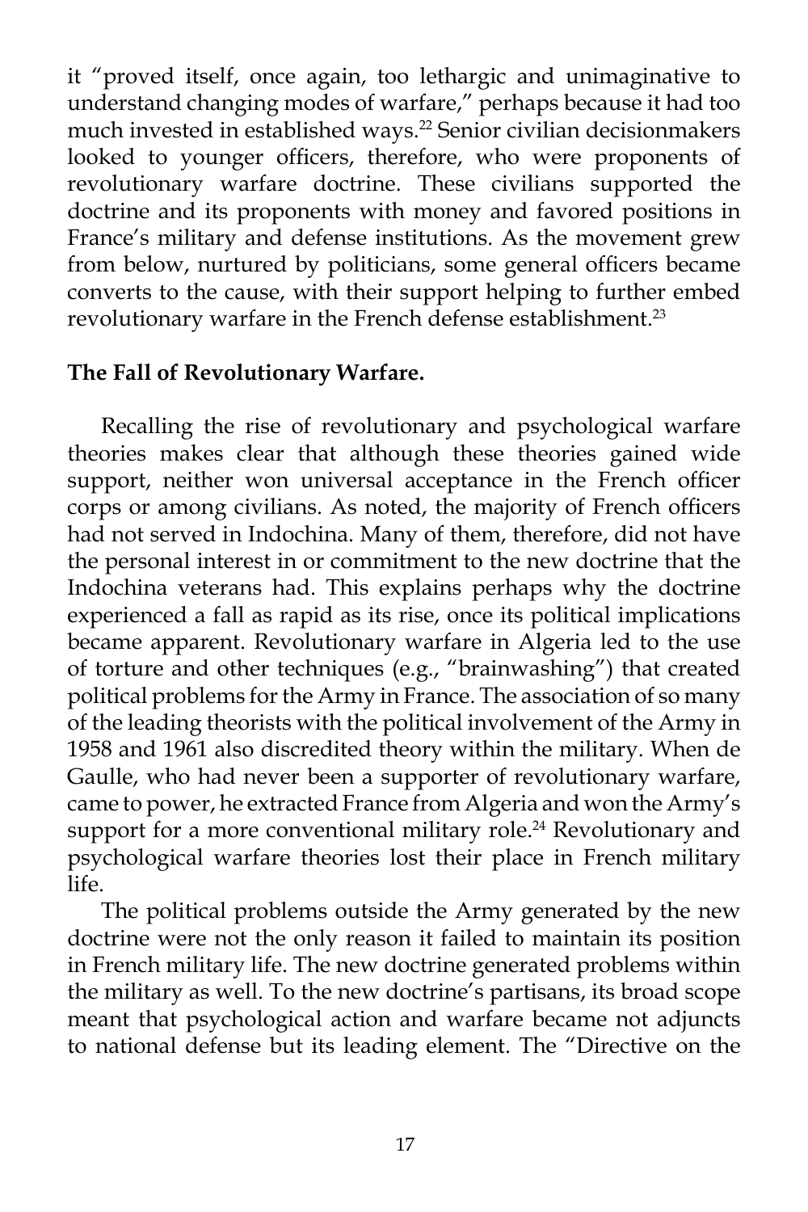it "proved itself, once again, too lethargic and unimaginative to understand changing modes of warfare," perhaps because it had too much invested in established ways.[22] Senior civilian decisionmakers looked to younger officers, therefore, who were proponents of revolutionary warfare doctrine. These civilians supported the doctrine and its proponents with money and favored positions in France's military and defense institutions. As the movement grew from below, nurtured by politicians, some general officers became converts to the cause, with their support helping to further embed revolutionary warfare in the French defense establishment.[23]

**The Fall of Revolutionary Warfare.**

Recalling the rise of revolutionary and psychological warfare theories makes clear that although these theories gained wide support, neither won universal acceptance in the French officer corps or among civilians. As noted, the majority of French officers had not served in Indochina. Many of them, therefore, did not have the personal interest in or commitment to the new doctrine that the Indochina veterans had. This explains perhaps why the doctrine experienced a fall as rapid as its rise, once its political implications became apparent. Revolutionary warfare in Algeria led to the use of torture and other techniques (e.g., "brainwashing") that created political problems for the Army in France. The association of so many of the leading theorists with the political involvement of the Army in 1958 and 1961 also discredited theory within the military. When de Gaulle, who had never been a supporter of revolutionary warfare, came to power, he extracted France from Algeria and won the Army's support for a more conventional military role.[24] Revolutionary and psychological warfare theories lost their place in French military life.

The political problems outside the Army generated by the new doctrine were not the only reason it failed to maintain its position in French military life. The new doctrine generated problems within the military as well. To the new doctrine's partisans, its broad scope meant that psychological action and warfare became not adjuncts to national defense but its leading element. The "Directive on the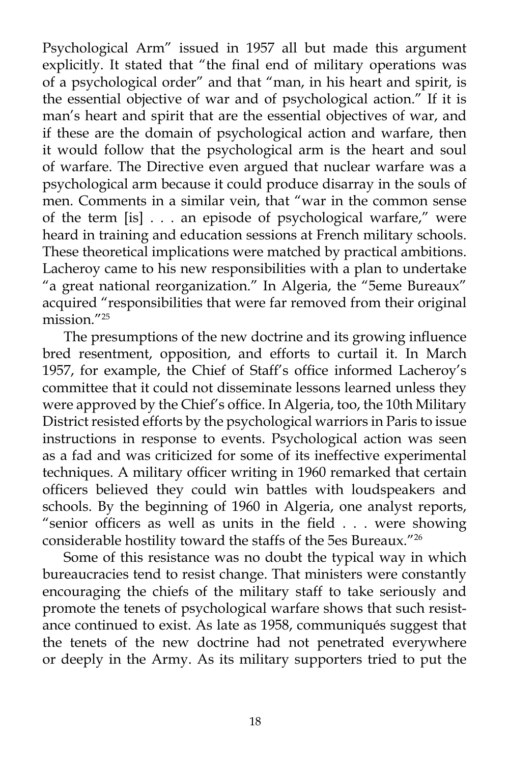Psychological Arm" issued in 1957 all but made this argument explicitly. It stated that "the final end of military operations was of a psychological order" and that "man, in his heart and spirit, is the essential objective of war and of psychological action." If it is man's heart and spirit that are the essential objectives of war, and if these are the domain of psychological action and warfare, then it would follow that the psychological arm is the heart and soul of warfare. The Directive even argued that nuclear warfare was a psychological arm because it could produce disarray in the souls of men. Comments in a similar vein, that "war in the common sense of the term [is] . . . an episode of psychological warfare," were heard in training and education sessions at French military schools. These theoretical implications were matched by practical ambitions. Lacheroy came to his new responsibilities with a plan to undertake "a great national reorganization." In Algeria, the "5eme Bureaux" acquired "responsibilities that were far removed from their original mission."[25]

The presumptions of the new doctrine and its growing influence bred resentment, opposition, and efforts to curtail it. In March 1957, for example, the Chief of Staff's office informed Lacheroy's committee that it could not disseminate lessons learned unless they were approved by the Chief's office. In Algeria, too, the 10th Military District resisted efforts by the psychological warriors in Paris to issue instructions in response to events. Psychological action was seen as a fad and was criticized for some of its ineffective experimental techniques. A military officer writing in 1960 remarked that certain officers believed they could win battles with loudspeakers and schools. By the beginning of 1960 in Algeria, one analyst reports, "senior officers as well as units in the field . . . were showing considerable hostility toward the staffs of the 5es Bureaux."[26]

Some of this resistance was no doubt the typical way in which bureaucracies tend to resist change. That ministers were constantly encouraging the chiefs of the military staff to take seriously and promote the tenets of psychological warfare shows that such resistance continued to exist. As late as 1958, communiqués suggest that the tenets of the new doctrine had not penetrated everywhere or deeply in the Army. As its military supporters tried to put the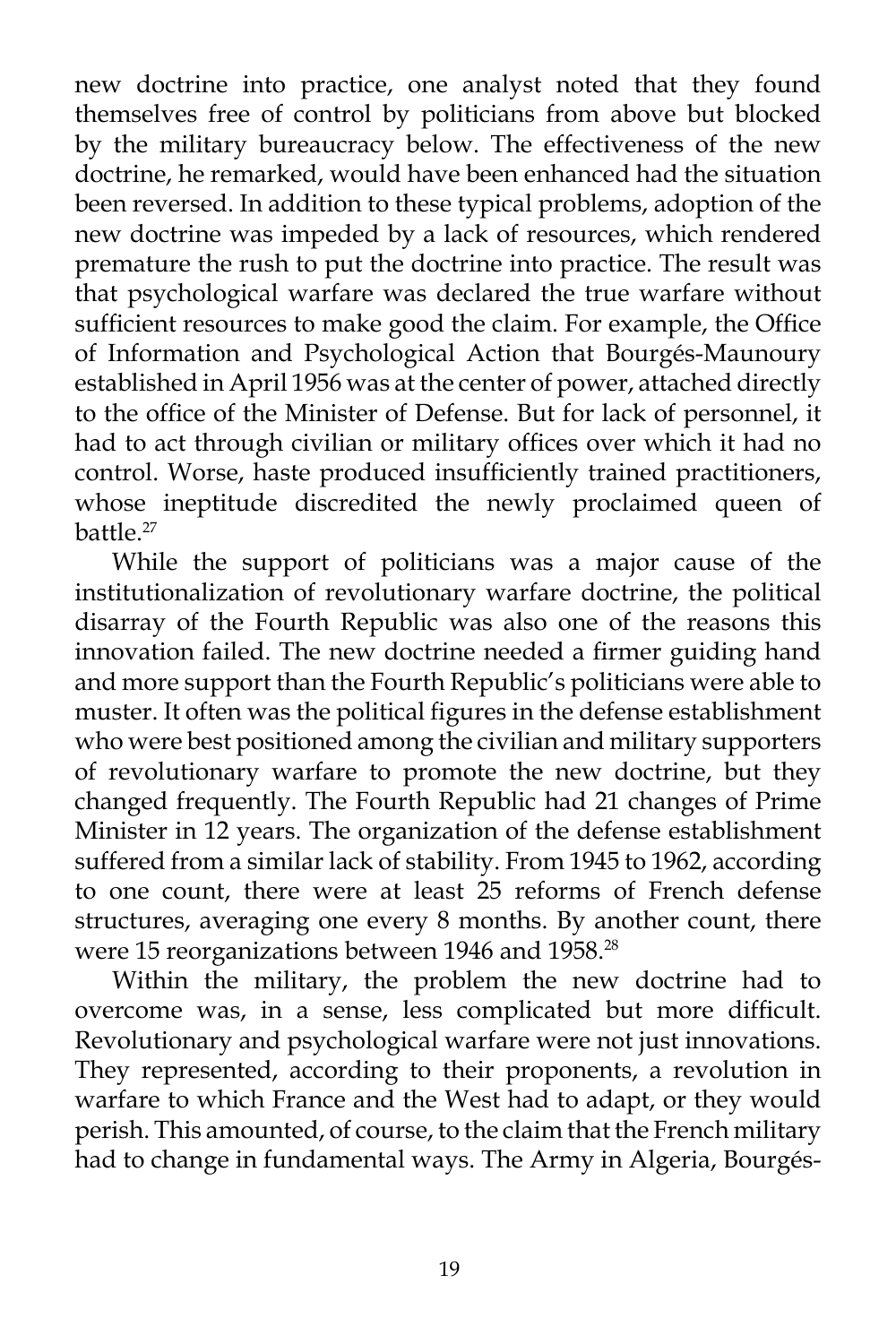new doctrine into practice, one analyst noted that they found themselves free of control by politicians from above but blocked by the military bureaucracy below. The effectiveness of the new doctrine, he remarked, would have been enhanced had the situation been reversed. In addition to these typical problems, adoption of the new doctrine was impeded by a lack of resources, which rendered premature the rush to put the doctrine into practice. The result was that psychological warfare was declared the true warfare without sufficient resources to make good the claim. For example, the Office of Information and Psychological Action that Bourgés-Maunoury established in April 1956 was at the center of power, attached directly to the office of the Minister of Defense. But for lack of personnel, it had to act through civilian or military offices over which it had no control. Worse, haste produced insufficiently trained practitioners, whose ineptitude discredited the newly proclaimed queen of battle.[27]

While the support of politicians was a major cause of the institutionalization of revolutionary warfare doctrine, the political disarray of the Fourth Republic was also one of the reasons this innovation failed. The new doctrine needed a firmer guiding hand and more support than the Fourth Republic's politicians were able to muster. It often was the political figures in the defense establishment who were best positioned among the civilian and military supporters of revolutionary warfare to promote the new doctrine, but they changed frequently. The Fourth Republic had 21 changes of Prime Minister in 12 years. The organization of the defense establishment suffered from a similar lack of stability. From 1945 to 1962, according to one count, there were at least 25 reforms of French defense structures, averaging one every 8 months. By another count, there were 15 reorganizations between 1946 and 1958.[28]

Within the military, the problem the new doctrine had to overcome was, in a sense, less complicated but more difficult. Revolutionary and psychological warfare were not just innovations. They represented, according to their proponents, a revolution in warfare to which France and the West had to adapt, or they would perish. This amounted, of course, to the claim that the French military had to change in fundamental ways. The Army in Algeria, Bourgés-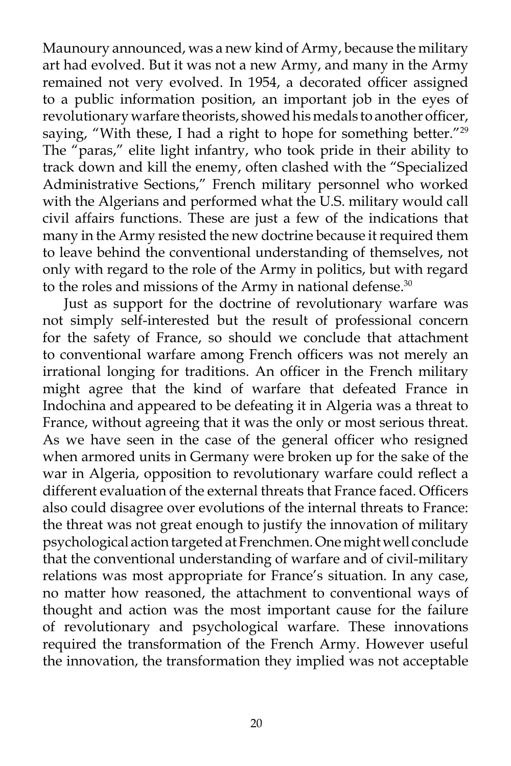Maunoury announced, was a new kind of Army, because the military art had evolved. But it was not a new Army, and many in the Army remained not very evolved. In 1954, a decorated officer assigned to a public information position, an important job in the eyes of revolutionary warfare theorists, showed his medals to another officer, saying, "With these, I had a right to hope for something better."[29] The "paras," elite light infantry, who took pride in their ability to track down and kill the enemy, often clashed with the "Specialized Administrative Sections," French military personnel who worked with the Algerians and performed what the U.S. military would call civil affairs functions. These are just a few of the indications that many in the Army resisted the new doctrine because it required them to leave behind the conventional understanding of themselves, not only with regard to the role of the Army in politics, but with regard to the roles and missions of the Army in national defense.[30]

Just as support for the doctrine of revolutionary warfare was not simply self-interested but the result of professional concern for the safety of France, so should we conclude that attachment to conventional warfare among French officers was not merely an irrational longing for traditions. An officer in the French military might agree that the kind of warfare that defeated France in Indochina and appeared to be defeating it in Algeria was a threat to France, without agreeing that it was the only or most serious threat. As we have seen in the case of the general officer who resigned when armored units in Germany were broken up for the sake of the war in Algeria, opposition to revolutionary warfare could reflect a different evaluation of the external threats that France faced. Officers also could disagree over evolutions of the internal threats to France: the threat was not great enough to justify the innovation of military psychological action targeted at Frenchmen. One might well conclude that the conventional understanding of warfare and of civil-military relations was most appropriate for France's situation. In any case, no matter how reasoned, the attachment to conventional ways of thought and action was the most important cause for the failure of revolutionary and psychological warfare. These innovations required the transformation of the French Army. However useful the innovation, the transformation they implied was not acceptable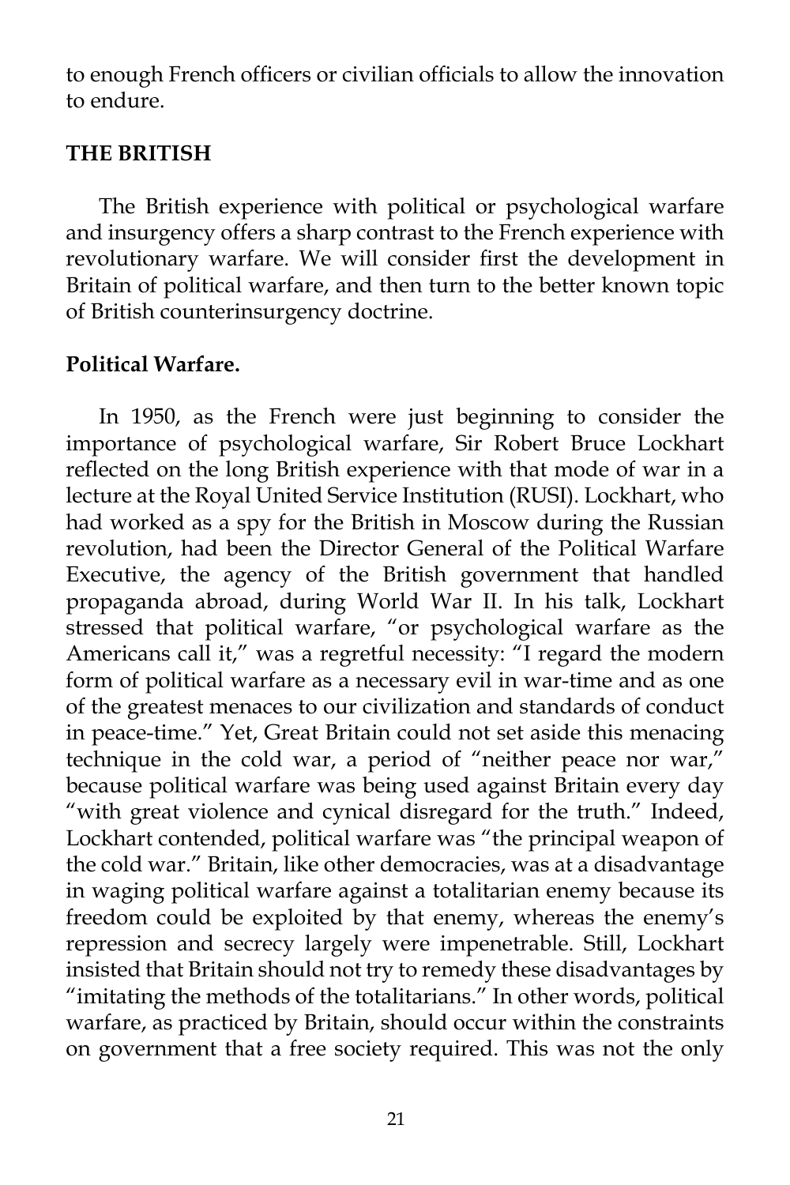to enough French officers or civilian officials to allow the innovation to endure.

## THE BRITISH

The British experience with political or psychological warfare and insurgency offers a sharp contrast to the French experience with revolutionary warfare. We will consider first the development in Britain of political warfare, and then turn to the better known topic of British counterinsurgency doctrine.

### Political Warfare.

In 1950, as the French were just beginning to consider the importance of psychological warfare, Sir Robert Bruce Lockhart reflected on the long British experience with that mode of war in a lecture at the Royal United Service Institution (RUSI). Lockhart, who had worked as a spy for the British in Moscow during the Russian revolution, had been the Director General of the Political Warfare Executive, the agency of the British government that handled propaganda abroad, during World War II. In his talk, Lockhart stressed that political warfare, "or psychological warfare as the Americans call it," was a regretful necessity: "I regard the modern form of political warfare as a necessary evil in war-time and as one of the greatest menaces to our civilization and standards of conduct in peace-time." Yet, Great Britain could not set aside this menacing technique in the cold war, a period of "neither peace nor war," because political warfare was being used against Britain every day "with great violence and cynical disregard for the truth." Indeed, Lockhart contended, political warfare was "the principal weapon of the cold war." Britain, like other democracies, was at a disadvantage in waging political warfare against a totalitarian enemy because its freedom could be exploited by that enemy, whereas the enemy's repression and secrecy largely were impenetrable. Still, Lockhart insisted that Britain should not try to remedy these disadvantages by "imitating the methods of the totalitarians." In other words, political warfare, as practiced by Britain, should occur within the constraints on government that a free society required. This was not the only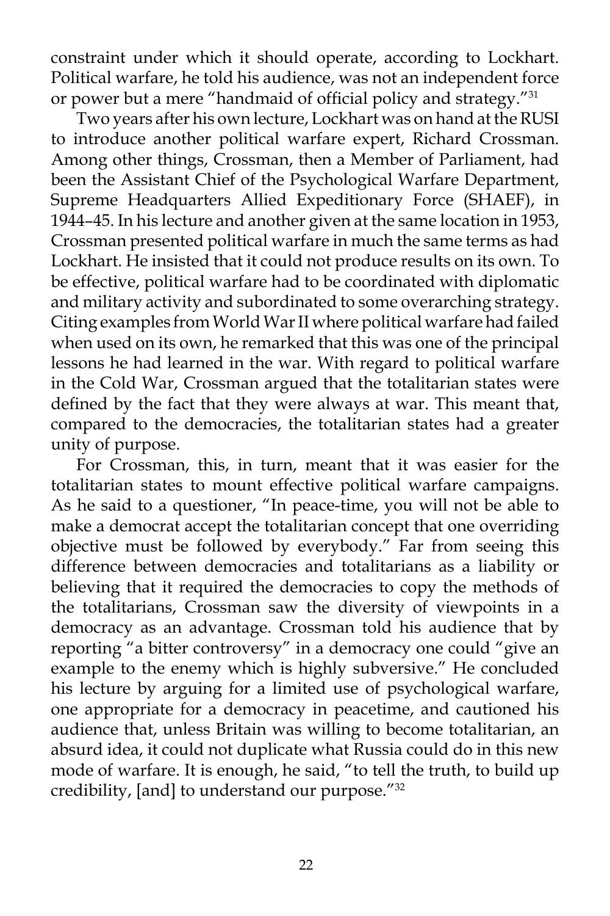constraint under which it should operate, according to Lockhart. Political warfare, he told his audience, was not an independent force or power but a mere "handmaid of official policy and strategy."[31]

Two years after his own lecture, Lockhart was on hand at the RUSI to introduce another political warfare expert, Richard Crossman. Among other things, Crossman, then a Member of Parliament, had been the Assistant Chief of the Psychological Warfare Department, Supreme Headquarters Allied Expeditionary Force (SHAEF), in 1944–45. In his lecture and another given at the same location in 1953, Crossman presented political warfare in much the same terms as had Lockhart. He insisted that it could not produce results on its own. To be effective, political warfare had to be coordinated with diplomatic and military activity and subordinated to some overarching strategy. Citing examples from World War II where political warfare had failed when used on its own, he remarked that this was one of the principal lessons he had learned in the war. With regard to political warfare in the Cold War, Crossman argued that the totalitarian states were defined by the fact that they were always at war. This meant that, compared to the democracies, the totalitarian states had a greater unity of purpose.

For Crossman, this, in turn, meant that it was easier for the totalitarian states to mount effective political warfare campaigns. As he said to a questioner, "In peace-time, you will not be able to make a democrat accept the totalitarian concept that one overriding objective must be followed by everybody." Far from seeing this difference between democracies and totalitarians as a liability or believing that it required the democracies to copy the methods of the totalitarians, Crossman saw the diversity of viewpoints in a democracy as an advantage. Crossman told his audience that by reporting "a bitter controversy" in a democracy one could "give an example to the enemy which is highly subversive." He concluded his lecture by arguing for a limited use of psychological warfare, one appropriate for a democracy in peacetime, and cautioned his audience that, unless Britain was willing to become totalitarian, an absurd idea, it could not duplicate what Russia could do in this new mode of warfare. It is enough, he said, "to tell the truth, to build up credibility, [and] to understand our purpose."[32]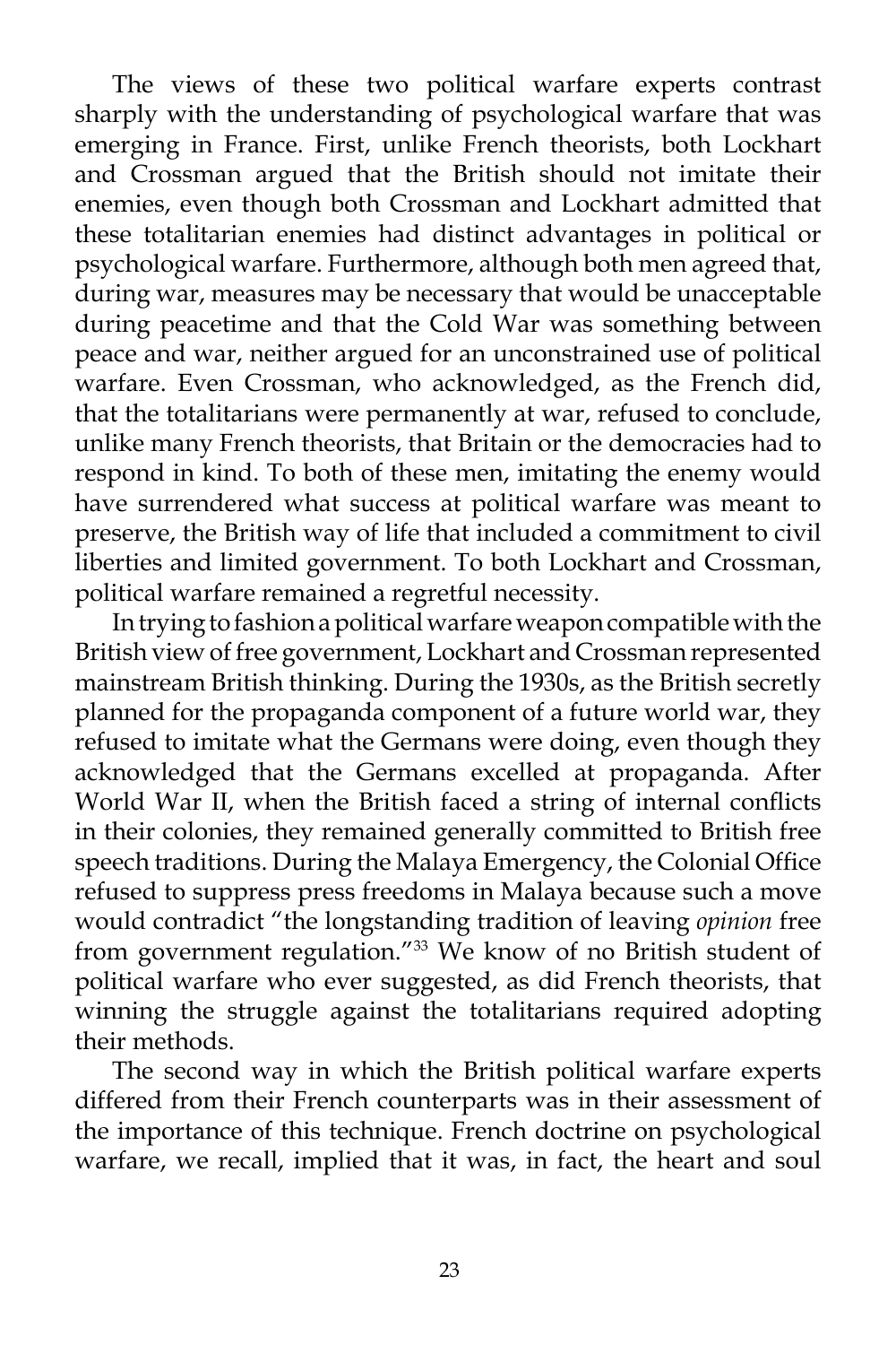The views of these two political warfare experts contrast sharply with the understanding of psychological warfare that was emerging in France. First, unlike French theorists, both Lockhart and Crossman argued that the British should not imitate their enemies, even though both Crossman and Lockhart admitted that these totalitarian enemies had distinct advantages in political or psychological warfare. Furthermore, although both men agreed that, during war, measures may be necessary that would be unacceptable during peacetime and that the Cold War was something between peace and war, neither argued for an unconstrained use of political warfare. Even Crossman, who acknowledged, as the French did, that the totalitarians were permanently at war, refused to conclude, unlike many French theorists, that Britain or the democracies had to respond in kind. To both of these men, imitating the enemy would have surrendered what success at political warfare was meant to preserve, the British way of life that included a commitment to civil liberties and limited government. To both Lockhart and Crossman, political warfare remained a regretful necessity.

In trying to fashion a political warfare weapon compatible with the British view of free government, Lockhart and Crossman represented mainstream British thinking. During the 1930s, as the British secretly planned for the propaganda component of a future world war, they refused to imitate what the Germans were doing, even though they acknowledged that the Germans excelled at propaganda. After World War II, when the British faced a string of internal conflicts in their colonies, they remained generally committed to British free speech traditions. During the Malaya Emergency, the Colonial Office refused to suppress press freedoms in Malaya because such a move would contradict "the longstanding tradition of leaving *opinion* free from government regulation."[33] We know of no British student of political warfare who ever suggested, as did French theorists, that winning the struggle against the totalitarians required adopting their methods.

The second way in which the British political warfare experts differed from their French counterparts was in their assessment of the importance of this technique. French doctrine on psychological warfare, we recall, implied that it was, in fact, the heart and soul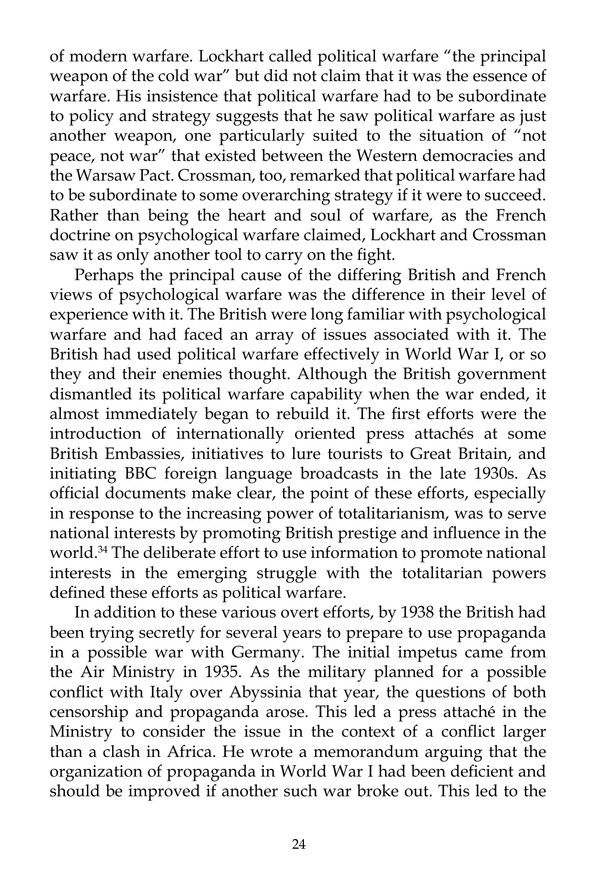of modern warfare. Lockhart called political warfare "the principal weapon of the cold war" but did not claim that it was the essence of warfare. His insistence that political warfare had to be subordinate to policy and strategy suggests that he saw political warfare as just another weapon, one particularly suited to the situation of "not peace, not war" that existed between the Western democracies and the Warsaw Pact. Crossman, too, remarked that political warfare had to be subordinate to some overarching strategy if it were to succeed. Rather than being the heart and soul of warfare, as the French doctrine on psychological warfare claimed, Lockhart and Crossman saw it as only another tool to carry on the fight.

Perhaps the principal cause of the differing British and French views of psychological warfare was the difference in their level of experience with it. The British were long familiar with psychological warfare and had faced an array of issues associated with it. The British had used political warfare effectively in World War I, or so they and their enemies thought. Although the British government dismantled its political warfare capability when the war ended, it almost immediately began to rebuild it. The first efforts were the introduction of internationally oriented press attachés at some British Embassies, initiatives to lure tourists to Great Britain, and initiating BBC foreign language broadcasts in the late 1930s. As official documents make clear, the point of these efforts, especially in response to the increasing power of totalitarianism, was to serve national interests by promoting British prestige and influence in the world.[34] The deliberate effort to use information to promote national interests in the emerging struggle with the totalitarian powers defined these efforts as political warfare.

In addition to these various overt efforts, by 1938 the British had been trying secretly for several years to prepare to use propaganda in a possible war with Germany. The initial impetus came from the Air Ministry in 1935. As the military planned for a possible conflict with Italy over Abyssinia that year, the questions of both censorship and propaganda arose. This led a press attaché in the Ministry to consider the issue in the context of a conflict larger than a clash in Africa. He wrote a memorandum arguing that the organization of propaganda in World War I had been deficient and should be improved if another such war broke out. This led to the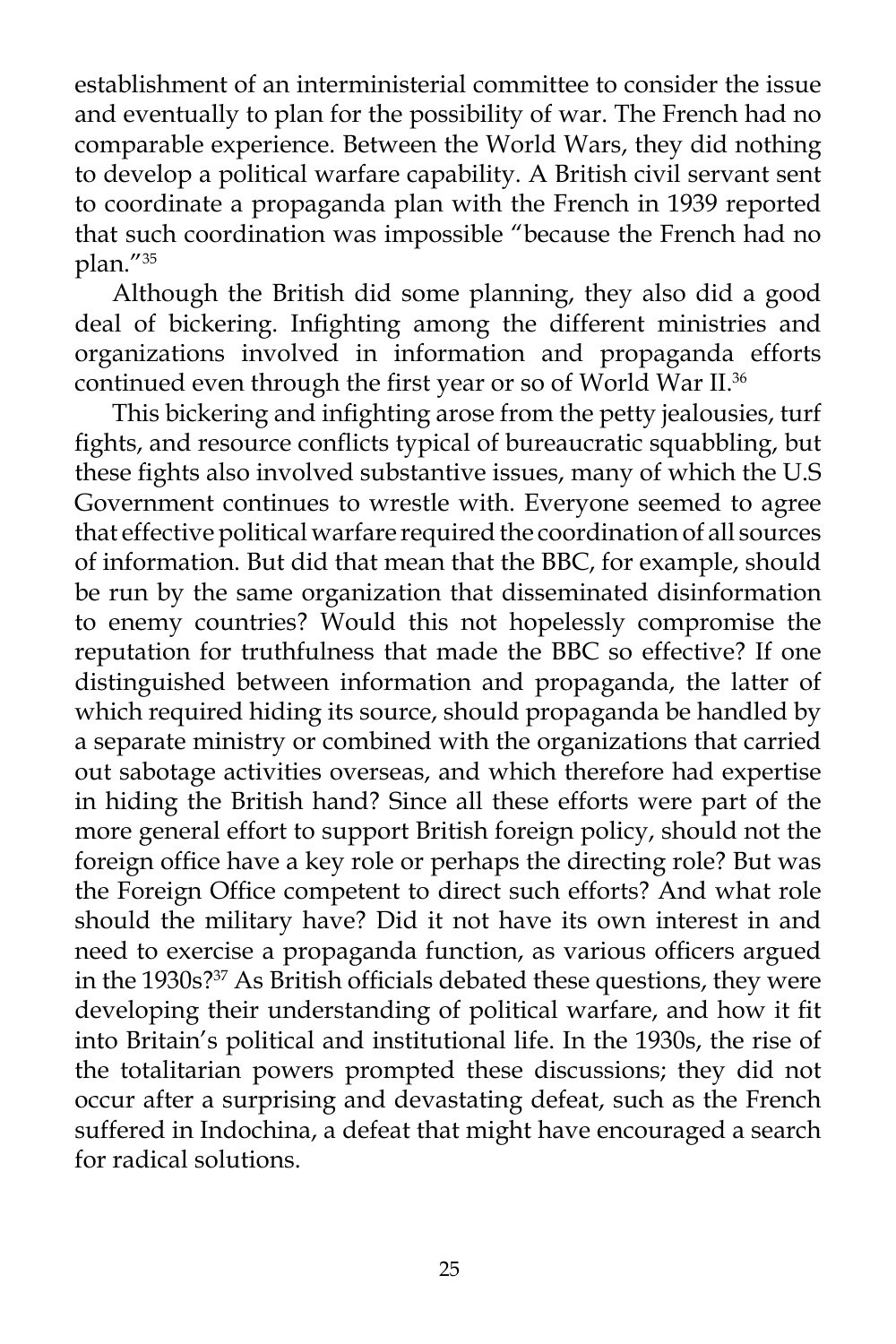establishment of an interministerial committee to consider the issue and eventually to plan for the possibility of war. The French had no comparable experience. Between the World Wars, they did nothing to develop a political warfare capability. A British civil servant sent to coordinate a propaganda plan with the French in 1939 reported that such coordination was impossible "because the French had no plan."[35]

Although the British did some planning, they also did a good deal of bickering. Infighting among the different ministries and organizations involved in information and propaganda efforts continued even through the first year or so of World War II.[36]

This bickering and infighting arose from the petty jealousies, turf fights, and resource conflicts typical of bureaucratic squabbling, but these fights also involved substantive issues, many of which the U.S Government continues to wrestle with. Everyone seemed to agree that effective political warfare required the coordination of all sources of information. But did that mean that the BBC, for example, should be run by the same organization that disseminated disinformation to enemy countries? Would this not hopelessly compromise the reputation for truthfulness that made the BBC so effective? If one distinguished between information and propaganda, the latter of which required hiding its source, should propaganda be handled by a separate ministry or combined with the organizations that carried out sabotage activities overseas, and which therefore had expertise in hiding the British hand? Since all these efforts were part of the more general effort to support British foreign policy, should not the foreign office have a key role or perhaps the directing role? But was the Foreign Office competent to direct such efforts? And what role should the military have? Did it not have its own interest in and need to exercise a propaganda function, as various officers argued in the 1930s?[37] As British officials debated these questions, they were developing their understanding of political warfare, and how it fit into Britain's political and institutional life. In the 1930s, the rise of the totalitarian powers prompted these discussions; they did not occur after a surprising and devastating defeat, such as the French suffered in Indochina, a defeat that might have encouraged a search for radical solutions.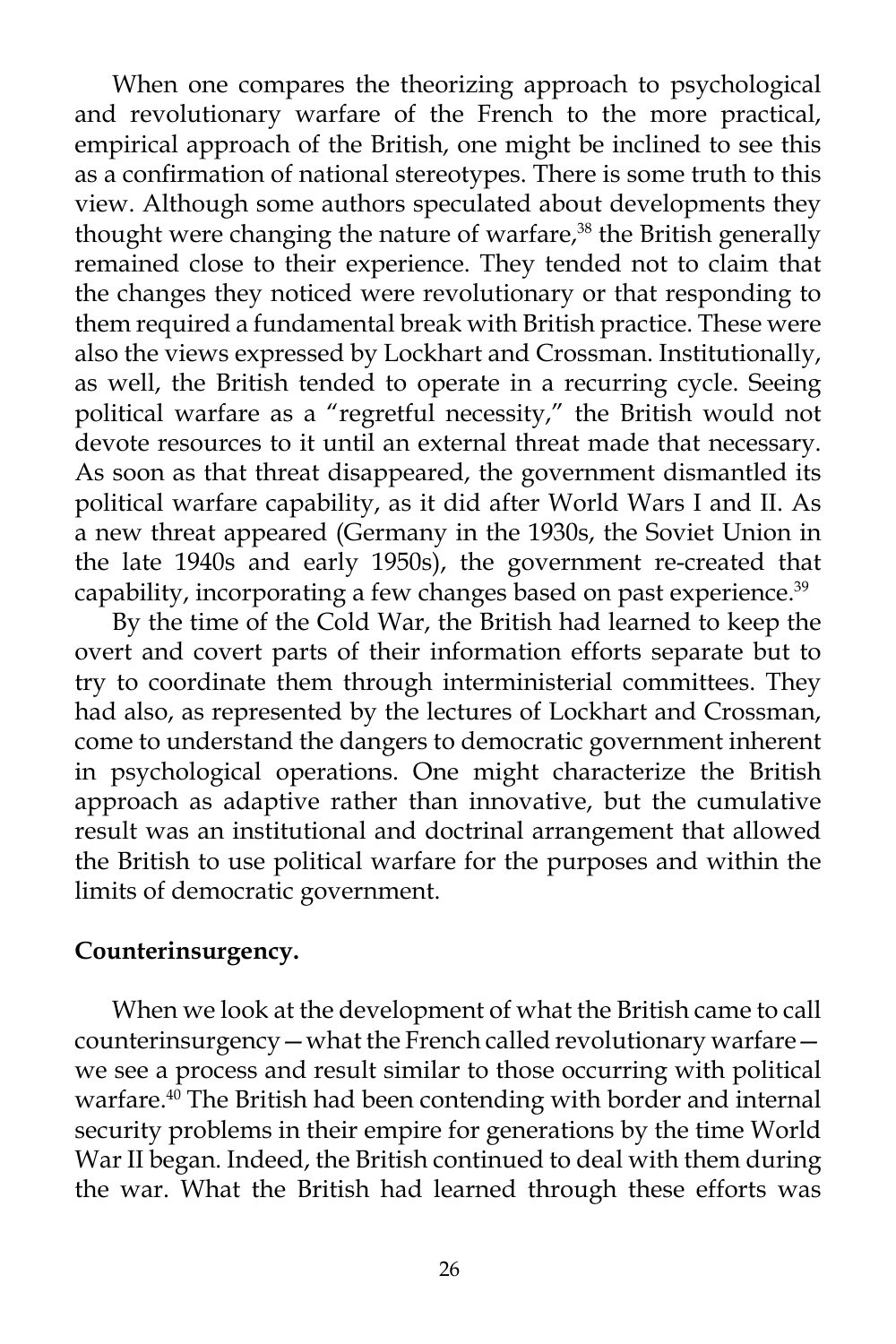When one compares the theorizing approach to psychological and revolutionary warfare of the French to the more practical, empirical approach of the British, one might be inclined to see this as a confirmation of national stereotypes. There is some truth to this view. Although some authors speculated about developments they thought were changing the nature of warfare,[38] the British generally remained close to their experience. They tended not to claim that the changes they noticed were revolutionary or that responding to them required a fundamental break with British practice. These were also the views expressed by Lockhart and Crossman. Institutionally, as well, the British tended to operate in a recurring cycle. Seeing political warfare as a "regretful necessity," the British would not devote resources to it until an external threat made that necessary. As soon as that threat disappeared, the government dismantled its political warfare capability, as it did after World Wars I and II. As a new threat appeared (Germany in the 1930s, the Soviet Union in the late 1940s and early 1950s), the government re-created that capability, incorporating a few changes based on past experience.[39]

By the time of the Cold War, the British had learned to keep the overt and covert parts of their information efforts separate but to try to coordinate them through interministerial committees. They had also, as represented by the lectures of Lockhart and Crossman, come to understand the dangers to democratic government inherent in psychological operations. One might characterize the British approach as adaptive rather than innovative, but the cumulative result was an institutional and doctrinal arrangement that allowed the British to use political warfare for the purposes and within the limits of democratic government.

**Counterinsurgency.**

When we look at the development of what the British came to call counterinsurgency—what the French called revolutionary warfare—we see a process and result similar to those occurring with political warfare.[40] The British had been contending with border and internal security problems in their empire for generations by the time World War II began. Indeed, the British continued to deal with them during the war. What the British had learned through these efforts was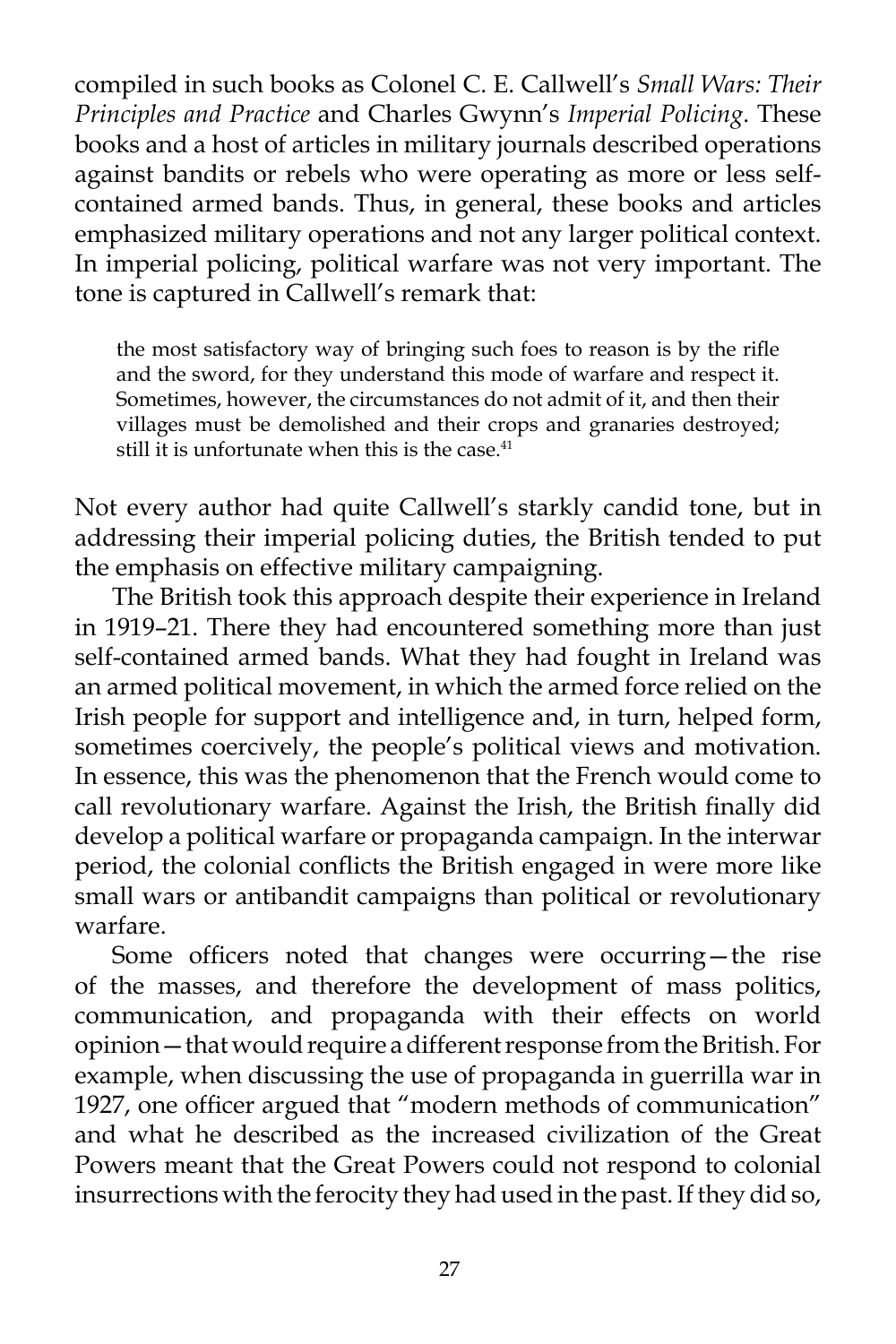compiled in such books as Colonel C. E. Callwell's *Small Wars: Their Principles and Practice* and Charles Gwynn's *Imperial Policing*. These books and a host of articles in military journals described operations against bandits or rebels who were operating as more or less self-contained armed bands. Thus, in general, these books and articles emphasized military operations and not any larger political context. In imperial policing, political warfare was not very important. The tone is captured in Callwell's remark that:

> the most satisfactory way of bringing such foes to reason is by the rifle and the sword, for they understand this mode of warfare and respect it. Sometimes, however, the circumstances do not admit of it, and then their villages must be demolished and their crops and granaries destroyed; still it is unfortunate when this is the case.[41]

Not every author had quite Callwell's starkly candid tone, but in addressing their imperial policing duties, the British tended to put the emphasis on effective military campaigning.

The British took this approach despite their experience in Ireland in 1919–21. There they had encountered something more than just self-contained armed bands. What they had fought in Ireland was an armed political movement, in which the armed force relied on the Irish people for support and intelligence and, in turn, helped form, sometimes coercively, the people's political views and motivation. In essence, this was the phenomenon that the French would come to call revolutionary warfare. Against the Irish, the British finally did develop a political warfare or propaganda campaign. In the interwar period, the colonial conflicts the British engaged in were more like small wars or antibandit campaigns than political or revolutionary warfare.

Some officers noted that changes were occurring—the rise of the masses, and therefore the development of mass politics, communication, and propaganda with their effects on world opinion—that would require a different response from the British. For example, when discussing the use of propaganda in guerrilla war in 1927, one officer argued that "modern methods of communication" and what he described as the increased civilization of the Great Powers meant that the Great Powers could not respond to colonial insurrections with the ferocity they had used in the past. If they did so,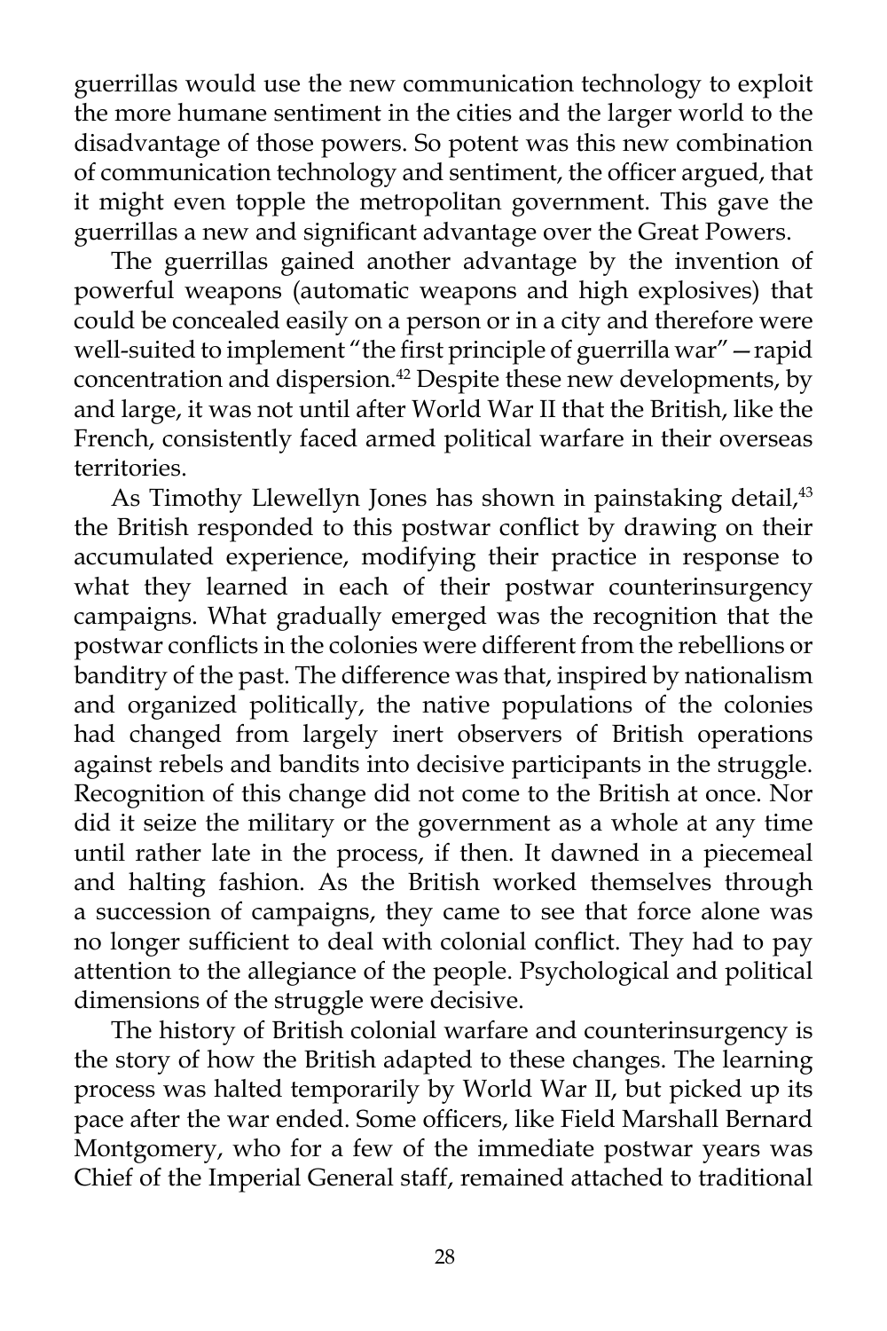guerrillas would use the new communication technology to exploit the more humane sentiment in the cities and the larger world to the disadvantage of those powers. So potent was this new combination of communication technology and sentiment, the officer argued, that it might even topple the metropolitan government. This gave the guerrillas a new and significant advantage over the Great Powers.

The guerrillas gained another advantage by the invention of powerful weapons (automatic weapons and high explosives) that could be concealed easily on a person or in a city and therefore were well-suited to implement "the first principle of guerrilla war"—rapid concentration and dispersion.[42] Despite these new developments, by and large, it was not until after World War II that the British, like the French, consistently faced armed political warfare in their overseas territories.

As Timothy Llewellyn Jones has shown in painstaking detail,[43] the British responded to this postwar conflict by drawing on their accumulated experience, modifying their practice in response to what they learned in each of their postwar counterinsurgency campaigns. What gradually emerged was the recognition that the postwar conflicts in the colonies were different from the rebellions or banditry of the past. The difference was that, inspired by nationalism and organized politically, the native populations of the colonies had changed from largely inert observers of British operations against rebels and bandits into decisive participants in the struggle. Recognition of this change did not come to the British at once. Nor did it seize the military or the government as a whole at any time until rather late in the process, if then. It dawned in a piecemeal and halting fashion. As the British worked themselves through a succession of campaigns, they came to see that force alone was no longer sufficient to deal with colonial conflict. They had to pay attention to the allegiance of the people. Psychological and political dimensions of the struggle were decisive.

The history of British colonial warfare and counterinsurgency is the story of how the British adapted to these changes. The learning process was halted temporarily by World War II, but picked up its pace after the war ended. Some officers, like Field Marshall Bernard Montgomery, who for a few of the immediate postwar years was Chief of the Imperial General staff, remained attached to traditional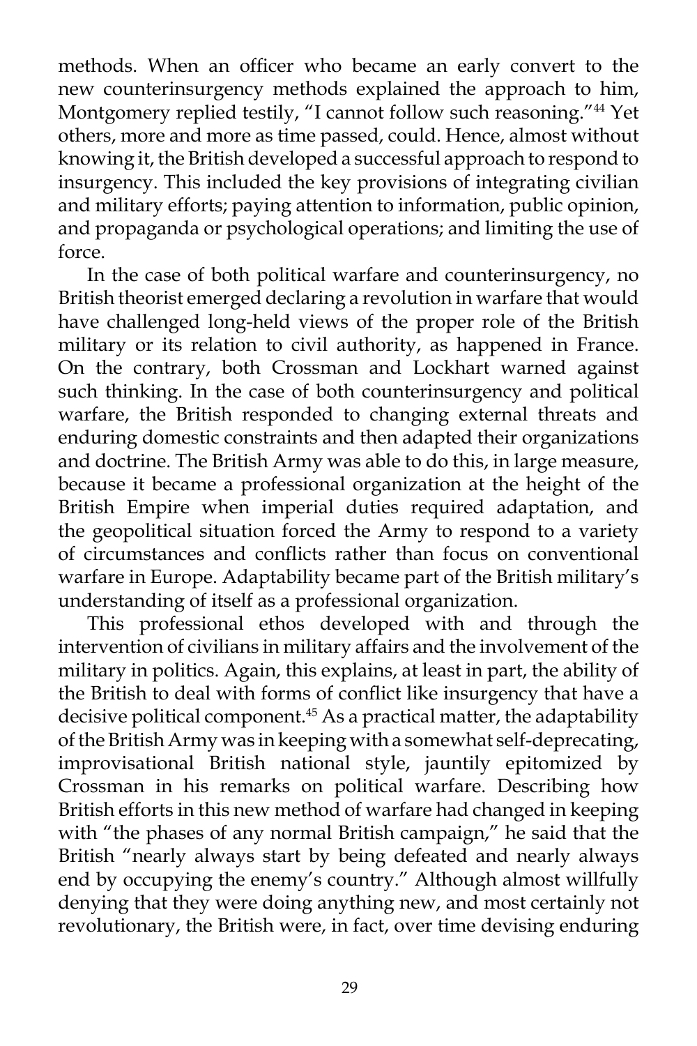methods. When an officer who became an early convert to the new counterinsurgency methods explained the approach to him, Montgomery replied testily, "I cannot follow such reasoning."[44] Yet others, more and more as time passed, could. Hence, almost without knowing it, the British developed a successful approach to respond to insurgency. This included the key provisions of integrating civilian and military efforts; paying attention to information, public opinion, and propaganda or psychological operations; and limiting the use of force.

In the case of both political warfare and counterinsurgency, no British theorist emerged declaring a revolution in warfare that would have challenged long-held views of the proper role of the British military or its relation to civil authority, as happened in France. On the contrary, both Crossman and Lockhart warned against such thinking. In the case of both counterinsurgency and political warfare, the British responded to changing external threats and enduring domestic constraints and then adapted their organizations and doctrine. The British Army was able to do this, in large measure, because it became a professional organization at the height of the British Empire when imperial duties required adaptation, and the geopolitical situation forced the Army to respond to a variety of circumstances and conflicts rather than focus on conventional warfare in Europe. Adaptability became part of the British military's understanding of itself as a professional organization.

This professional ethos developed with and through the intervention of civilians in military affairs and the involvement of the military in politics. Again, this explains, at least in part, the ability of the British to deal with forms of conflict like insurgency that have a decisive political component.[45] As a practical matter, the adaptability of the British Army was in keeping with a somewhat self-deprecating, improvisational British national style, jauntily epitomized by Crossman in his remarks on political warfare. Describing how British efforts in this new method of warfare had changed in keeping with "the phases of any normal British campaign," he said that the British "nearly always start by being defeated and nearly always end by occupying the enemy's country." Although almost willfully denying that they were doing anything new, and most certainly not revolutionary, the British were, in fact, over time devising enduring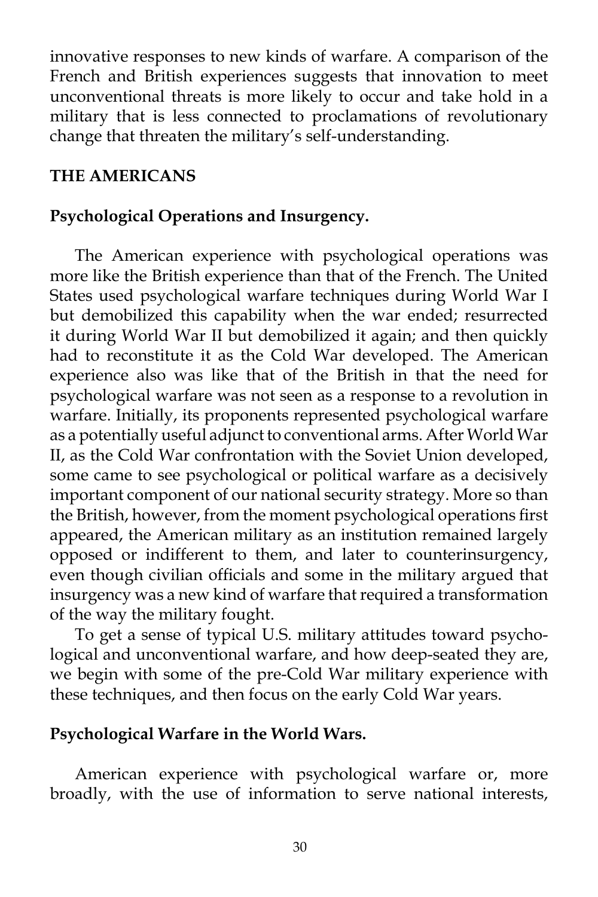innovative responses to new kinds of warfare. A comparison of the French and British experiences suggests that innovation to meet unconventional threats is more likely to occur and take hold in a military that is less connected to proclamations of revolutionary change that threaten the military's self-understanding.

## THE AMERICANS

### Psychological Operations and Insurgency.

The American experience with psychological operations was more like the British experience than that of the French. The United States used psychological warfare techniques during World War I but demobilized this capability when the war ended; resurrected it during World War II but demobilized it again; and then quickly had to reconstitute it as the Cold War developed. The American experience also was like that of the British in that the need for psychological warfare was not seen as a response to a revolution in warfare. Initially, its proponents represented psychological warfare as a potentially useful adjunct to conventional arms. After World War II, as the Cold War confrontation with the Soviet Union developed, some came to see psychological or political warfare as a decisively important component of our national security strategy. More so than the British, however, from the moment psychological operations first appeared, the American military as an institution remained largely opposed or indifferent to them, and later to counterinsurgency, even though civilian officials and some in the military argued that insurgency was a new kind of warfare that required a transformation of the way the military fought.

To get a sense of typical U.S. military attitudes toward psychological and unconventional warfare, and how deep-seated they are, we begin with some of the pre-Cold War military experience with these techniques, and then focus on the early Cold War years.

### Psychological Warfare in the World Wars.

American experience with psychological warfare or, more broadly, with the use of information to serve national interests,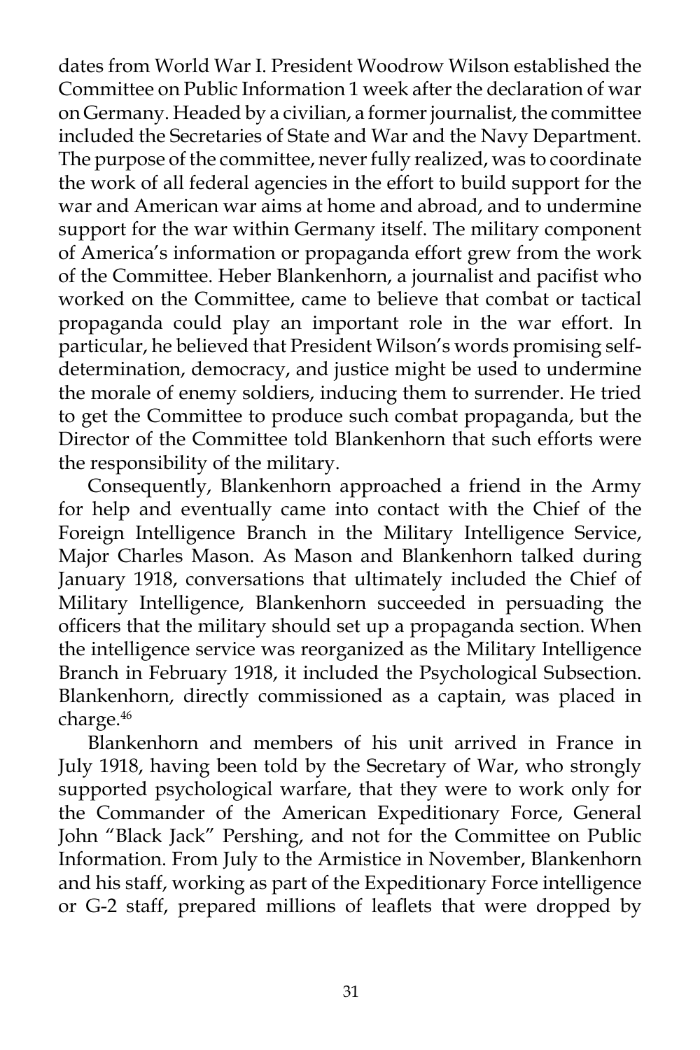dates from World War I. President Woodrow Wilson established the Committee on Public Information 1 week after the declaration of war on Germany. Headed by a civilian, a former journalist, the committee included the Secretaries of State and War and the Navy Department. The purpose of the committee, never fully realized, was to coordinate the work of all federal agencies in the effort to build support for the war and American war aims at home and abroad, and to undermine support for the war within Germany itself. The military component of America's information or propaganda effort grew from the work of the Committee. Heber Blankenhorn, a journalist and pacifist who worked on the Committee, came to believe that combat or tactical propaganda could play an important role in the war effort. In particular, he believed that President Wilson's words promising self-determination, democracy, and justice might be used to undermine the morale of enemy soldiers, inducing them to surrender. He tried to get the Committee to produce such combat propaganda, but the Director of the Committee told Blankenhorn that such efforts were the responsibility of the military.

Consequently, Blankenhorn approached a friend in the Army for help and eventually came into contact with the Chief of the Foreign Intelligence Branch in the Military Intelligence Service, Major Charles Mason. As Mason and Blankenhorn talked during January 1918, conversations that ultimately included the Chief of Military Intelligence, Blankenhorn succeeded in persuading the officers that the military should set up a propaganda section. When the intelligence service was reorganized as the Military Intelligence Branch in February 1918, it included the Psychological Subsection. Blankenhorn, directly commissioned as a captain, was placed in charge.[46]

Blankenhorn and members of his unit arrived in France in July 1918, having been told by the Secretary of War, who strongly supported psychological warfare, that they were to work only for the Commander of the American Expeditionary Force, General John "Black Jack" Pershing, and not for the Committee on Public Information. From July to the Armistice in November, Blankenhorn and his staff, working as part of the Expeditionary Force intelligence or G-2 staff, prepared millions of leaflets that were dropped by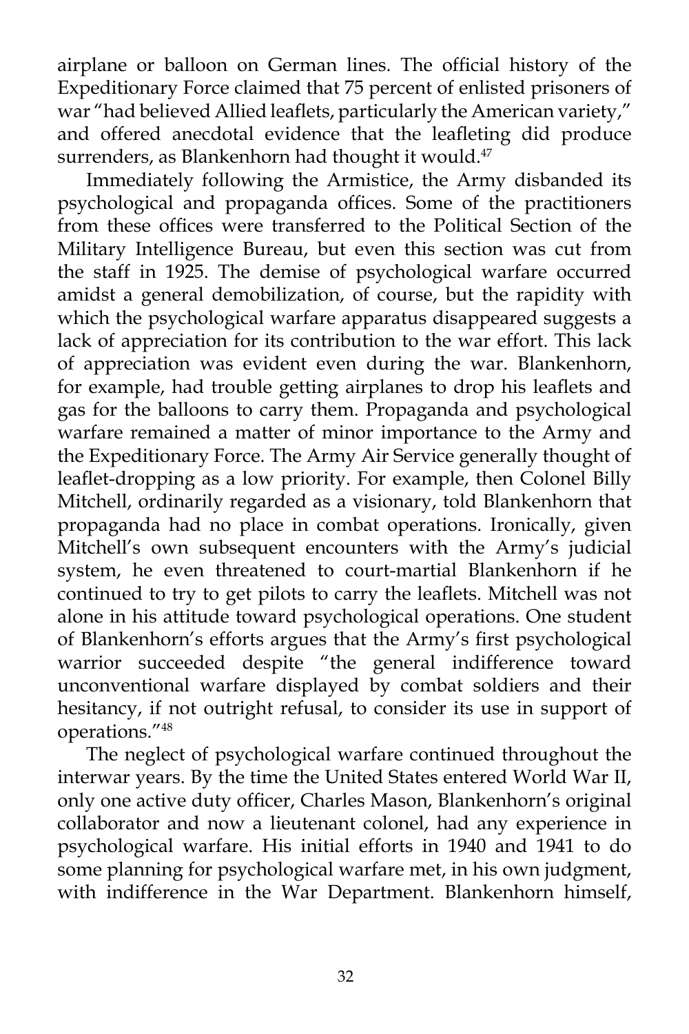airplane or balloon on German lines. The official history of the Expeditionary Force claimed that 75 percent of enlisted prisoners of war "had believed Allied leaflets, particularly the American variety," and offered anecdotal evidence that the leafleting did produce surrenders, as Blankenhorn had thought it would.[47]

Immediately following the Armistice, the Army disbanded its psychological and propaganda offices. Some of the practitioners from these offices were transferred to the Political Section of the Military Intelligence Bureau, but even this section was cut from the staff in 1925. The demise of psychological warfare occurred amidst a general demobilization, of course, but the rapidity with which the psychological warfare apparatus disappeared suggests a lack of appreciation for its contribution to the war effort. This lack of appreciation was evident even during the war. Blankenhorn, for example, had trouble getting airplanes to drop his leaflets and gas for the balloons to carry them. Propaganda and psychological warfare remained a matter of minor importance to the Army and the Expeditionary Force. The Army Air Service generally thought of leaflet-dropping as a low priority. For example, then Colonel Billy Mitchell, ordinarily regarded as a visionary, told Blankenhorn that propaganda had no place in combat operations. Ironically, given Mitchell's own subsequent encounters with the Army's judicial system, he even threatened to court-martial Blankenhorn if he continued to try to get pilots to carry the leaflets. Mitchell was not alone in his attitude toward psychological operations. One student of Blankenhorn's efforts argues that the Army's first psychological warrior succeeded despite "the general indifference toward unconventional warfare displayed by combat soldiers and their hesitancy, if not outright refusal, to consider its use in support of operations."[48]

The neglect of psychological warfare continued throughout the interwar years. By the time the United States entered World War II, only one active duty officer, Charles Mason, Blankenhorn's original collaborator and now a lieutenant colonel, had any experience in psychological warfare. His initial efforts in 1940 and 1941 to do some planning for psychological warfare met, in his own judgment, with indifference in the War Department. Blankenhorn himself,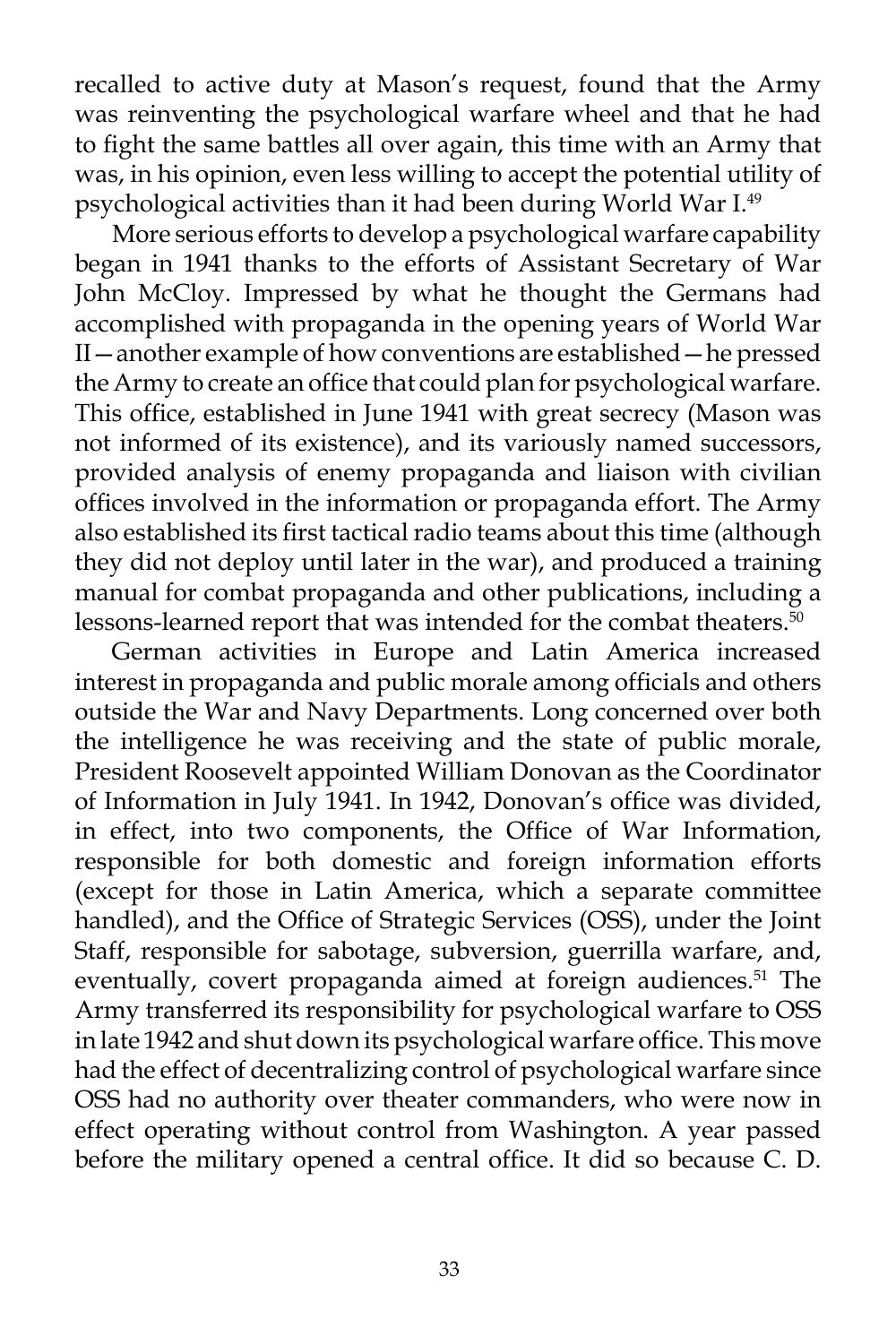recalled to active duty at Mason's request, found that the Army was reinventing the psychological warfare wheel and that he had to fight the same battles all over again, this time with an Army that was, in his opinion, even less willing to accept the potential utility of psychological activities than it had been during World War I.[49]

More serious efforts to develop a psychological warfare capability began in 1941 thanks to the efforts of Assistant Secretary of War John McCloy. Impressed by what he thought the Germans had accomplished with propaganda in the opening years of World War II—another example of how conventions are established—he pressed the Army to create an office that could plan for psychological warfare. This office, established in June 1941 with great secrecy (Mason was not informed of its existence), and its variously named successors, provided analysis of enemy propaganda and liaison with civilian offices involved in the information or propaganda effort. The Army also established its first tactical radio teams about this time (although they did not deploy until later in the war), and produced a training manual for combat propaganda and other publications, including a lessons-learned report that was intended for the combat theaters.[50]

German activities in Europe and Latin America increased interest in propaganda and public morale among officials and others outside the War and Navy Departments. Long concerned over both the intelligence he was receiving and the state of public morale, President Roosevelt appointed William Donovan as the Coordinator of Information in July 1941. In 1942, Donovan's office was divided, in effect, into two components, the Office of War Information, responsible for both domestic and foreign information efforts (except for those in Latin America, which a separate committee handled), and the Office of Strategic Services (OSS), under the Joint Staff, responsible for sabotage, subversion, guerrilla warfare, and, eventually, covert propaganda aimed at foreign audiences.[51] The Army transferred its responsibility for psychological warfare to OSS in late 1942 and shut down its psychological warfare office. This move had the effect of decentralizing control of psychological warfare since OSS had no authority over theater commanders, who were now in effect operating without control from Washington. A year passed before the military opened a central office. It did so because C. D.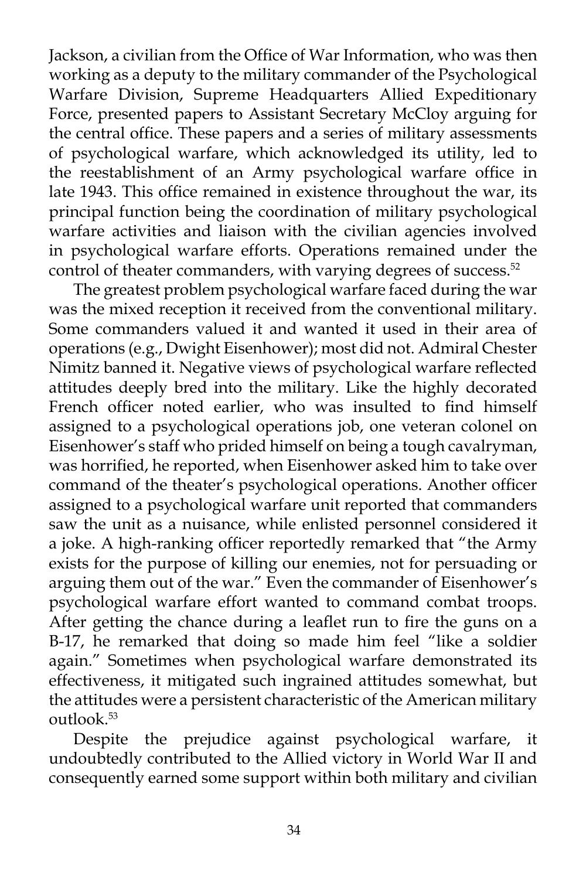Jackson, a civilian from the Office of War Information, who was then working as a deputy to the military commander of the Psychological Warfare Division, Supreme Headquarters Allied Expeditionary Force, presented papers to Assistant Secretary McCloy arguing for the central office. These papers and a series of military assessments of psychological warfare, which acknowledged its utility, led to the reestablishment of an Army psychological warfare office in late 1943. This office remained in existence throughout the war, its principal function being the coordination of military psychological warfare activities and liaison with the civilian agencies involved in psychological warfare efforts. Operations remained under the control of theater commanders, with varying degrees of success.[52]

The greatest problem psychological warfare faced during the war was the mixed reception it received from the conventional military. Some commanders valued it and wanted it used in their area of operations (e.g., Dwight Eisenhower); most did not. Admiral Chester Nimitz banned it. Negative views of psychological warfare reflected attitudes deeply bred into the military. Like the highly decorated French officer noted earlier, who was insulted to find himself assigned to a psychological operations job, one veteran colonel on Eisenhower's staff who prided himself on being a tough cavalryman, was horrified, he reported, when Eisenhower asked him to take over command of the theater's psychological operations. Another officer assigned to a psychological warfare unit reported that commanders saw the unit as a nuisance, while enlisted personnel considered it a joke. A high-ranking officer reportedly remarked that "the Army exists for the purpose of killing our enemies, not for persuading or arguing them out of the war." Even the commander of Eisenhower's psychological warfare effort wanted to command combat troops. After getting the chance during a leaflet run to fire the guns on a B-17, he remarked that doing so made him feel "like a soldier again." Sometimes when psychological warfare demonstrated its effectiveness, it mitigated such ingrained attitudes somewhat, but the attitudes were a persistent characteristic of the American military outlook.[53]

Despite the prejudice against psychological warfare, it undoubtedly contributed to the Allied victory in World War II and consequently earned some support within both military and civilian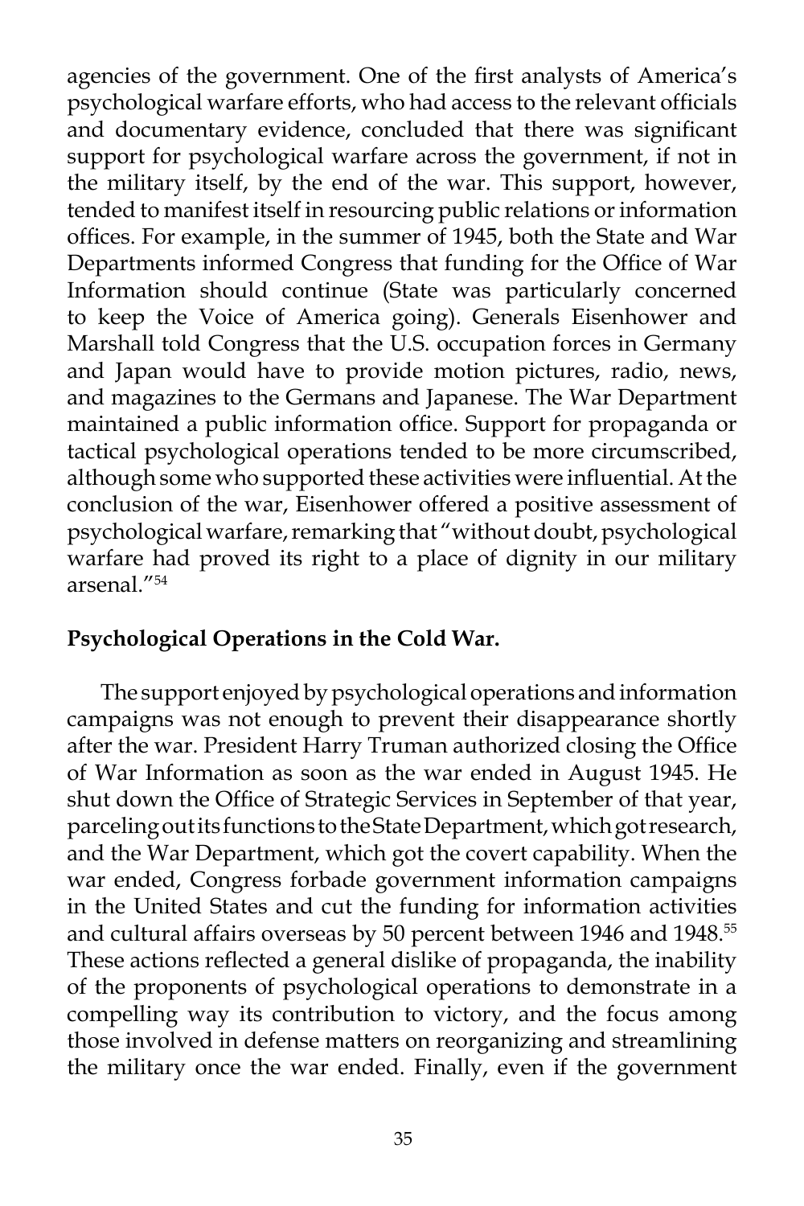agencies of the government. One of the first analysts of America's psychological warfare efforts, who had access to the relevant officials and documentary evidence, concluded that there was significant support for psychological warfare across the government, if not in the military itself, by the end of the war. This support, however, tended to manifest itself in resourcing public relations or information offices. For example, in the summer of 1945, both the State and War Departments informed Congress that funding for the Office of War Information should continue (State was particularly concerned to keep the Voice of America going). Generals Eisenhower and Marshall told Congress that the U.S. occupation forces in Germany and Japan would have to provide motion pictures, radio, news, and magazines to the Germans and Japanese. The War Department maintained a public information office. Support for propaganda or tactical psychological operations tended to be more circumscribed, although some who supported these activities were influential. At the conclusion of the war, Eisenhower offered a positive assessment of psychological warfare, remarking that "without doubt, psychological warfare had proved its right to a place of dignity in our military arsenal."[54]

**Psychological Operations in the Cold War.**

The support enjoyed by psychological operations and information campaigns was not enough to prevent their disappearance shortly after the war. President Harry Truman authorized closing the Office of War Information as soon as the war ended in August 1945. He shut down the Office of Strategic Services in September of that year, parceling out its functions to the State Department, which got research, and the War Department, which got the covert capability. When the war ended, Congress forbade government information campaigns in the United States and cut the funding for information activities and cultural affairs overseas by 50 percent between 1946 and 1948.[55] These actions reflected a general dislike of propaganda, the inability of the proponents of psychological operations to demonstrate in a compelling way its contribution to victory, and the focus among those involved in defense matters on reorganizing and streamlining the military once the war ended. Finally, even if the government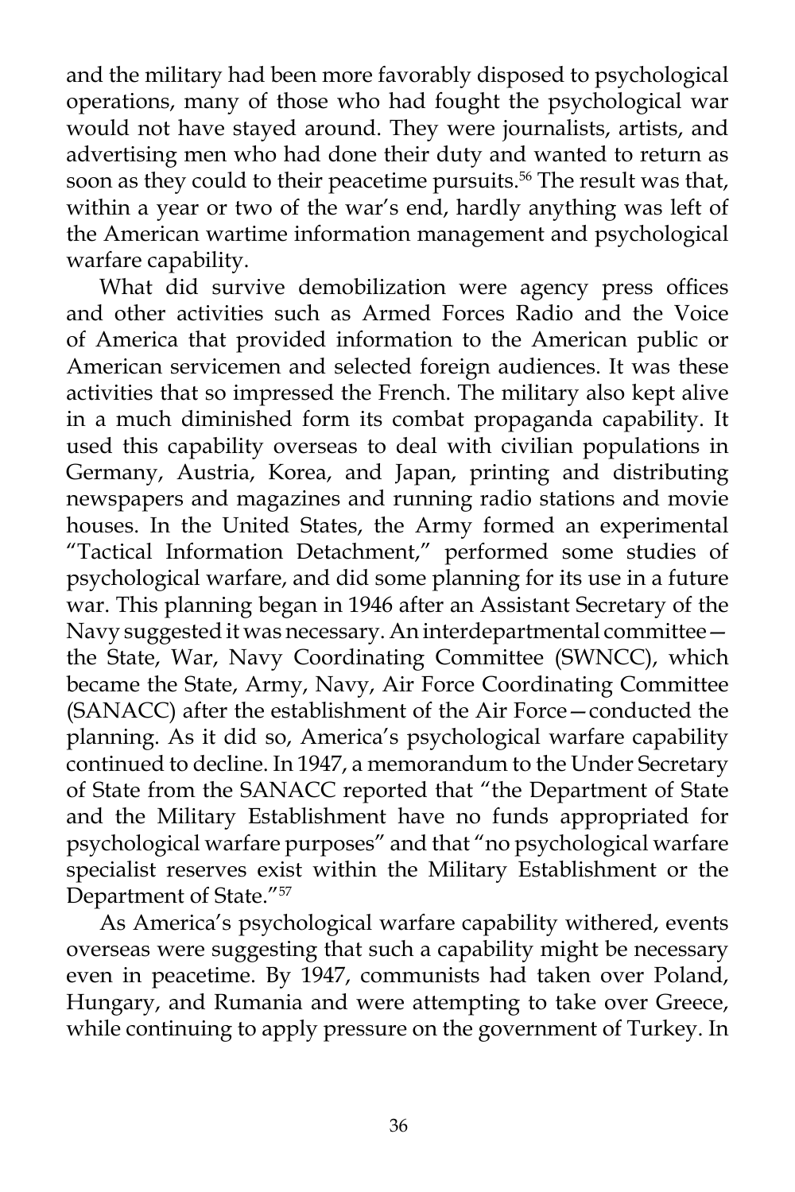and the military had been more favorably disposed to psychological operations, many of those who had fought the psychological war would not have stayed around. They were journalists, artists, and advertising men who had done their duty and wanted to return as soon as they could to their peacetime pursuits.[56] The result was that, within a year or two of the war's end, hardly anything was left of the American wartime information management and psychological warfare capability.

What did survive demobilization were agency press offices and other activities such as Armed Forces Radio and the Voice of America that provided information to the American public or American servicemen and selected foreign audiences. It was these activities that so impressed the French. The military also kept alive in a much diminished form its combat propaganda capability. It used this capability overseas to deal with civilian populations in Germany, Austria, Korea, and Japan, printing and distributing newspapers and magazines and running radio stations and movie houses. In the United States, the Army formed an experimental "Tactical Information Detachment," performed some studies of psychological warfare, and did some planning for its use in a future war. This planning began in 1946 after an Assistant Secretary of the Navy suggested it was necessary. An interdepartmental committee—the State, War, Navy Coordinating Committee (SWNCC), which became the State, Army, Navy, Air Force Coordinating Committee (SANACC) after the establishment of the Air Force—conducted the planning. As it did so, America's psychological warfare capability continued to decline. In 1947, a memorandum to the Under Secretary of State from the SANACC reported that "the Department of State and the Military Establishment have no funds appropriated for psychological warfare purposes" and that "no psychological warfare specialist reserves exist within the Military Establishment or the Department of State."[57]

As America's psychological warfare capability withered, events overseas were suggesting that such a capability might be necessary even in peacetime. By 1947, communists had taken over Poland, Hungary, and Rumania and were attempting to take over Greece, while continuing to apply pressure on the government of Turkey. In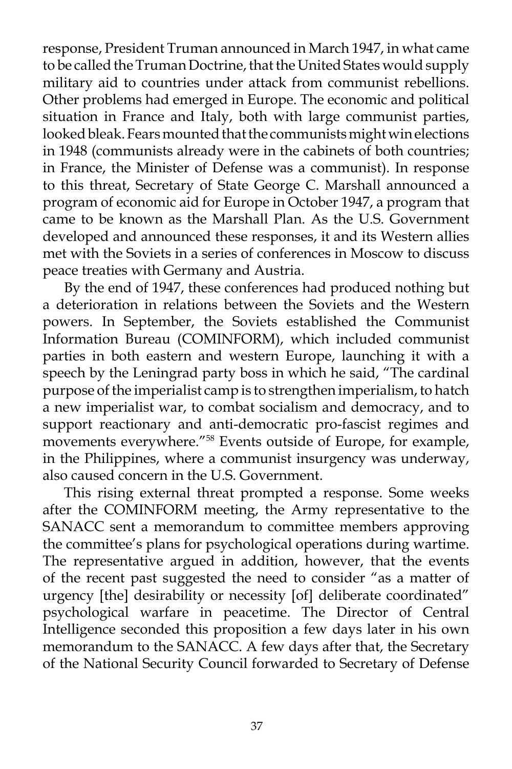response, President Truman announced in March 1947, in what came to be called the Truman Doctrine, that the United States would supply military aid to countries under attack from communist rebellions. Other problems had emerged in Europe. The economic and political situation in France and Italy, both with large communist parties, looked bleak. Fears mounted that the communists might win elections in 1948 (communists already were in the cabinets of both countries; in France, the Minister of Defense was a communist). In response to this threat, Secretary of State George C. Marshall announced a program of economic aid for Europe in October 1947, a program that came to be known as the Marshall Plan. As the U.S. Government developed and announced these responses, it and its Western allies met with the Soviets in a series of conferences in Moscow to discuss peace treaties with Germany and Austria.

By the end of 1947, these conferences had produced nothing but a deterioration in relations between the Soviets and the Western powers. In September, the Soviets established the Communist Information Bureau (COMINFORM), which included communist parties in both eastern and western Europe, launching it with a speech by the Leningrad party boss in which he said, "The cardinal purpose of the imperialist camp is to strengthen imperialism, to hatch a new imperialist war, to combat socialism and democracy, and to support reactionary and anti-democratic pro-fascist regimes and movements everywhere."[58] Events outside of Europe, for example, in the Philippines, where a communist insurgency was underway, also caused concern in the U.S. Government.

This rising external threat prompted a response. Some weeks after the COMINFORM meeting, the Army representative to the SANACC sent a memorandum to committee members approving the committee's plans for psychological operations during wartime. The representative argued in addition, however, that the events of the recent past suggested the need to consider "as a matter of urgency [the] desirability or necessity [of] deliberate coordinated" psychological warfare in peacetime. The Director of Central Intelligence seconded this proposition a few days later in his own memorandum to the SANACC. A few days after that, the Secretary of the National Security Council forwarded to Secretary of Defense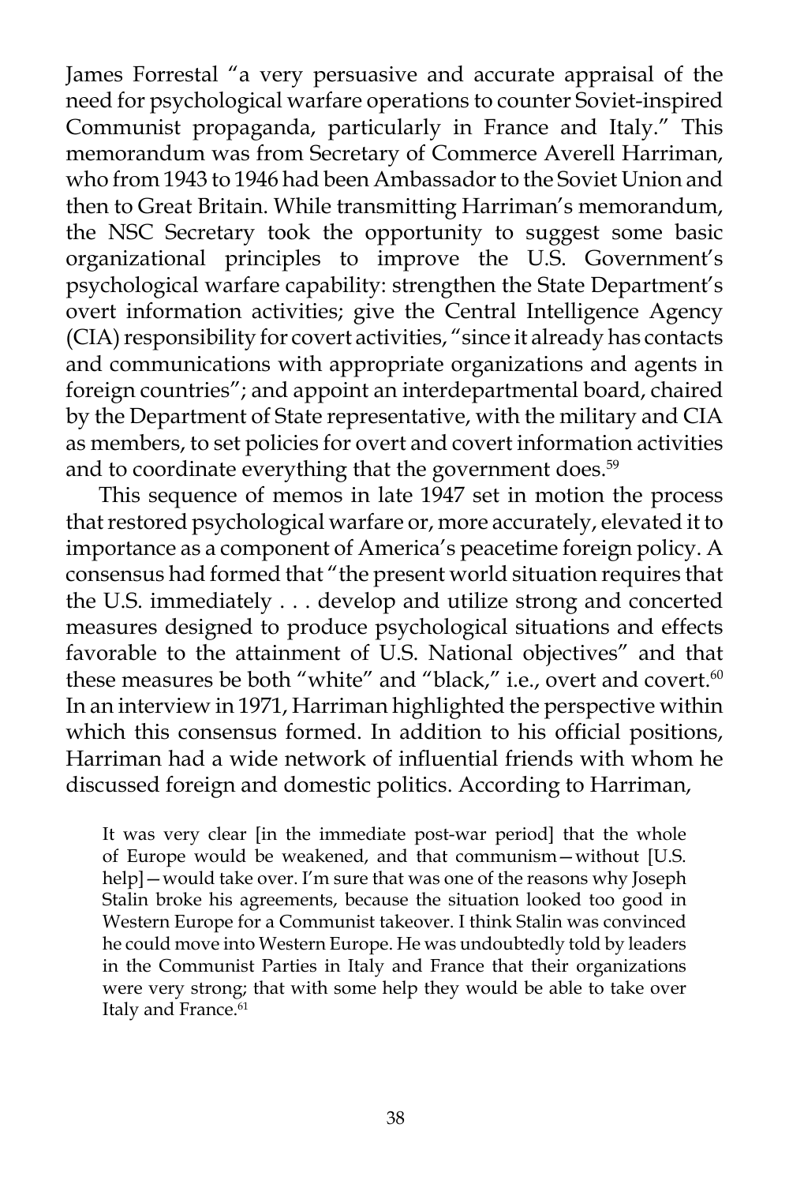James Forrestal "a very persuasive and accurate appraisal of the need for psychological warfare operations to counter Soviet-inspired Communist propaganda, particularly in France and Italy." This memorandum was from Secretary of Commerce Averell Harriman, who from 1943 to 1946 had been Ambassador to the Soviet Union and then to Great Britain. While transmitting Harriman's memorandum, the NSC Secretary took the opportunity to suggest some basic organizational principles to improve the U.S. Government's psychological warfare capability: strengthen the State Department's overt information activities; give the Central Intelligence Agency (CIA) responsibility for covert activities, "since it already has contacts and communications with appropriate organizations and agents in foreign countries"; and appoint an interdepartmental board, chaired by the Department of State representative, with the military and CIA as members, to set policies for overt and covert information activities and to coordinate everything that the government does.[59]

This sequence of memos in late 1947 set in motion the process that restored psychological warfare or, more accurately, elevated it to importance as a component of America's peacetime foreign policy. A consensus had formed that "the present world situation requires that the U.S. immediately . . . develop and utilize strong and concerted measures designed to produce psychological situations and effects favorable to the attainment of U.S. National objectives" and that these measures be both "white" and "black," i.e., overt and covert.[60] In an interview in 1971, Harriman highlighted the perspective within which this consensus formed. In addition to his official positions, Harriman had a wide network of influential friends with whom he discussed foreign and domestic politics. According to Harriman,

> It was very clear [in the immediate post-war period] that the whole of Europe would be weakened, and that communism—without [U.S. help]—would take over. I'm sure that was one of the reasons why Joseph Stalin broke his agreements, because the situation looked too good in Western Europe for a Communist takeover. I think Stalin was convinced he could move into Western Europe. He was undoubtedly told by leaders in the Communist Parties in Italy and France that their organizations were very strong; that with some help they would be able to take over Italy and France.[61]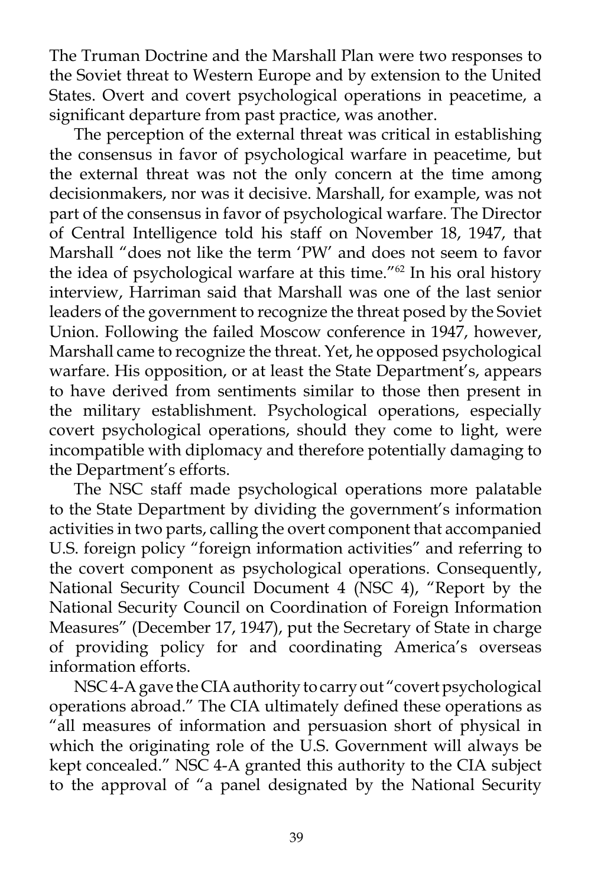The Truman Doctrine and the Marshall Plan were two responses to the Soviet threat to Western Europe and by extension to the United States. Overt and covert psychological operations in peacetime, a significant departure from past practice, was another.

The perception of the external threat was critical in establishing the consensus in favor of psychological warfare in peacetime, but the external threat was not the only concern at the time among decisionmakers, nor was it decisive. Marshall, for example, was not part of the consensus in favor of psychological warfare. The Director of Central Intelligence told his staff on November 18, 1947, that Marshall "does not like the term 'PW' and does not seem to favor the idea of psychological warfare at this time."[62] In his oral history interview, Harriman said that Marshall was one of the last senior leaders of the government to recognize the threat posed by the Soviet Union. Following the failed Moscow conference in 1947, however, Marshall came to recognize the threat. Yet, he opposed psychological warfare. His opposition, or at least the State Department's, appears to have derived from sentiments similar to those then present in the military establishment. Psychological operations, especially covert psychological operations, should they come to light, were incompatible with diplomacy and therefore potentially damaging to the Department's efforts.

The NSC staff made psychological operations more palatable to the State Department by dividing the government's information activities in two parts, calling the overt component that accompanied U.S. foreign policy "foreign information activities" and referring to the covert component as psychological operations. Consequently, National Security Council Document 4 (NSC 4), "Report by the National Security Council on Coordination of Foreign Information Measures" (December 17, 1947), put the Secretary of State in charge of providing policy for and coordinating America's overseas information efforts.

NSC 4-A gave the CIA authority to carry out "covert psychological operations abroad." The CIA ultimately defined these operations as "all measures of information and persuasion short of physical in which the originating role of the U.S. Government will always be kept concealed." NSC 4-A granted this authority to the CIA subject to the approval of "a panel designated by the National Security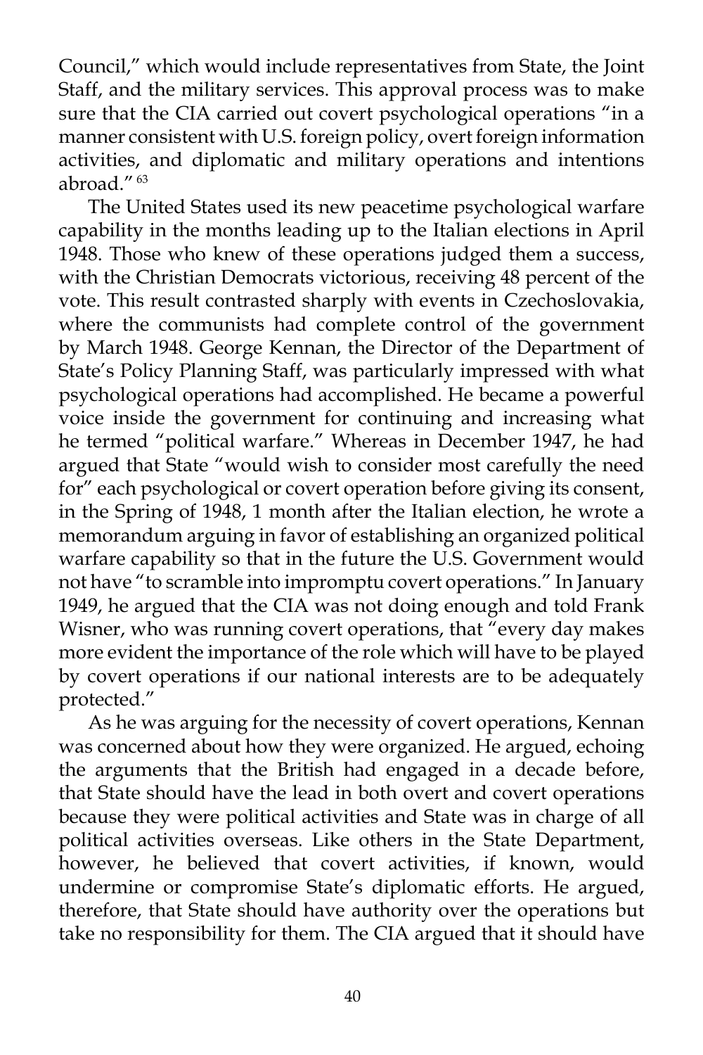Council," which would include representatives from State, the Joint Staff, and the military services. This approval process was to make sure that the CIA carried out covert psychological operations "in a manner consistent with U.S. foreign policy, overt foreign information activities, and diplomatic and military operations and intentions abroad."[63]

The United States used its new peacetime psychological warfare capability in the months leading up to the Italian elections in April 1948. Those who knew of these operations judged them a success, with the Christian Democrats victorious, receiving 48 percent of the vote. This result contrasted sharply with events in Czechoslovakia, where the communists had complete control of the government by March 1948. George Kennan, the Director of the Department of State's Policy Planning Staff, was particularly impressed with what psychological operations had accomplished. He became a powerful voice inside the government for continuing and increasing what he termed "political warfare." Whereas in December 1947, he had argued that State "would wish to consider most carefully the need for" each psychological or covert operation before giving its consent, in the Spring of 1948, 1 month after the Italian election, he wrote a memorandum arguing in favor of establishing an organized political warfare capability so that in the future the U.S. Government would not have "to scramble into impromptu covert operations." In January 1949, he argued that the CIA was not doing enough and told Frank Wisner, who was running covert operations, that "every day makes more evident the importance of the role which will have to be played by covert operations if our national interests are to be adequately protected."

As he was arguing for the necessity of covert operations, Kennan was concerned about how they were organized. He argued, echoing the arguments that the British had engaged in a decade before, that State should have the lead in both overt and covert operations because they were political activities and State was in charge of all political activities overseas. Like others in the State Department, however, he believed that covert activities, if known, would undermine or compromise State's diplomatic efforts. He argued, therefore, that State should have authority over the operations but take no responsibility for them. The CIA argued that it should have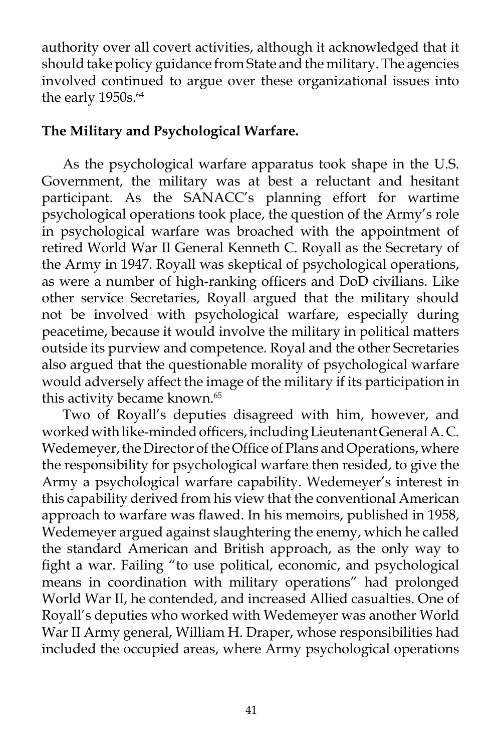authority over all covert activities, although it acknowledged that it should take policy guidance from State and the military. The agencies involved continued to argue over these organizational issues into the early 1950s.[64]

**The Military and Psychological Warfare.**

As the psychological warfare apparatus took shape in the U.S. Government, the military was at best a reluctant and hesitant participant. As the SANACC's planning effort for wartime psychological operations took place, the question of the Army's role in psychological warfare was broached with the appointment of retired World War II General Kenneth C. Royall as the Secretary of the Army in 1947. Royall was skeptical of psychological operations, as were a number of high-ranking officers and DoD civilians. Like other service Secretaries, Royall argued that the military should not be involved with psychological warfare, especially during peacetime, because it would involve the military in political matters outside its purview and competence. Royal and the other Secretaries also argued that the questionable morality of psychological warfare would adversely affect the image of the military if its participation in this activity became known.[65]

Two of Royall's deputies disagreed with him, however, and worked with like-minded officers, including Lieutenant General A. C. Wedemeyer, the Director of the Office of Plans and Operations, where the responsibility for psychological warfare then resided, to give the Army a psychological warfare capability. Wedemeyer's interest in this capability derived from his view that the conventional American approach to warfare was flawed. In his memoirs, published in 1958, Wedemeyer argued against slaughtering the enemy, which he called the standard American and British approach, as the only way to fight a war. Failing "to use political, economic, and psychological means in coordination with military operations" had prolonged World War II, he contended, and increased Allied casualties. One of Royall's deputies who worked with Wedemeyer was another World War II Army general, William H. Draper, whose responsibilities had included the occupied areas, where Army psychological operations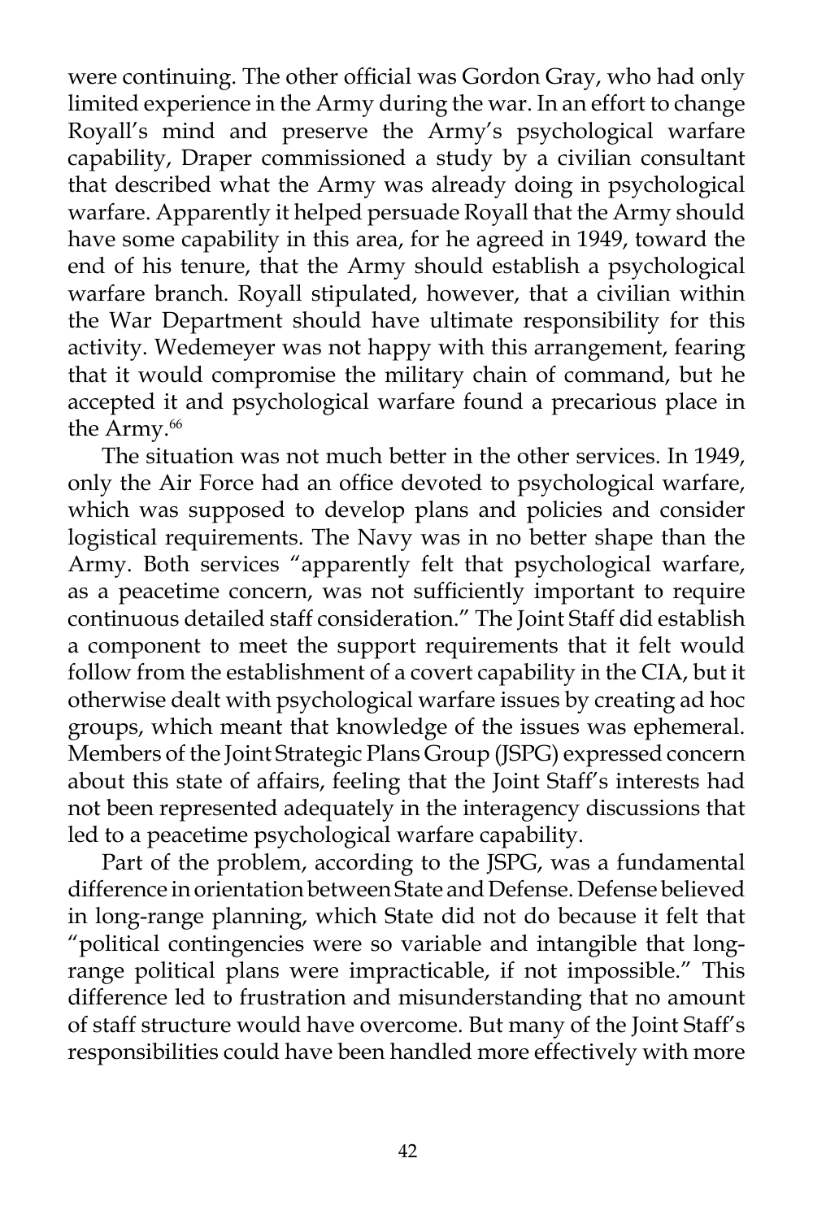were continuing. The other official was Gordon Gray, who had only limited experience in the Army during the war. In an effort to change Royall's mind and preserve the Army's psychological warfare capability, Draper commissioned a study by a civilian consultant that described what the Army was already doing in psychological warfare. Apparently it helped persuade Royall that the Army should have some capability in this area, for he agreed in 1949, toward the end of his tenure, that the Army should establish a psychological warfare branch. Royall stipulated, however, that a civilian within the War Department should have ultimate responsibility for this activity. Wedemeyer was not happy with this arrangement, fearing that it would compromise the military chain of command, but he accepted it and psychological warfare found a precarious place in the Army.[66]

The situation was not much better in the other services. In 1949, only the Air Force had an office devoted to psychological warfare, which was supposed to develop plans and policies and consider logistical requirements. The Navy was in no better shape than the Army. Both services "apparently felt that psychological warfare, as a peacetime concern, was not sufficiently important to require continuous detailed staff consideration." The Joint Staff did establish a component to meet the support requirements that it felt would follow from the establishment of a covert capability in the CIA, but it otherwise dealt with psychological warfare issues by creating ad hoc groups, which meant that knowledge of the issues was ephemeral. Members of the Joint Strategic Plans Group (JSPG) expressed concern about this state of affairs, feeling that the Joint Staff's interests had not been represented adequately in the interagency discussions that led to a peacetime psychological warfare capability.

Part of the problem, according to the JSPG, was a fundamental difference in orientation between State and Defense. Defense believed in long-range planning, which State did not do because it felt that "political contingencies were so variable and intangible that long-range political plans were impracticable, if not impossible." This difference led to frustration and misunderstanding that no amount of staff structure would have overcome. But many of the Joint Staff's responsibilities could have been handled more effectively with more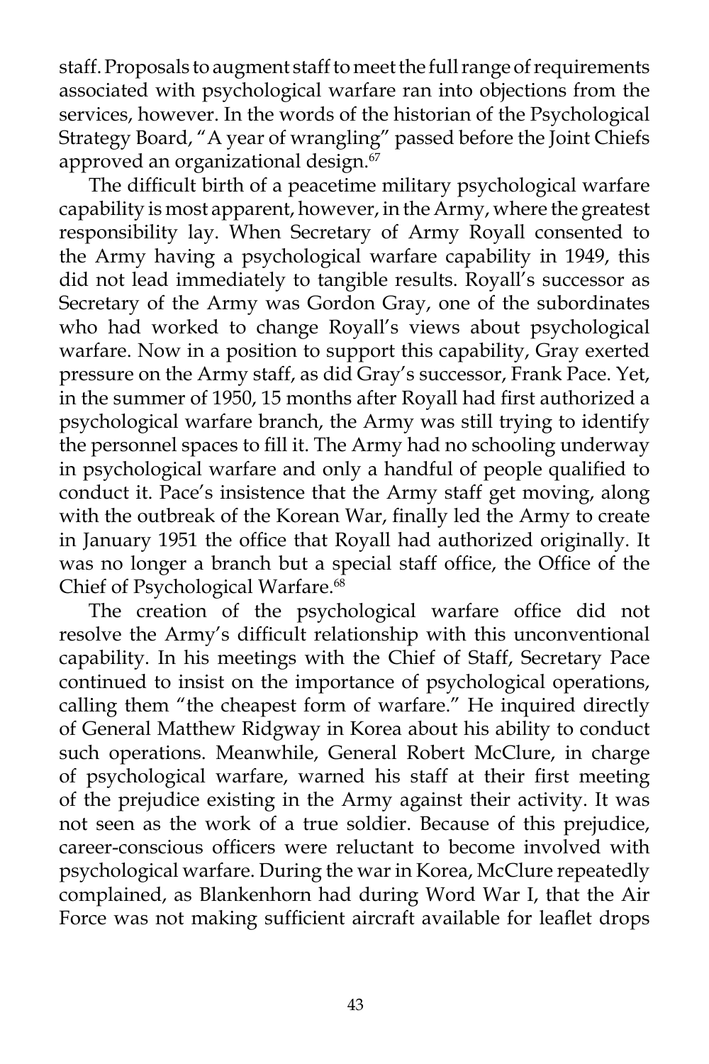staff. Proposals to augment staff to meet the full range of requirements associated with psychological warfare ran into objections from the services, however. In the words of the historian of the Psychological Strategy Board, "A year of wrangling" passed before the Joint Chiefs approved an organizational design.[67]

The difficult birth of a peacetime military psychological warfare capability is most apparent, however, in the Army, where the greatest responsibility lay. When Secretary of Army Royall consented to the Army having a psychological warfare capability in 1949, this did not lead immediately to tangible results. Royall's successor as Secretary of the Army was Gordon Gray, one of the subordinates who had worked to change Royall's views about psychological warfare. Now in a position to support this capability, Gray exerted pressure on the Army staff, as did Gray's successor, Frank Pace. Yet, in the summer of 1950, 15 months after Royall had first authorized a psychological warfare branch, the Army was still trying to identify the personnel spaces to fill it. The Army had no schooling underway in psychological warfare and only a handful of people qualified to conduct it. Pace's insistence that the Army staff get moving, along with the outbreak of the Korean War, finally led the Army to create in January 1951 the office that Royall had authorized originally. It was no longer a branch but a special staff office, the Office of the Chief of Psychological Warfare.[68]

The creation of the psychological warfare office did not resolve the Army's difficult relationship with this unconventional capability. In his meetings with the Chief of Staff, Secretary Pace continued to insist on the importance of psychological operations, calling them "the cheapest form of warfare." He inquired directly of General Matthew Ridgway in Korea about his ability to conduct such operations. Meanwhile, General Robert McClure, in charge of psychological warfare, warned his staff at their first meeting of the prejudice existing in the Army against their activity. It was not seen as the work of a true soldier. Because of this prejudice, career-conscious officers were reluctant to become involved with psychological warfare. During the war in Korea, McClure repeatedly complained, as Blankenhorn had during Word War I, that the Air Force was not making sufficient aircraft available for leaflet drops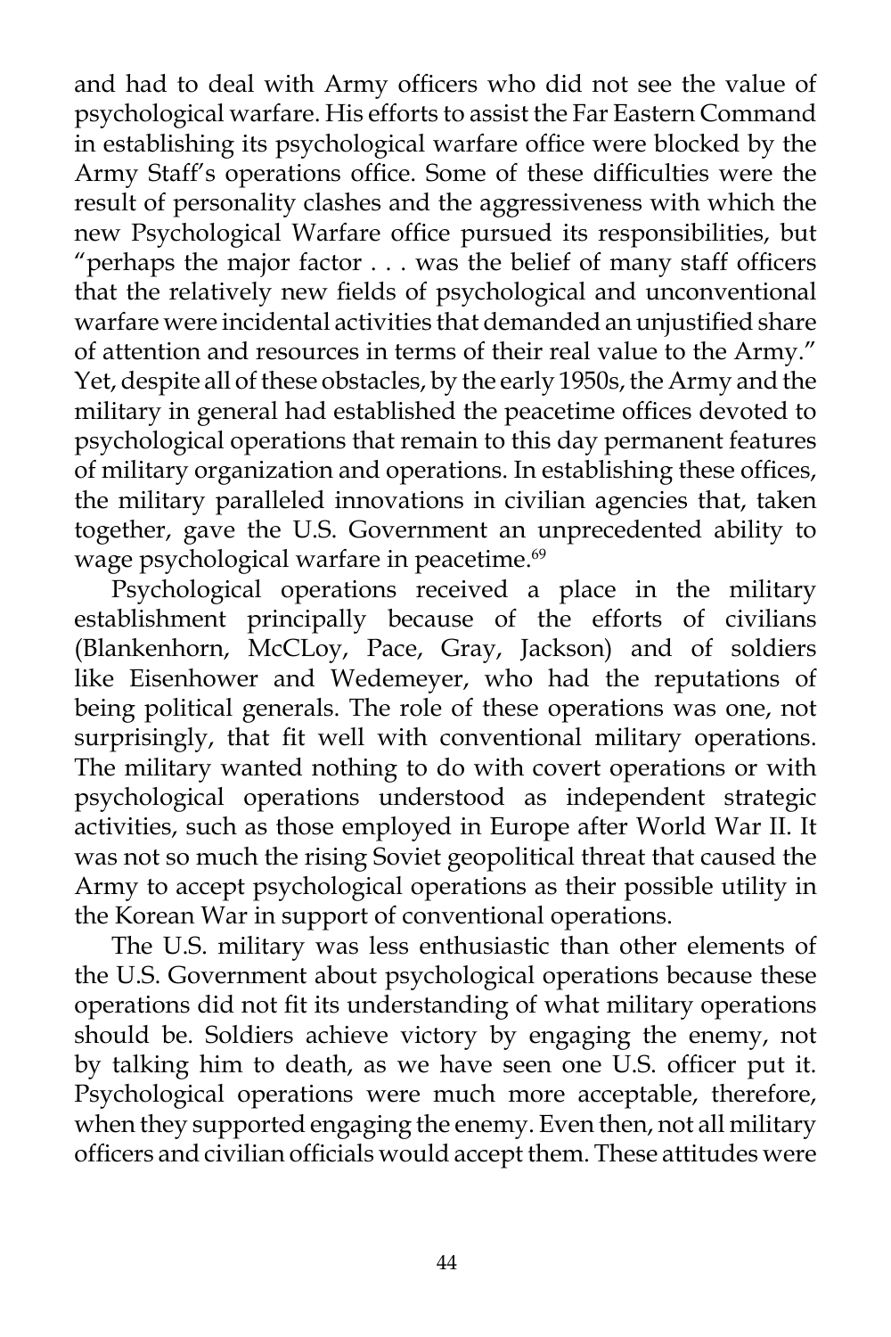and had to deal with Army officers who did not see the value of psychological warfare. His efforts to assist the Far Eastern Command in establishing its psychological warfare office were blocked by the Army Staff's operations office. Some of these difficulties were the result of personality clashes and the aggressiveness with which the new Psychological Warfare office pursued its responsibilities, but "perhaps the major factor . . . was the belief of many staff officers that the relatively new fields of psychological and unconventional warfare were incidental activities that demanded an unjustified share of attention and resources in terms of their real value to the Army." Yet, despite all of these obstacles, by the early 1950s, the Army and the military in general had established the peacetime offices devoted to psychological operations that remain to this day permanent features of military organization and operations. In establishing these offices, the military paralleled innovations in civilian agencies that, taken together, gave the U.S. Government an unprecedented ability to wage psychological warfare in peacetime.[69]

Psychological operations received a place in the military establishment principally because of the efforts of civilians (Blankenhorn, McCLoy, Pace, Gray, Jackson) and of soldiers like Eisenhower and Wedemeyer, who had the reputations of being political generals. The role of these operations was one, not surprisingly, that fit well with conventional military operations. The military wanted nothing to do with covert operations or with psychological operations understood as independent strategic activities, such as those employed in Europe after World War II. It was not so much the rising Soviet geopolitical threat that caused the Army to accept psychological operations as their possible utility in the Korean War in support of conventional operations.

The U.S. military was less enthusiastic than other elements of the U.S. Government about psychological operations because these operations did not fit its understanding of what military operations should be. Soldiers achieve victory by engaging the enemy, not by talking him to death, as we have seen one U.S. officer put it. Psychological operations were much more acceptable, therefore, when they supported engaging the enemy. Even then, not all military officers and civilian officials would accept them. These attitudes were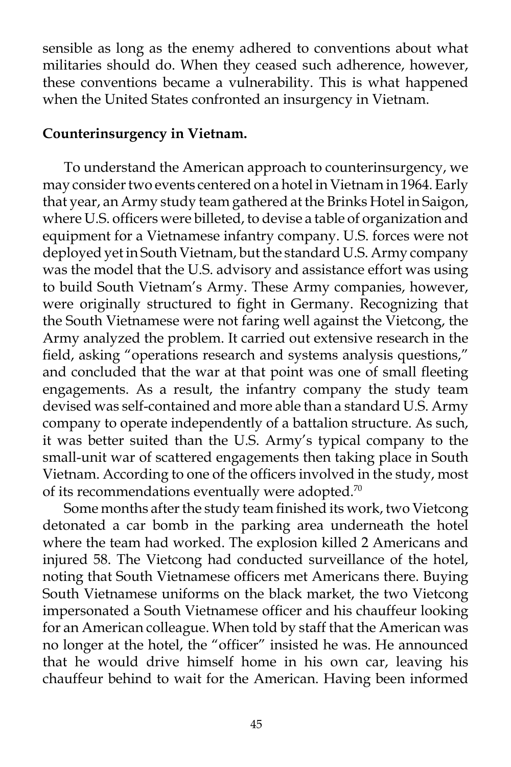sensible as long as the enemy adhered to conventions about what militaries should do. When they ceased such adherence, however, these conventions became a vulnerability. This is what happened when the United States confronted an insurgency in Vietnam.

**Counterinsurgency in Vietnam.**

To understand the American approach to counterinsurgency, we may consider two events centered on a hotel in Vietnam in 1964. Early that year, an Army study team gathered at the Brinks Hotel in Saigon, where U.S. officers were billeted, to devise a table of organization and equipment for a Vietnamese infantry company. U.S. forces were not deployed yet in South Vietnam, but the standard U.S. Army company was the model that the U.S. advisory and assistance effort was using to build South Vietnam's Army. These Army companies, however, were originally structured to fight in Germany. Recognizing that the South Vietnamese were not faring well against the Vietcong, the Army analyzed the problem. It carried out extensive research in the field, asking "operations research and systems analysis questions," and concluded that the war at that point was one of small fleeting engagements. As a result, the infantry company the study team devised was self-contained and more able than a standard U.S. Army company to operate independently of a battalion structure. As such, it was better suited than the U.S. Army's typical company to the small-unit war of scattered engagements then taking place in South Vietnam. According to one of the officers involved in the study, most of its recommendations eventually were adopted.[70]

Some months after the study team finished its work, two Vietcong detonated a car bomb in the parking area underneath the hotel where the team had worked. The explosion killed 2 Americans and injured 58. The Vietcong had conducted surveillance of the hotel, noting that South Vietnamese officers met Americans there. Buying South Vietnamese uniforms on the black market, the two Vietcong impersonated a South Vietnamese officer and his chauffeur looking for an American colleague. When told by staff that the American was no longer at the hotel, the "officer" insisted he was. He announced that he would drive himself home in his own car, leaving his chauffeur behind to wait for the American. Having been informed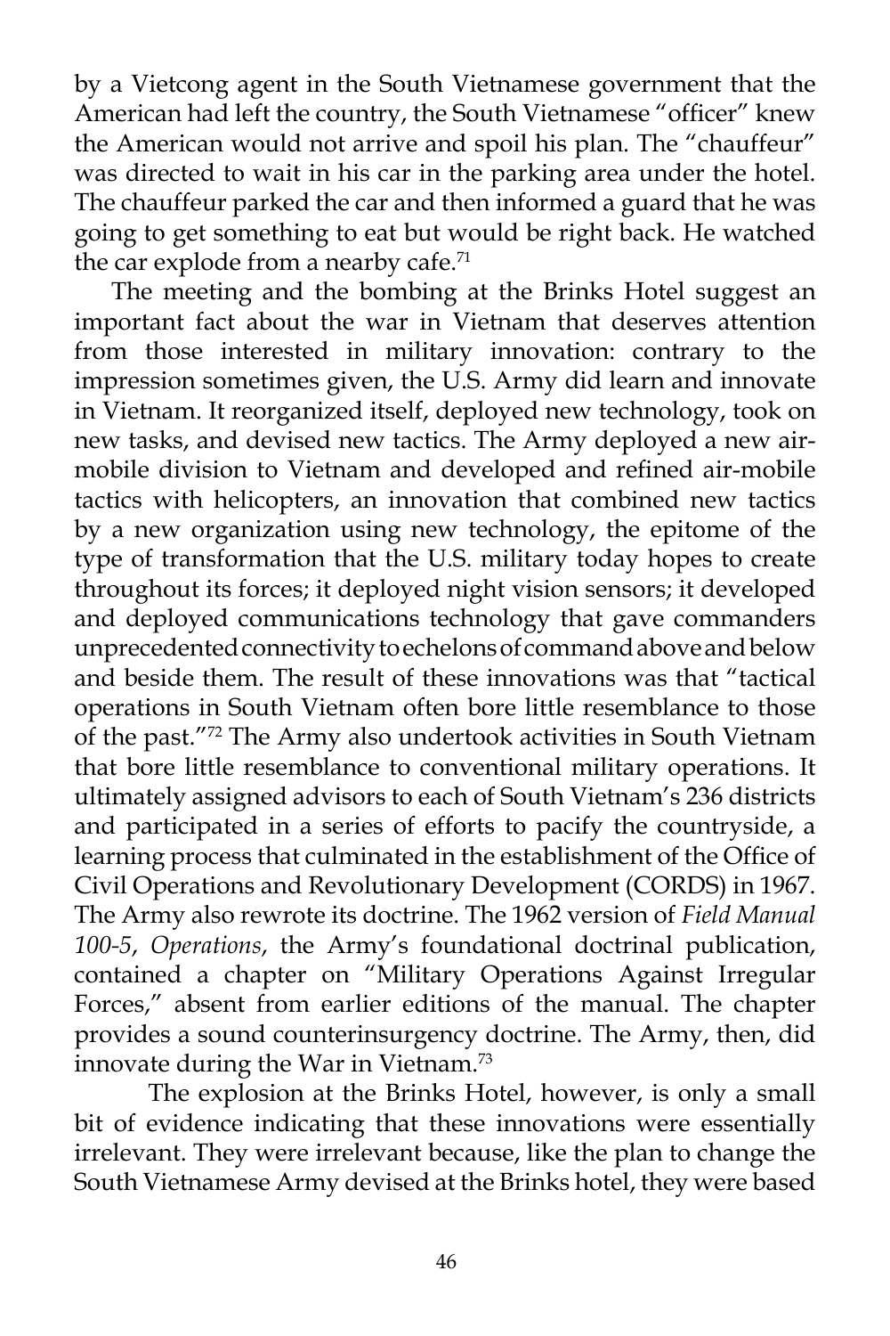by a Vietcong agent in the South Vietnamese government that the American had left the country, the South Vietnamese "officer" knew the American would not arrive and spoil his plan. The "chauffeur" was directed to wait in his car in the parking area under the hotel. The chauffeur parked the car and then informed a guard that he was going to get something to eat but would be right back. He watched the car explode from a nearby cafe.[71]

The meeting and the bombing at the Brinks Hotel suggest an important fact about the war in Vietnam that deserves attention from those interested in military innovation: contrary to the impression sometimes given, the U.S. Army did learn and innovate in Vietnam. It reorganized itself, deployed new technology, took on new tasks, and devised new tactics. The Army deployed a new air-mobile division to Vietnam and developed and refined air-mobile tactics with helicopters, an innovation that combined new tactics by a new organization using new technology, the epitome of the type of transformation that the U.S. military today hopes to create throughout its forces; it deployed night vision sensors; it developed and deployed communications technology that gave commanders unprecedented connectivity to echelons of command above and below and beside them. The result of these innovations was that "tactical operations in South Vietnam often bore little resemblance to those of the past."[72] The Army also undertook activities in South Vietnam that bore little resemblance to conventional military operations. It ultimately assigned advisors to each of South Vietnam's 236 districts and participated in a series of efforts to pacify the countryside, a learning process that culminated in the establishment of the Office of Civil Operations and Revolutionary Development (CORDS) in 1967. The Army also rewrote its doctrine. The 1962 version of *Field Manual 100-5*, *Operations*, the Army's foundational doctrinal publication, contained a chapter on "Military Operations Against Irregular Forces," absent from earlier editions of the manual. The chapter provides a sound counterinsurgency doctrine. The Army, then, did innovate during the War in Vietnam.[73]

The explosion at the Brinks Hotel, however, is only a small bit of evidence indicating that these innovations were essentially irrelevant. They were irrelevant because, like the plan to change the South Vietnamese Army devised at the Brinks hotel, they were based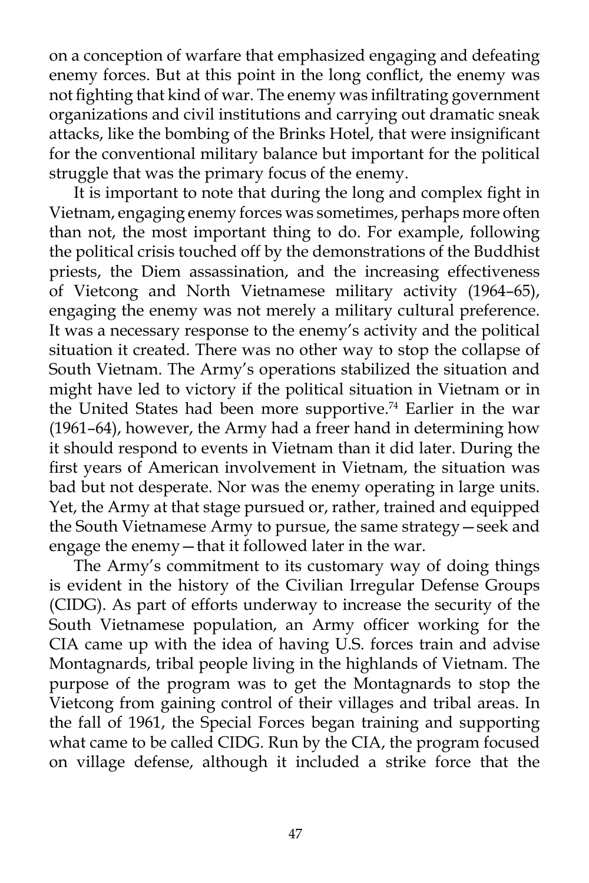on a conception of warfare that emphasized engaging and defeating enemy forces. But at this point in the long conflict, the enemy was not fighting that kind of war. The enemy was infiltrating government organizations and civil institutions and carrying out dramatic sneak attacks, like the bombing of the Brinks Hotel, that were insignificant for the conventional military balance but important for the political struggle that was the primary focus of the enemy.

It is important to note that during the long and complex fight in Vietnam, engaging enemy forces was sometimes, perhaps more often than not, the most important thing to do. For example, following the political crisis touched off by the demonstrations of the Buddhist priests, the Diem assassination, and the increasing effectiveness of Vietcong and North Vietnamese military activity (1964–65), engaging the enemy was not merely a military cultural preference. It was a necessary response to the enemy's activity and the political situation it created. There was no other way to stop the collapse of South Vietnam. The Army's operations stabilized the situation and might have led to victory if the political situation in Vietnam or in the United States had been more supportive.[74] Earlier in the war (1961–64), however, the Army had a freer hand in determining how it should respond to events in Vietnam than it did later. During the first years of American involvement in Vietnam, the situation was bad but not desperate. Nor was the enemy operating in large units. Yet, the Army at that stage pursued or, rather, trained and equipped the South Vietnamese Army to pursue, the same strategy—seek and engage the enemy—that it followed later in the war.

The Army's commitment to its customary way of doing things is evident in the history of the Civilian Irregular Defense Groups (CIDG). As part of efforts underway to increase the security of the South Vietnamese population, an Army officer working for the CIA came up with the idea of having U.S. forces train and advise Montagnards, tribal people living in the highlands of Vietnam. The purpose of the program was to get the Montagnards to stop the Vietcong from gaining control of their villages and tribal areas. In the fall of 1961, the Special Forces began training and supporting what came to be called CIDG. Run by the CIA, the program focused on village defense, although it included a strike force that the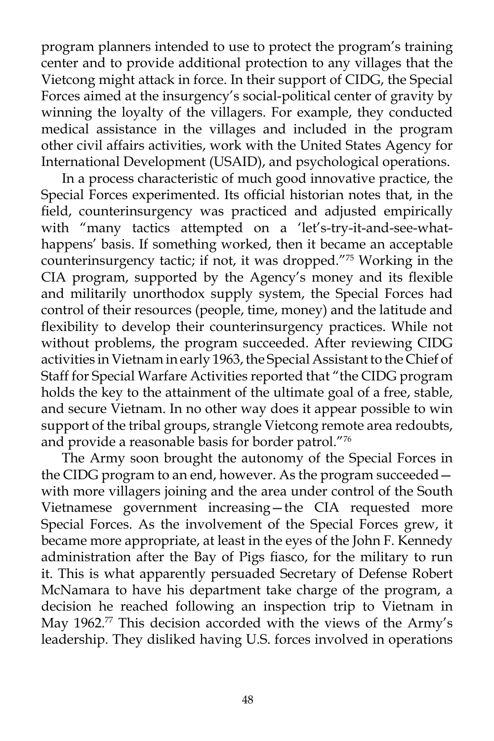program planners intended to use to protect the program's training center and to provide additional protection to any villages that the Vietcong might attack in force. In their support of CIDG, the Special Forces aimed at the insurgency's social-political center of gravity by winning the loyalty of the villagers. For example, they conducted medical assistance in the villages and included in the program other civil affairs activities, work with the United States Agency for International Development (USAID), and psychological operations.

In a process characteristic of much good innovative practice, the Special Forces experimented. Its official historian notes that, in the field, counterinsurgency was practiced and adjusted empirically with "many tactics attempted on a 'let's-try-it-and-see-what-happens' basis. If something worked, then it became an acceptable counterinsurgency tactic; if not, it was dropped."[75] Working in the CIA program, supported by the Agency's money and its flexible and militarily unorthodox supply system, the Special Forces had control of their resources (people, time, money) and the latitude and flexibility to develop their counterinsurgency practices. While not without problems, the program succeeded. After reviewing CIDG activities in Vietnam in early 1963, the Special Assistant to the Chief of Staff for Special Warfare Activities reported that "the CIDG program holds the key to the attainment of the ultimate goal of a free, stable, and secure Vietnam. In no other way does it appear possible to win support of the tribal groups, strangle Vietcong remote area redoubts, and provide a reasonable basis for border patrol."[76]

The Army soon brought the autonomy of the Special Forces in the CIDG program to an end, however. As the program succeeded—with more villagers joining and the area under control of the South Vietnamese government increasing—the CIA requested more Special Forces. As the involvement of the Special Forces grew, it became more appropriate, at least in the eyes of the John F. Kennedy administration after the Bay of Pigs fiasco, for the military to run it. This is what apparently persuaded Secretary of Defense Robert McNamara to have his department take charge of the program, a decision he reached following an inspection trip to Vietnam in May 1962.[77] This decision accorded with the views of the Army's leadership. They disliked having U.S. forces involved in operations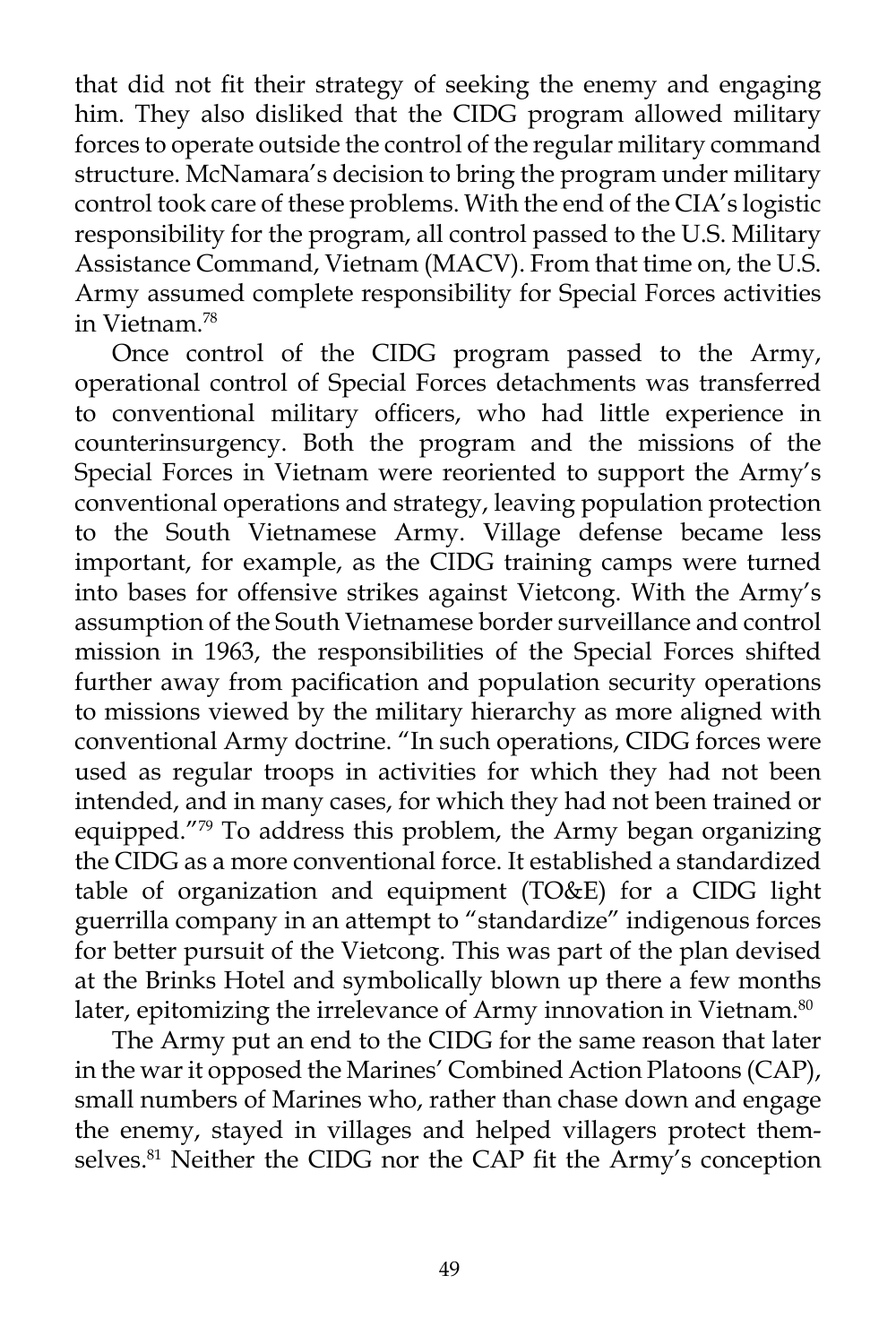that did not fit their strategy of seeking the enemy and engaging him. They also disliked that the CIDG program allowed military forces to operate outside the control of the regular military command structure. McNamara's decision to bring the program under military control took care of these problems. With the end of the CIA's logistic responsibility for the program, all control passed to the U.S. Military Assistance Command, Vietnam (MACV). From that time on, the U.S. Army assumed complete responsibility for Special Forces activities in Vietnam.[78]

Once control of the CIDG program passed to the Army, operational control of Special Forces detachments was transferred to conventional military officers, who had little experience in counterinsurgency. Both the program and the missions of the Special Forces in Vietnam were reoriented to support the Army's conventional operations and strategy, leaving population protection to the South Vietnamese Army. Village defense became less important, for example, as the CIDG training camps were turned into bases for offensive strikes against Vietcong. With the Army's assumption of the South Vietnamese border surveillance and control mission in 1963, the responsibilities of the Special Forces shifted further away from pacification and population security operations to missions viewed by the military hierarchy as more aligned with conventional Army doctrine. "In such operations, CIDG forces were used as regular troops in activities for which they had not been intended, and in many cases, for which they had not been trained or equipped."[79] To address this problem, the Army began organizing the CIDG as a more conventional force. It established a standardized table of organization and equipment (TO&E) for a CIDG light guerrilla company in an attempt to "standardize" indigenous forces for better pursuit of the Vietcong. This was part of the plan devised at the Brinks Hotel and symbolically blown up there a few months later, epitomizing the irrelevance of Army innovation in Vietnam.[80]

The Army put an end to the CIDG for the same reason that later in the war it opposed the Marines' Combined Action Platoons (CAP), small numbers of Marines who, rather than chase down and engage the enemy, stayed in villages and helped villagers protect themselves.[81] Neither the CIDG nor the CAP fit the Army's conception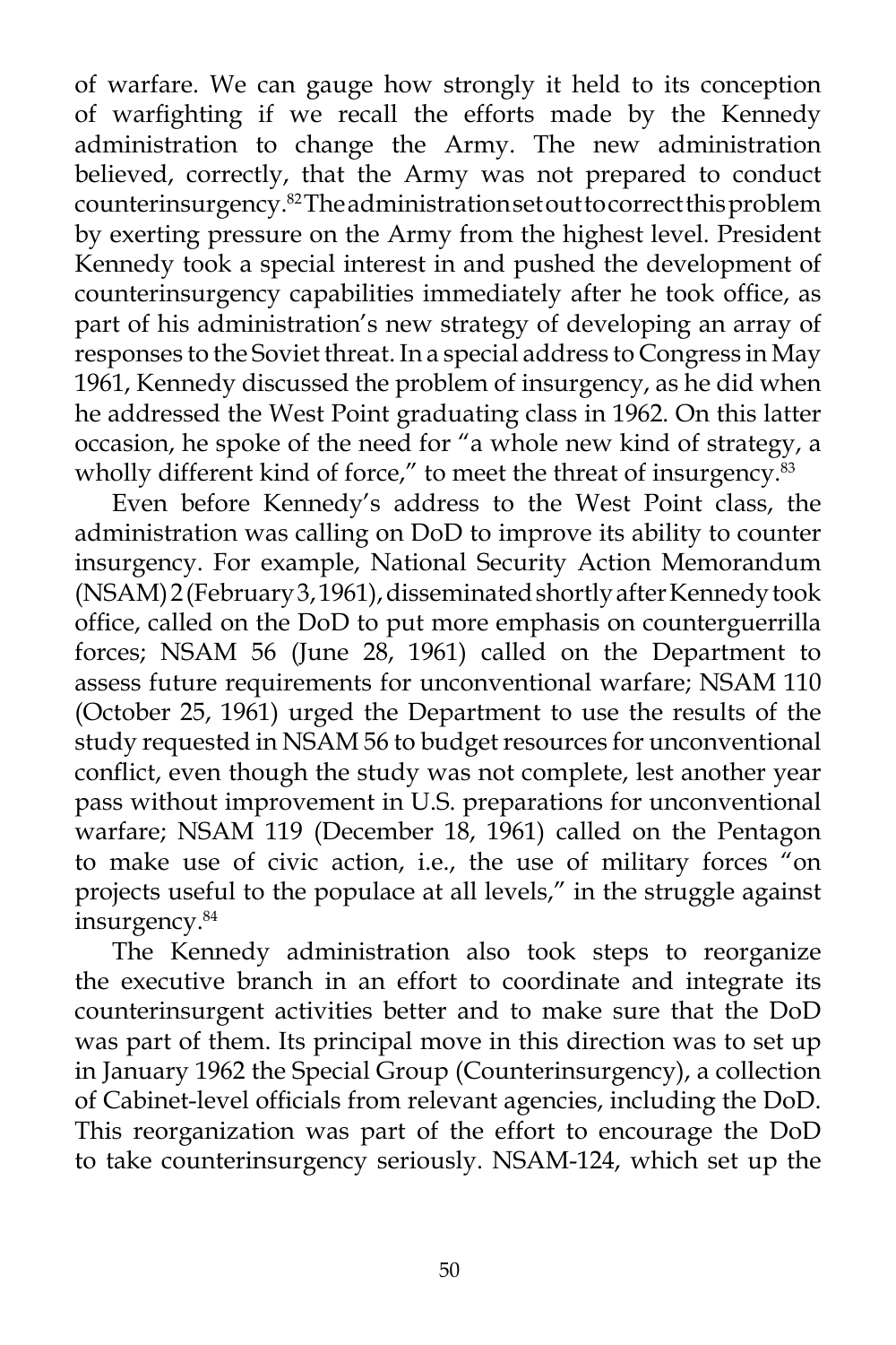of warfare. We can gauge how strongly it held to its conception of warfighting if we recall the efforts made by the Kennedy administration to change the Army. The new administration believed, correctly, that the Army was not prepared to conduct counterinsurgency.[82] The administration set out to correct this problem by exerting pressure on the Army from the highest level. President Kennedy took a special interest in and pushed the development of counterinsurgency capabilities immediately after he took office, as part of his administration's new strategy of developing an array of responses to the Soviet threat. In a special address to Congress in May 1961, Kennedy discussed the problem of insurgency, as he did when he addressed the West Point graduating class in 1962. On this latter occasion, he spoke of the need for "a whole new kind of strategy, a wholly different kind of force," to meet the threat of insurgency.[83]

Even before Kennedy's address to the West Point class, the administration was calling on DoD to improve its ability to counter insurgency. For example, National Security Action Memorandum (NSAM) 2 (February 3, 1961), disseminated shortly after Kennedy took office, called on the DoD to put more emphasis on counterguerrilla forces; NSAM 56 (June 28, 1961) called on the Department to assess future requirements for unconventional warfare; NSAM 110 (October 25, 1961) urged the Department to use the results of the study requested in NSAM 56 to budget resources for unconventional conflict, even though the study was not complete, lest another year pass without improvement in U.S. preparations for unconventional warfare; NSAM 119 (December 18, 1961) called on the Pentagon to make use of civic action, i.e., the use of military forces "on projects useful to the populace at all levels," in the struggle against insurgency.[84]

The Kennedy administration also took steps to reorganize the executive branch in an effort to coordinate and integrate its counterinsurgent activities better and to make sure that the DoD was part of them. Its principal move in this direction was to set up in January 1962 the Special Group (Counterinsurgency), a collection of Cabinet-level officials from relevant agencies, including the DoD. This reorganization was part of the effort to encourage the DoD to take counterinsurgency seriously. NSAM-124, which set up the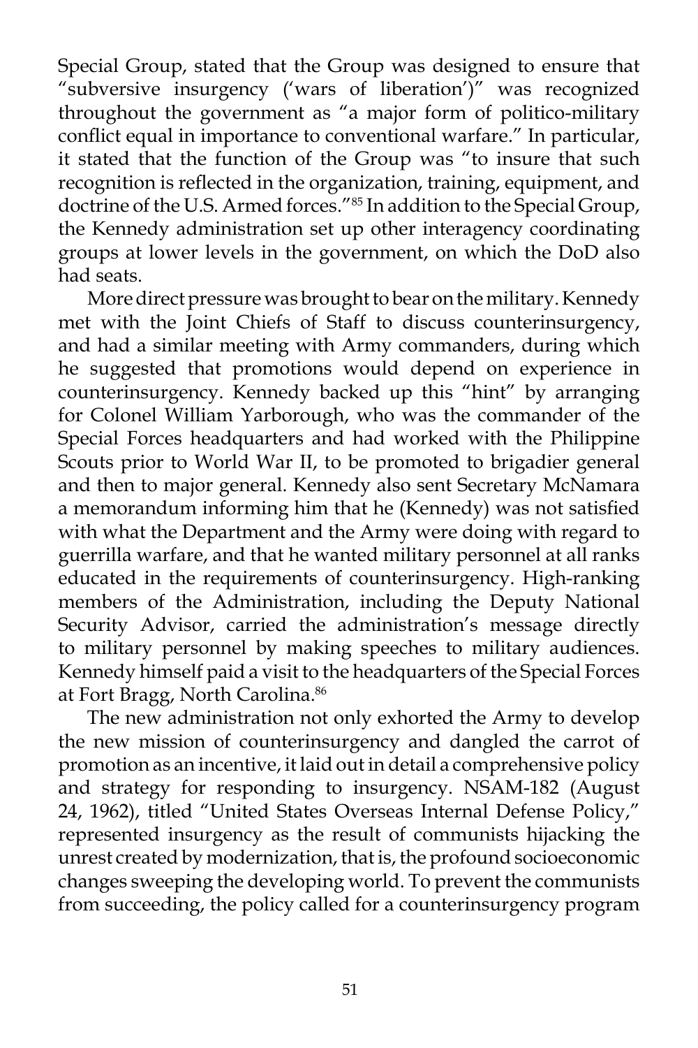Special Group, stated that the Group was designed to ensure that "subversive insurgency ('wars of liberation')" was recognized throughout the government as "a major form of politico-military conflict equal in importance to conventional warfare." In particular, it stated that the function of the Group was "to insure that such recognition is reflected in the organization, training, equipment, and doctrine of the U.S. Armed forces."[85] In addition to the Special Group, the Kennedy administration set up other interagency coordinating groups at lower levels in the government, on which the DoD also had seats.

More direct pressure was brought to bear on the military. Kennedy met with the Joint Chiefs of Staff to discuss counterinsurgency, and had a similar meeting with Army commanders, during which he suggested that promotions would depend on experience in counterinsurgency. Kennedy backed up this "hint" by arranging for Colonel William Yarborough, who was the commander of the Special Forces headquarters and had worked with the Philippine Scouts prior to World War II, to be promoted to brigadier general and then to major general. Kennedy also sent Secretary McNamara a memorandum informing him that he (Kennedy) was not satisfied with what the Department and the Army were doing with regard to guerrilla warfare, and that he wanted military personnel at all ranks educated in the requirements of counterinsurgency. High-ranking members of the Administration, including the Deputy National Security Advisor, carried the administration's message directly to military personnel by making speeches to military audiences. Kennedy himself paid a visit to the headquarters of the Special Forces at Fort Bragg, North Carolina.[86]

The new administration not only exhorted the Army to develop the new mission of counterinsurgency and dangled the carrot of promotion as an incentive, it laid out in detail a comprehensive policy and strategy for responding to insurgency. NSAM-182 (August 24, 1962), titled "United States Overseas Internal Defense Policy," represented insurgency as the result of communists hijacking the unrest created by modernization, that is, the profound socioeconomic changes sweeping the developing world. To prevent the communists from succeeding, the policy called for a counterinsurgency program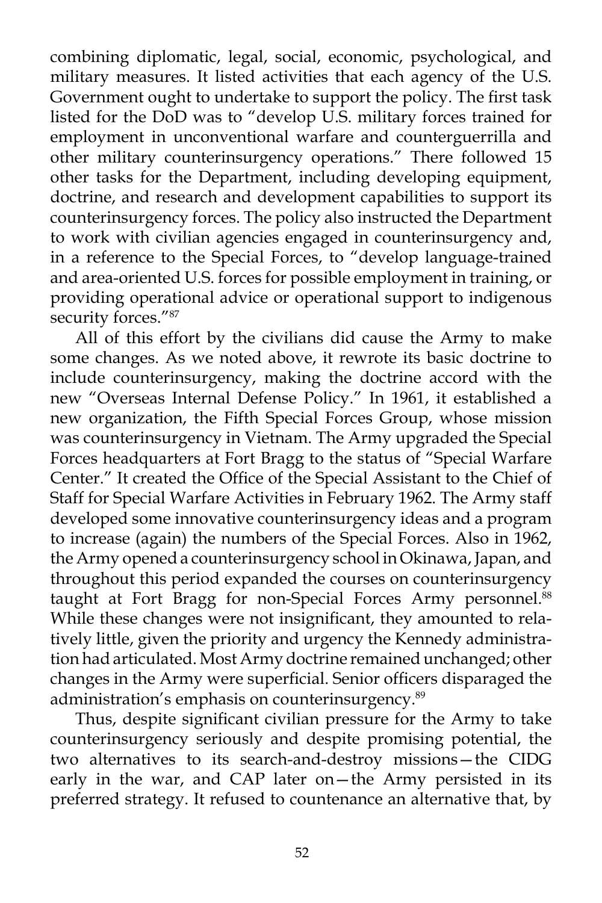combining diplomatic, legal, social, economic, psychological, and military measures. It listed activities that each agency of the U.S. Government ought to undertake to support the policy. The first task listed for the DoD was to "develop U.S. military forces trained for employment in unconventional warfare and counterguerrilla and other military counterinsurgency operations." There followed 15 other tasks for the Department, including developing equipment, doctrine, and research and development capabilities to support its counterinsurgency forces. The policy also instructed the Department to work with civilian agencies engaged in counterinsurgency and, in a reference to the Special Forces, to "develop language-trained and area-oriented U.S. forces for possible employment in training, or providing operational advice or operational support to indigenous security forces."[87]

All of this effort by the civilians did cause the Army to make some changes. As we noted above, it rewrote its basic doctrine to include counterinsurgency, making the doctrine accord with the new "Overseas Internal Defense Policy." In 1961, it established a new organization, the Fifth Special Forces Group, whose mission was counterinsurgency in Vietnam. The Army upgraded the Special Forces headquarters at Fort Bragg to the status of "Special Warfare Center." It created the Office of the Special Assistant to the Chief of Staff for Special Warfare Activities in February 1962. The Army staff developed some innovative counterinsurgency ideas and a program to increase (again) the numbers of the Special Forces. Also in 1962, the Army opened a counterinsurgency school in Okinawa, Japan, and throughout this period expanded the courses on counterinsurgency taught at Fort Bragg for non-Special Forces Army personnel.[88] While these changes were not insignificant, they amounted to relatively little, given the priority and urgency the Kennedy administration had articulated. Most Army doctrine remained unchanged; other changes in the Army were superficial. Senior officers disparaged the administration's emphasis on counterinsurgency.[89]

Thus, despite significant civilian pressure for the Army to take counterinsurgency seriously and despite promising potential, the two alternatives to its search-and-destroy missions—the CIDG early in the war, and CAP later on—the Army persisted in its preferred strategy. It refused to countenance an alternative that, by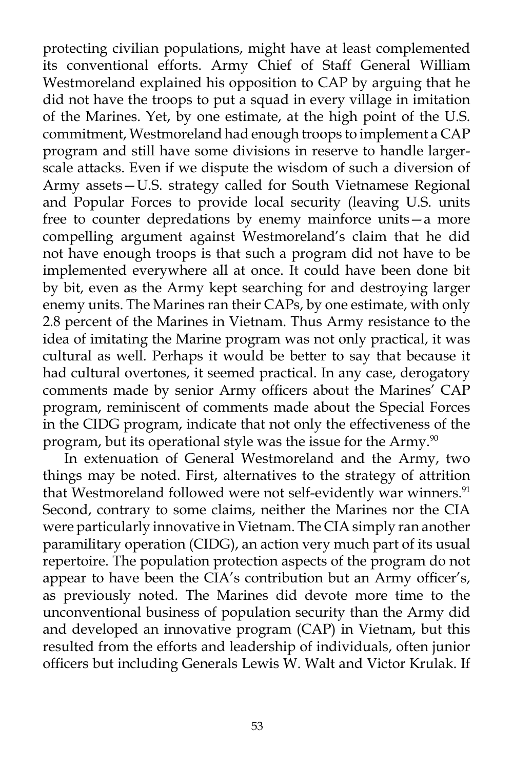protecting civilian populations, might have at least complemented its conventional efforts. Army Chief of Staff General William Westmoreland explained his opposition to CAP by arguing that he did not have the troops to put a squad in every village in imitation of the Marines. Yet, by one estimate, at the high point of the U.S. commitment, Westmoreland had enough troops to implement a CAP program and still have some divisions in reserve to handle larger-scale attacks. Even if we dispute the wisdom of such a diversion of Army assets—U.S. strategy called for South Vietnamese Regional and Popular Forces to provide local security (leaving U.S. units free to counter depredations by enemy mainforce units—a more compelling argument against Westmoreland's claim that he did not have enough troops is that such a program did not have to be implemented everywhere all at once. It could have been done bit by bit, even as the Army kept searching for and destroying larger enemy units. The Marines ran their CAPs, by one estimate, with only 2.8 percent of the Marines in Vietnam. Thus Army resistance to the idea of imitating the Marine program was not only practical, it was cultural as well. Perhaps it would be better to say that because it had cultural overtones, it seemed practical. In any case, derogatory comments made by senior Army officers about the Marines' CAP program, reminiscent of comments made about the Special Forces in the CIDG program, indicate that not only the effectiveness of the program, but its operational style was the issue for the Army.[90]

In extenuation of General Westmoreland and the Army, two things may be noted. First, alternatives to the strategy of attrition that Westmoreland followed were not self-evidently war winners.[91] Second, contrary to some claims, neither the Marines nor the CIA were particularly innovative in Vietnam. The CIA simply ran another paramilitary operation (CIDG), an action very much part of its usual repertoire. The population protection aspects of the program do not appear to have been the CIA's contribution but an Army officer's, as previously noted. The Marines did devote more time to the unconventional business of population security than the Army did and developed an innovative program (CAP) in Vietnam, but this resulted from the efforts and leadership of individuals, often junior officers but including Generals Lewis W. Walt and Victor Krulak. If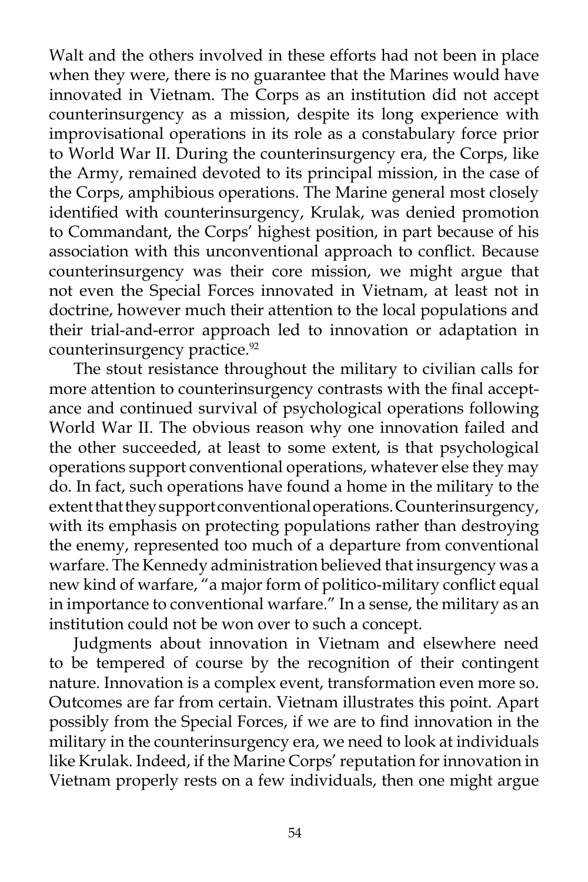Walt and the others involved in these efforts had not been in place when they were, there is no guarantee that the Marines would have innovated in Vietnam. The Corps as an institution did not accept counterinsurgency as a mission, despite its long experience with improvisational operations in its role as a constabulary force prior to World War II. During the counterinsurgency era, the Corps, like the Army, remained devoted to its principal mission, in the case of the Corps, amphibious operations. The Marine general most closely identified with counterinsurgency, Krulak, was denied promotion to Commandant, the Corps' highest position, in part because of his association with this unconventional approach to conflict. Because counterinsurgency was their core mission, we might argue that not even the Special Forces innovated in Vietnam, at least not in doctrine, however much their attention to the local populations and their trial-and-error approach led to innovation or adaptation in counterinsurgency practice.[92]

The stout resistance throughout the military to civilian calls for more attention to counterinsurgency contrasts with the final acceptance and continued survival of psychological operations following World War II. The obvious reason why one innovation failed and the other succeeded, at least to some extent, is that psychological operations support conventional operations, whatever else they may do. In fact, such operations have found a home in the military to the extent that they support conventional operations. Counterinsurgency, with its emphasis on protecting populations rather than destroying the enemy, represented too much of a departure from conventional warfare. The Kennedy administration believed that insurgency was a new kind of warfare, "a major form of politico-military conflict equal in importance to conventional warfare." In a sense, the military as an institution could not be won over to such a concept.

Judgments about innovation in Vietnam and elsewhere need to be tempered of course by the recognition of their contingent nature. Innovation is a complex event, transformation even more so. Outcomes are far from certain. Vietnam illustrates this point. Apart possibly from the Special Forces, if we are to find innovation in the military in the counterinsurgency era, we need to look at individuals like Krulak. Indeed, if the Marine Corps' reputation for innovation in Vietnam properly rests on a few individuals, then one might argue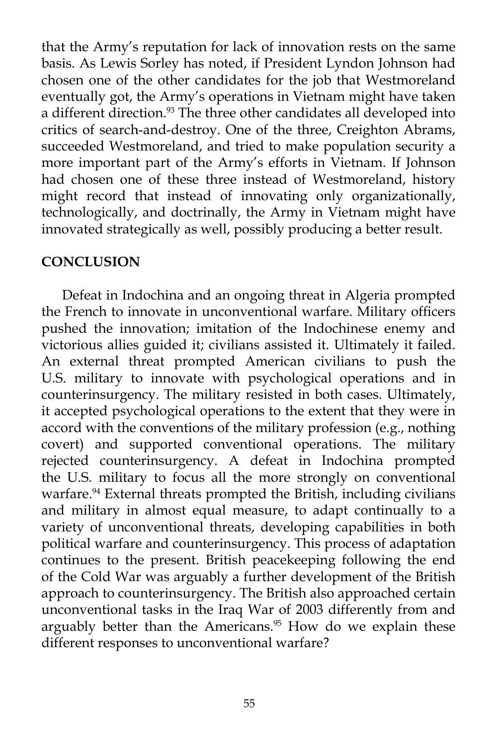that the Army's reputation for lack of innovation rests on the same basis. As Lewis Sorley has noted, if President Lyndon Johnson had chosen one of the other candidates for the job that Westmoreland eventually got, the Army's operations in Vietnam might have taken a different direction.[93] The three other candidates all developed into critics of search-and-destroy. One of the three, Creighton Abrams, succeeded Westmoreland, and tried to make population security a more important part of the Army's efforts in Vietnam. If Johnson had chosen one of these three instead of Westmoreland, history might record that instead of innovating only organizationally, technologically, and doctrinally, the Army in Vietnam might have innovated strategically as well, possibly producing a better result.

## CONCLUSION

Defeat in Indochina and an ongoing threat in Algeria prompted the French to innovate in unconventional warfare. Military officers pushed the innovation; imitation of the Indochinese enemy and victorious allies guided it; civilians assisted it. Ultimately it failed. An external threat prompted American civilians to push the U.S. military to innovate with psychological operations and in counterinsurgency. The military resisted in both cases. Ultimately, it accepted psychological operations to the extent that they were in accord with the conventions of the military profession (e.g., nothing covert) and supported conventional operations. The military rejected counterinsurgency. A defeat in Indochina prompted the U.S. military to focus all the more strongly on conventional warfare.[94] External threats prompted the British, including civilians and military in almost equal measure, to adapt continually to a variety of unconventional threats, developing capabilities in both political warfare and counterinsurgency. This process of adaptation continues to the present. British peacekeeping following the end of the Cold War was arguably a further development of the British approach to counterinsurgency. The British also approached certain unconventional tasks in the Iraq War of 2003 differently from and arguably better than the Americans.[95] How do we explain these different responses to unconventional warfare?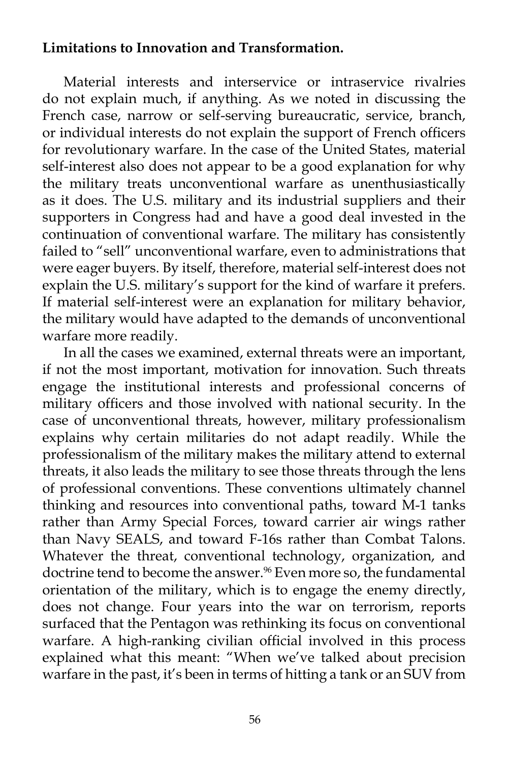**Limitations to Innovation and Transformation.**

Material interests and interservice or intraservice rivalries do not explain much, if anything. As we noted in discussing the French case, narrow or self-serving bureaucratic, service, branch, or individual interests do not explain the support of French officers for revolutionary warfare. In the case of the United States, material self-interest also does not appear to be a good explanation for why the military treats unconventional warfare as unenthusiastically as it does. The U.S. military and its industrial suppliers and their supporters in Congress had and have a good deal invested in the continuation of conventional warfare. The military has consistently failed to "sell" unconventional warfare, even to administrations that were eager buyers. By itself, therefore, material self-interest does not explain the U.S. military's support for the kind of warfare it prefers. If material self-interest were an explanation for military behavior, the military would have adapted to the demands of unconventional warfare more readily.

In all the cases we examined, external threats were an important, if not the most important, motivation for innovation. Such threats engage the institutional interests and professional concerns of military officers and those involved with national security. In the case of unconventional threats, however, military professionalism explains why certain militaries do not adapt readily. While the professionalism of the military makes the military attend to external threats, it also leads the military to see those threats through the lens of professional conventions. These conventions ultimately channel thinking and resources into conventional paths, toward M-1 tanks rather than Army Special Forces, toward carrier air wings rather than Navy SEALS, and toward F-16s rather than Combat Talons. Whatever the threat, conventional technology, organization, and doctrine tend to become the answer.[96] Even more so, the fundamental orientation of the military, which is to engage the enemy directly, does not change. Four years into the war on terrorism, reports surfaced that the Pentagon was rethinking its focus on conventional warfare. A high-ranking civilian official involved in this process explained what this meant: "When we've talked about precision warfare in the past, it's been in terms of hitting a tank or an SUV from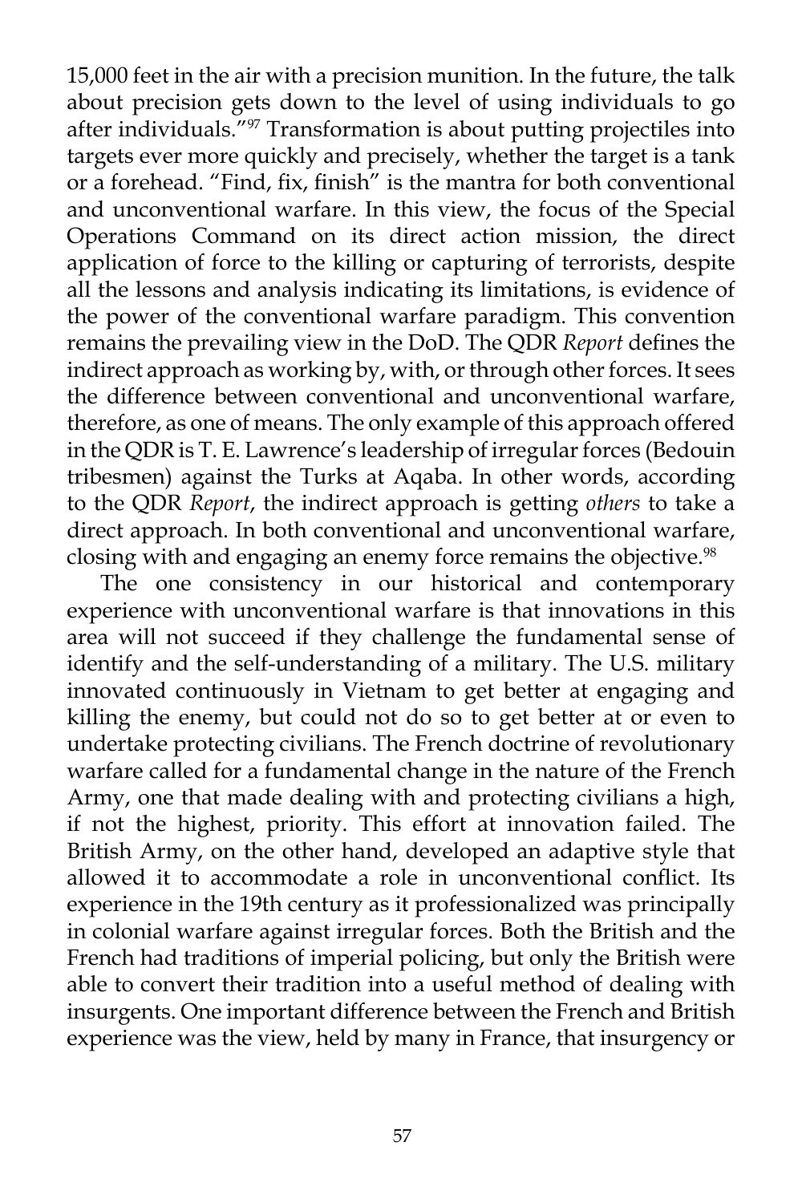15,000 feet in the air with a precision munition. In the future, the talk about precision gets down to the level of using individuals to go after individuals."[97] Transformation is about putting projectiles into targets ever more quickly and precisely, whether the target is a tank or a forehead. "Find, fix, finish" is the mantra for both conventional and unconventional warfare. In this view, the focus of the Special Operations Command on its direct action mission, the direct application of force to the killing or capturing of terrorists, despite all the lessons and analysis indicating its limitations, is evidence of the power of the conventional warfare paradigm. This convention remains the prevailing view in the DoD. The QDR *Report* defines the indirect approach as working by, with, or through other forces. It sees the difference between conventional and unconventional warfare, therefore, as one of means. The only example of this approach offered in the QDR is T. E. Lawrence's leadership of irregular forces (Bedouin tribesmen) against the Turks at Aqaba. In other words, according to the QDR *Report*, the indirect approach is getting *others* to take a direct approach. In both conventional and unconventional warfare, closing with and engaging an enemy force remains the objective.[98]

The one consistency in our historical and contemporary experience with unconventional warfare is that innovations in this area will not succeed if they challenge the fundamental sense of identify and the self-understanding of a military. The U.S. military innovated continuously in Vietnam to get better at engaging and killing the enemy, but could not do so to get better at or even to undertake protecting civilians. The French doctrine of revolutionary warfare called for a fundamental change in the nature of the French Army, one that made dealing with and protecting civilians a high, if not the highest, priority. This effort at innovation failed. The British Army, on the other hand, developed an adaptive style that allowed it to accommodate a role in unconventional conflict. Its experience in the 19th century as it professionalized was principally in colonial warfare against irregular forces. Both the British and the French had traditions of imperial policing, but only the British were able to convert their tradition into a useful method of dealing with insurgents. One important difference between the French and British experience was the view, held by many in France, that insurgency or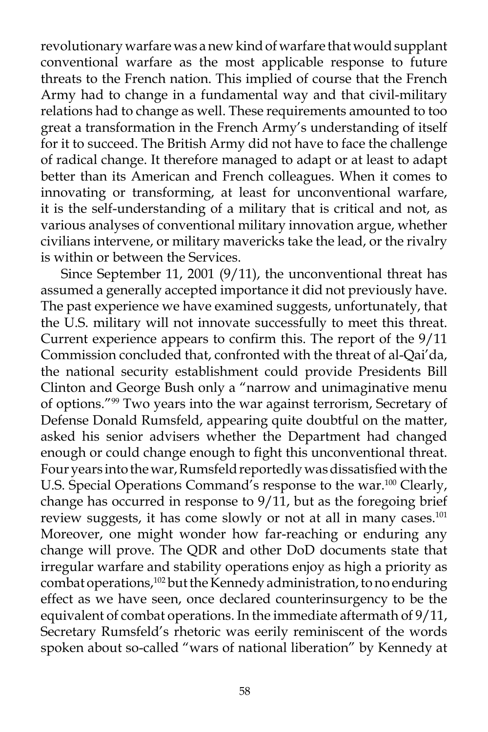revolutionary warfare was a new kind of warfare that would supplant conventional warfare as the most applicable response to future threats to the French nation. This implied of course that the French Army had to change in a fundamental way and that civil-military relations had to change as well. These requirements amounted to too great a transformation in the French Army's understanding of itself for it to succeed. The British Army did not have to face the challenge of radical change. It therefore managed to adapt or at least to adapt better than its American and French colleagues. When it comes to innovating or transforming, at least for unconventional warfare, it is the self-understanding of a military that is critical and not, as various analyses of conventional military innovation argue, whether civilians intervene, or military mavericks take the lead, or the rivalry is within or between the Services.

Since September 11, 2001 (9/11), the unconventional threat has assumed a generally accepted importance it did not previously have. The past experience we have examined suggests, unfortunately, that the U.S. military will not innovate successfully to meet this threat. Current experience appears to confirm this. The report of the 9/11 Commission concluded that, confronted with the threat of al-Qai'da, the national security establishment could provide Presidents Bill Clinton and George Bush only a "narrow and unimaginative menu of options."[99] Two years into the war against terrorism, Secretary of Defense Donald Rumsfeld, appearing quite doubtful on the matter, asked his senior advisers whether the Department had changed enough or could change enough to fight this unconventional threat. Four years into the war, Rumsfeld reportedly was dissatisfied with the U.S. Special Operations Command's response to the war.[100] Clearly, change has occurred in response to 9/11, but as the foregoing brief review suggests, it has come slowly or not at all in many cases.[101] Moreover, one might wonder how far-reaching or enduring any change will prove. The QDR and other DoD documents state that irregular warfare and stability operations enjoy as high a priority as combat operations,[102] but the Kennedy administration, to no enduring effect as we have seen, once declared counterinsurgency to be the equivalent of combat operations. In the immediate aftermath of 9/11, Secretary Rumsfeld's rhetoric was eerily reminiscent of the words spoken about so-called "wars of national liberation" by Kennedy at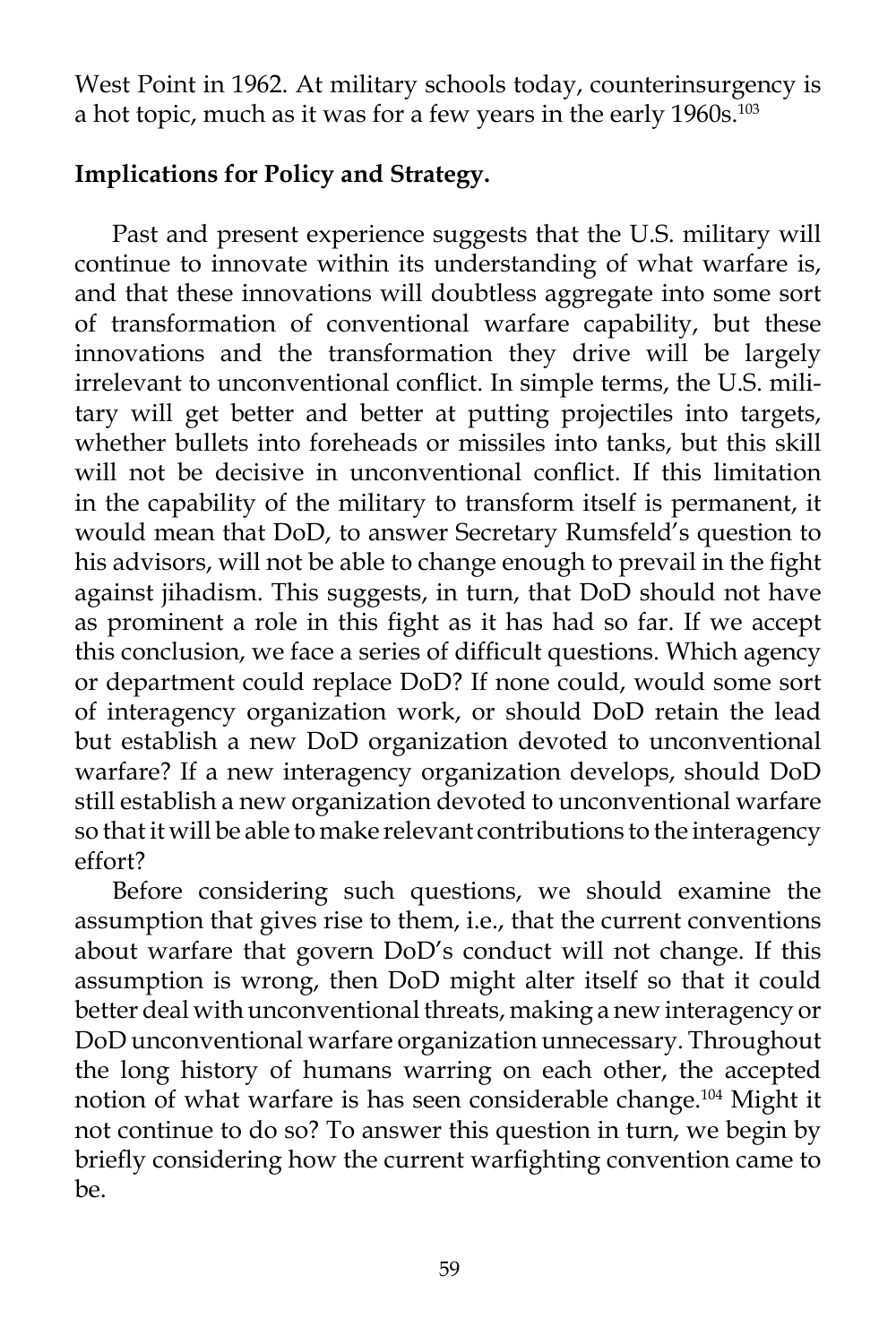West Point in 1962. At military schools today, counterinsurgency is a hot topic, much as it was for a few years in the early 1960s.[103]

**Implications for Policy and Strategy.**

Past and present experience suggests that the U.S. military will continue to innovate within its understanding of what warfare is, and that these innovations will doubtless aggregate into some sort of transformation of conventional warfare capability, but these innovations and the transformation they drive will be largely irrelevant to unconventional conflict. In simple terms, the U.S. military will get better and better at putting projectiles into targets, whether bullets into foreheads or missiles into tanks, but this skill will not be decisive in unconventional conflict. If this limitation in the capability of the military to transform itself is permanent, it would mean that DoD, to answer Secretary Rumsfeld's question to his advisors, will not be able to change enough to prevail in the fight against jihadism. This suggests, in turn, that DoD should not have as prominent a role in this fight as it has had so far. If we accept this conclusion, we face a series of difficult questions. Which agency or department could replace DoD? If none could, would some sort of interagency organization work, or should DoD retain the lead but establish a new DoD organization devoted to unconventional warfare? If a new interagency organization develops, should DoD still establish a new organization devoted to unconventional warfare so that it will be able to make relevant contributions to the interagency effort?

Before considering such questions, we should examine the assumption that gives rise to them, i.e., that the current conventions about warfare that govern DoD's conduct will not change. If this assumption is wrong, then DoD might alter itself so that it could better deal with unconventional threats, making a new interagency or DoD unconventional warfare organization unnecessary. Throughout the long history of humans warring on each other, the accepted notion of what warfare is has seen considerable change.[104] Might it not continue to do so? To answer this question in turn, we begin by briefly considering how the current warfighting convention came to be.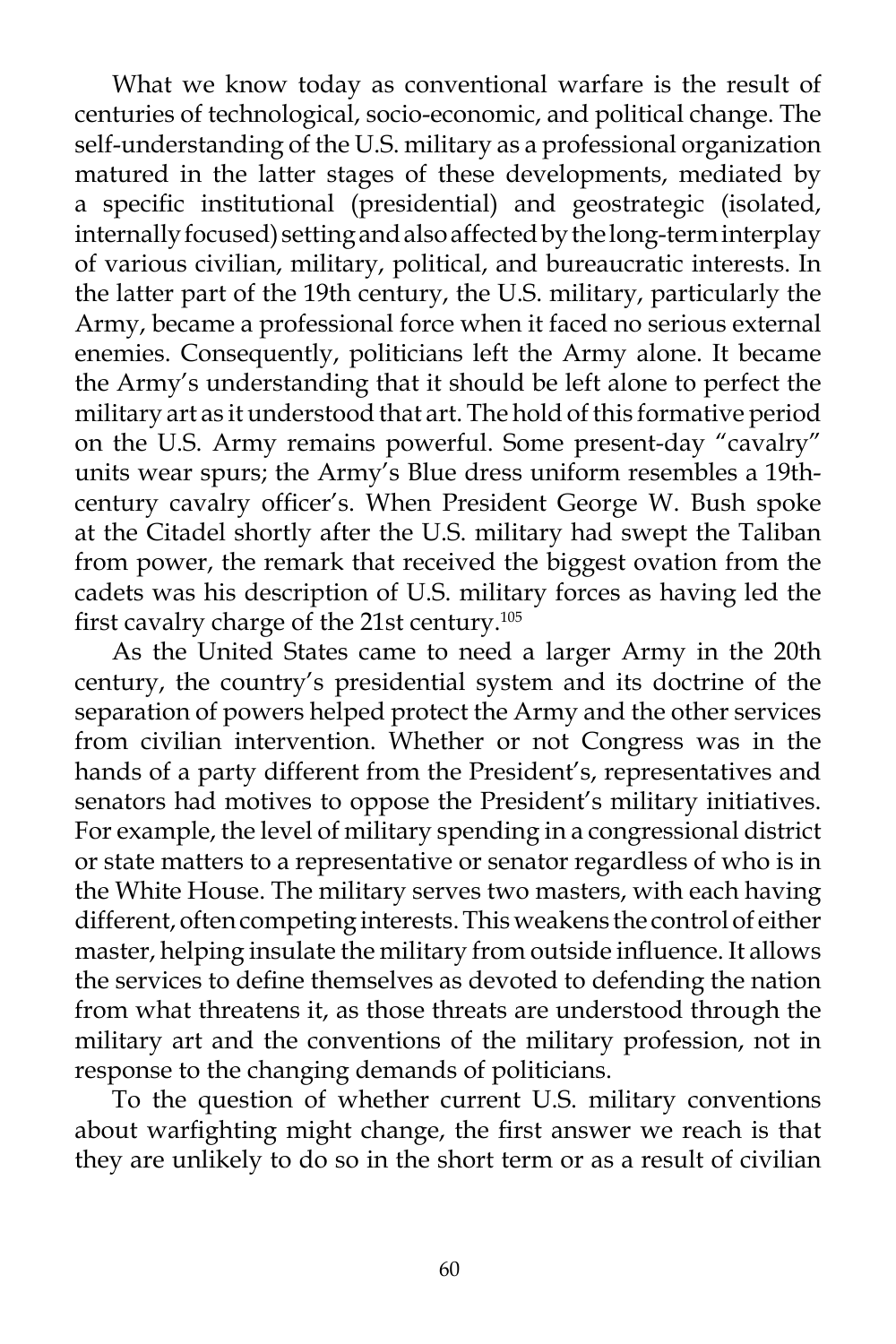What we know today as conventional warfare is the result of centuries of technological, socio-economic, and political change. The self-understanding of the U.S. military as a professional organization matured in the latter stages of these developments, mediated by a specific institutional (presidential) and geostrategic (isolated, internally focused) setting and also affected by the long-term interplay of various civilian, military, political, and bureaucratic interests. In the latter part of the 19th century, the U.S. military, particularly the Army, became a professional force when it faced no serious external enemies. Consequently, politicians left the Army alone. It became the Army's understanding that it should be left alone to perfect the military art as it understood that art. The hold of this formative period on the U.S. Army remains powerful. Some present-day "cavalry" units wear spurs; the Army's Blue dress uniform resembles a 19th-century cavalry officer's. When President George W. Bush spoke at the Citadel shortly after the U.S. military had swept the Taliban from power, the remark that received the biggest ovation from the cadets was his description of U.S. military forces as having led the first cavalry charge of the 21st century.[105]

As the United States came to need a larger Army in the 20th century, the country's presidential system and its doctrine of the separation of powers helped protect the Army and the other services from civilian intervention. Whether or not Congress was in the hands of a party different from the President's, representatives and senators had motives to oppose the President's military initiatives. For example, the level of military spending in a congressional district or state matters to a representative or senator regardless of who is in the White House. The military serves two masters, with each having different, often competing interests. This weakens the control of either master, helping insulate the military from outside influence. It allows the services to define themselves as devoted to defending the nation from what threatens it, as those threats are understood through the military art and the conventions of the military profession, not in response to the changing demands of politicians.

To the question of whether current U.S. military conventions about warfighting might change, the first answer we reach is that they are unlikely to do so in the short term or as a result of civilian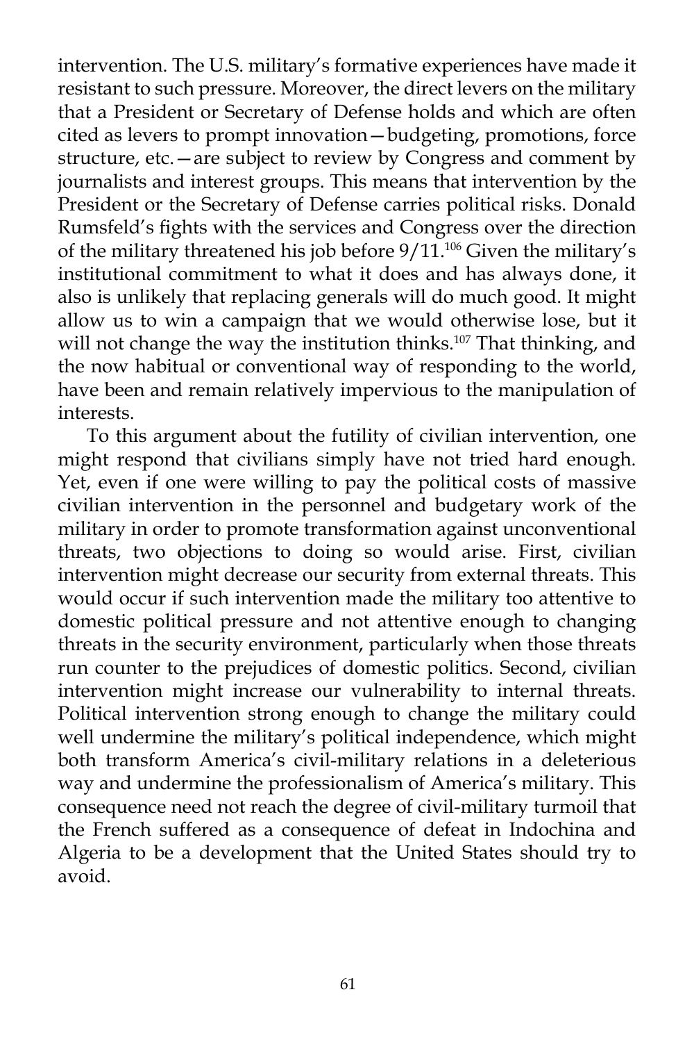intervention. The U.S. military's formative experiences have made it resistant to such pressure. Moreover, the direct levers on the military that a President or Secretary of Defense holds and which are often cited as levers to prompt innovation—budgeting, promotions, force structure, etc.—are subject to review by Congress and comment by journalists and interest groups. This means that intervention by the President or the Secretary of Defense carries political risks. Donald Rumsfeld's fights with the services and Congress over the direction of the military threatened his job before 9/11.[106] Given the military's institutional commitment to what it does and has always done, it also is unlikely that replacing generals will do much good. It might allow us to win a campaign that we would otherwise lose, but it will not change the way the institution thinks.[107] That thinking, and the now habitual or conventional way of responding to the world, have been and remain relatively impervious to the manipulation of interests.

To this argument about the futility of civilian intervention, one might respond that civilians simply have not tried hard enough. Yet, even if one were willing to pay the political costs of massive civilian intervention in the personnel and budgetary work of the military in order to promote transformation against unconventional threats, two objections to doing so would arise. First, civilian intervention might decrease our security from external threats. This would occur if such intervention made the military too attentive to domestic political pressure and not attentive enough to changing threats in the security environment, particularly when those threats run counter to the prejudices of domestic politics. Second, civilian intervention might increase our vulnerability to internal threats. Political intervention strong enough to change the military could well undermine the military's political independence, which might both transform America's civil-military relations in a deleterious way and undermine the professionalism of America's military. This consequence need not reach the degree of civil-military turmoil that the French suffered as a consequence of defeat in Indochina and Algeria to be a development that the United States should try to avoid.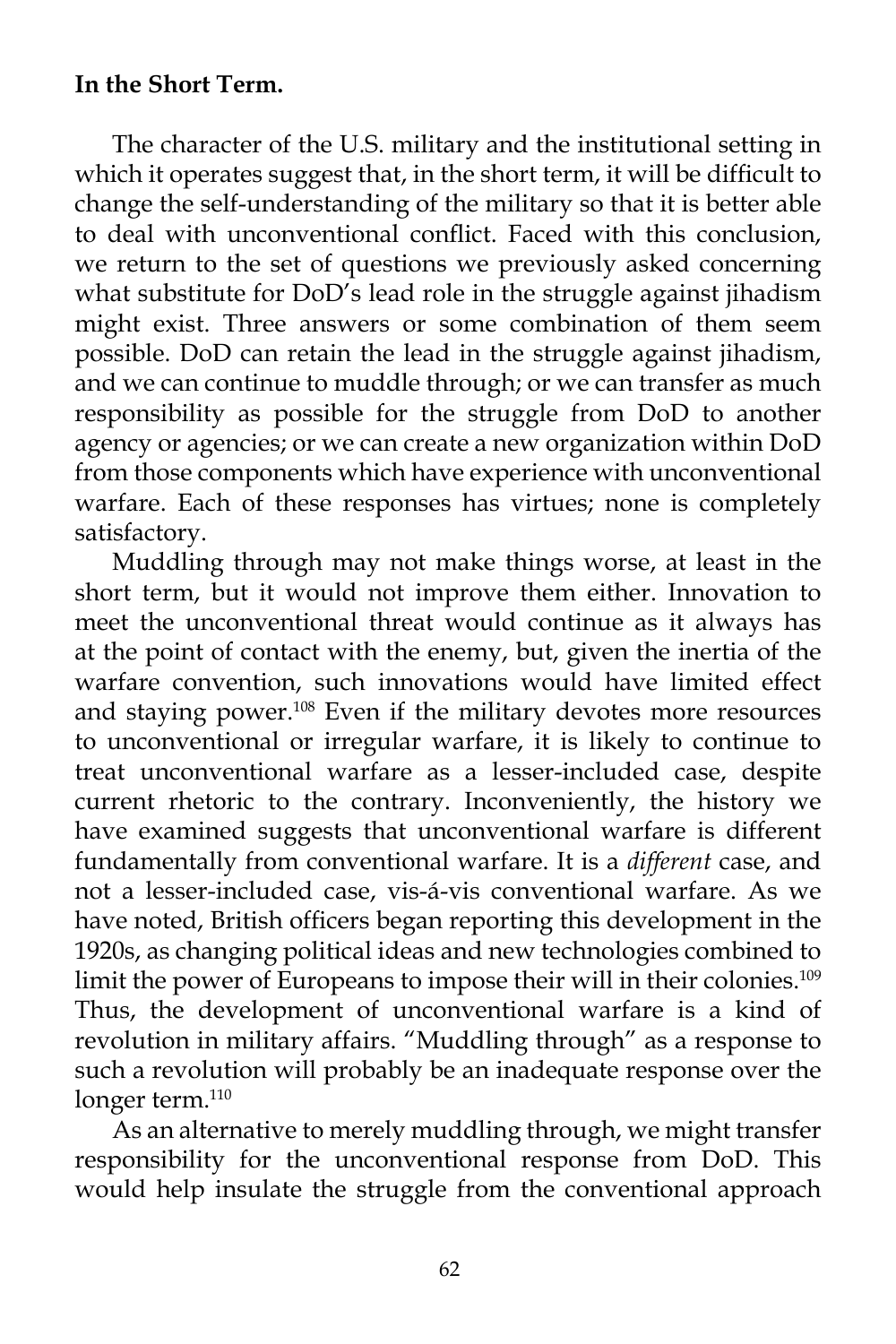**In the Short Term.**

The character of the U.S. military and the institutional setting in which it operates suggest that, in the short term, it will be difficult to change the self-understanding of the military so that it is better able to deal with unconventional conflict. Faced with this conclusion, we return to the set of questions we previously asked concerning what substitute for DoD's lead role in the struggle against jihadism might exist. Three answers or some combination of them seem possible. DoD can retain the lead in the struggle against jihadism, and we can continue to muddle through; or we can transfer as much responsibility as possible for the struggle from DoD to another agency or agencies; or we can create a new organization within DoD from those components which have experience with unconventional warfare. Each of these responses has virtues; none is completely satisfactory.

Muddling through may not make things worse, at least in the short term, but it would not improve them either. Innovation to meet the unconventional threat would continue as it always has at the point of contact with the enemy, but, given the inertia of the warfare convention, such innovations would have limited effect and staying power.[108] Even if the military devotes more resources to unconventional or irregular warfare, it is likely to continue to treat unconventional warfare as a lesser-included case, despite current rhetoric to the contrary. Inconveniently, the history we have examined suggests that unconventional warfare is different fundamentally from conventional warfare. It is a *different* case, and not a lesser-included case, vis-á-vis conventional warfare. As we have noted, British officers began reporting this development in the 1920s, as changing political ideas and new technologies combined to limit the power of Europeans to impose their will in their colonies.[109] Thus, the development of unconventional warfare is a kind of revolution in military affairs. "Muddling through" as a response to such a revolution will probably be an inadequate response over the longer term.[110]

As an alternative to merely muddling through, we might transfer responsibility for the unconventional response from DoD. This would help insulate the struggle from the conventional approach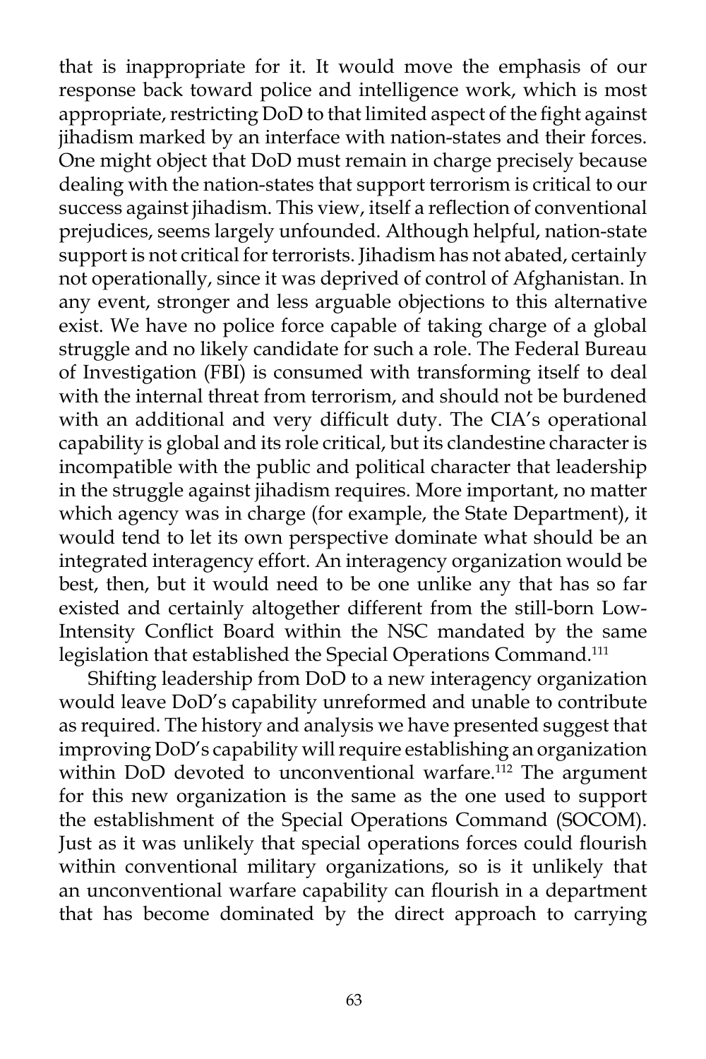that is inappropriate for it. It would move the emphasis of our response back toward police and intelligence work, which is most appropriate, restricting DoD to that limited aspect of the fight against jihadism marked by an interface with nation-states and their forces. One might object that DoD must remain in charge precisely because dealing with the nation-states that support terrorism is critical to our success against jihadism. This view, itself a reflection of conventional prejudices, seems largely unfounded. Although helpful, nation-state support is not critical for terrorists. Jihadism has not abated, certainly not operationally, since it was deprived of control of Afghanistan. In any event, stronger and less arguable objections to this alternative exist. We have no police force capable of taking charge of a global struggle and no likely candidate for such a role. The Federal Bureau of Investigation (FBI) is consumed with transforming itself to deal with the internal threat from terrorism, and should not be burdened with an additional and very difficult duty. The CIA's operational capability is global and its role critical, but its clandestine character is incompatible with the public and political character that leadership in the struggle against jihadism requires. More important, no matter which agency was in charge (for example, the State Department), it would tend to let its own perspective dominate what should be an integrated interagency effort. An interagency organization would be best, then, but it would need to be one unlike any that has so far existed and certainly altogether different from the still-born Low-Intensity Conflict Board within the NSC mandated by the same legislation that established the Special Operations Command.[111]

Shifting leadership from DoD to a new interagency organization would leave DoD's capability unreformed and unable to contribute as required. The history and analysis we have presented suggest that improving DoD's capability will require establishing an organization within DoD devoted to unconventional warfare.[112] The argument for this new organization is the same as the one used to support the establishment of the Special Operations Command (SOCOM). Just as it was unlikely that special operations forces could flourish within conventional military organizations, so is it unlikely that an unconventional warfare capability can flourish in a department that has become dominated by the direct approach to carrying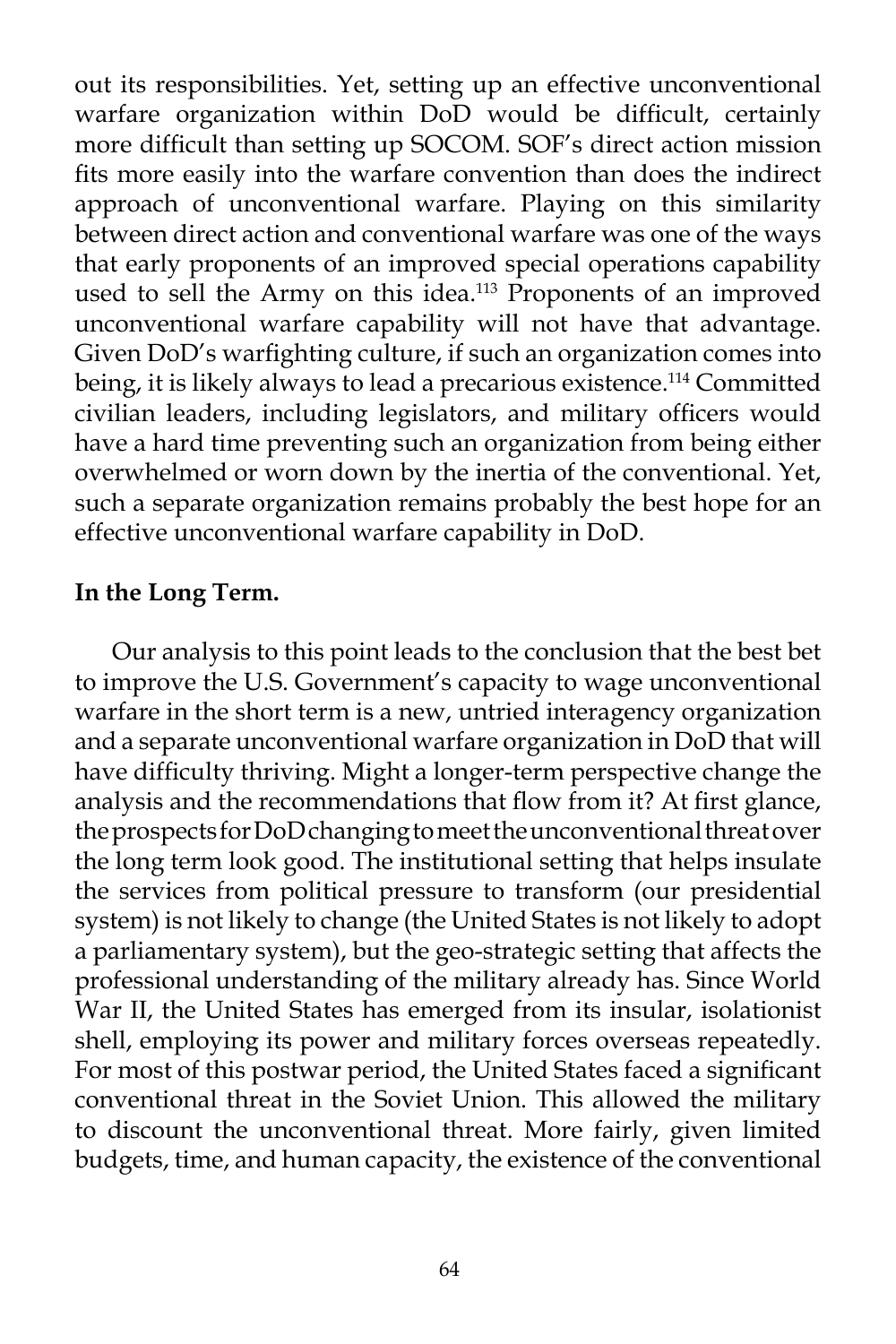out its responsibilities. Yet, setting up an effective unconventional warfare organization within DoD would be difficult, certainly more difficult than setting up SOCOM. SOF's direct action mission fits more easily into the warfare convention than does the indirect approach of unconventional warfare. Playing on this similarity between direct action and conventional warfare was one of the ways that early proponents of an improved special operations capability used to sell the Army on this idea.[113] Proponents of an improved unconventional warfare capability will not have that advantage. Given DoD's warfighting culture, if such an organization comes into being, it is likely always to lead a precarious existence.[114] Committed civilian leaders, including legislators, and military officers would have a hard time preventing such an organization from being either overwhelmed or worn down by the inertia of the conventional. Yet, such a separate organization remains probably the best hope for an effective unconventional warfare capability in DoD.

**In the Long Term.**

Our analysis to this point leads to the conclusion that the best bet to improve the U.S. Government's capacity to wage unconventional warfare in the short term is a new, untried interagency organization and a separate unconventional warfare organization in DoD that will have difficulty thriving. Might a longer-term perspective change the analysis and the recommendations that flow from it? At first glance, the prospects for DoD changing to meet the unconventional threat over the long term look good. The institutional setting that helps insulate the services from political pressure to transform (our presidential system) is not likely to change (the United States is not likely to adopt a parliamentary system), but the geo-strategic setting that affects the professional understanding of the military already has. Since World War II, the United States has emerged from its insular, isolationist shell, employing its power and military forces overseas repeatedly. For most of this postwar period, the United States faced a significant conventional threat in the Soviet Union. This allowed the military to discount the unconventional threat. More fairly, given limited budgets, time, and human capacity, the existence of the conventional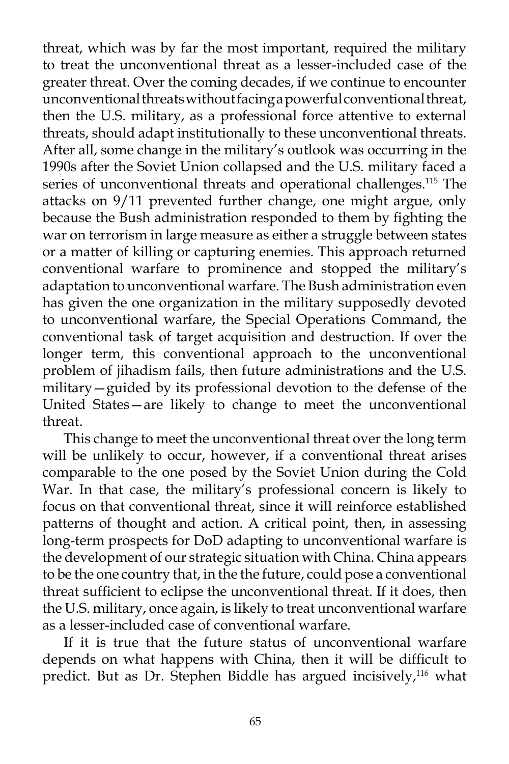threat, which was by far the most important, required the military to treat the unconventional threat as a lesser-included case of the greater threat. Over the coming decades, if we continue to encounter unconventional threats without facing a powerful conventional threat, then the U.S. military, as a professional force attentive to external threats, should adapt institutionally to these unconventional threats. After all, some change in the military's outlook was occurring in the 1990s after the Soviet Union collapsed and the U.S. military faced a series of unconventional threats and operational challenges.[115] The attacks on 9/11 prevented further change, one might argue, only because the Bush administration responded to them by fighting the war on terrorism in large measure as either a struggle between states or a matter of killing or capturing enemies. This approach returned conventional warfare to prominence and stopped the military's adaptation to unconventional warfare. The Bush administration even has given the one organization in the military supposedly devoted to unconventional warfare, the Special Operations Command, the conventional task of target acquisition and destruction. If over the longer term, this conventional approach to the unconventional problem of jihadism fails, then future administrations and the U.S. military—guided by its professional devotion to the defense of the United States—are likely to change to meet the unconventional threat.

This change to meet the unconventional threat over the long term will be unlikely to occur, however, if a conventional threat arises comparable to the one posed by the Soviet Union during the Cold War. In that case, the military's professional concern is likely to focus on that conventional threat, since it will reinforce established patterns of thought and action. A critical point, then, in assessing long-term prospects for DoD adapting to unconventional warfare is the development of our strategic situation with China. China appears to be the one country that, in the the future, could pose a conventional threat sufficient to eclipse the unconventional threat. If it does, then the U.S. military, once again, is likely to treat unconventional warfare as a lesser-included case of conventional warfare.

If it is true that the future status of unconventional warfare depends on what happens with China, then it will be difficult to predict. But as Dr. Stephen Biddle has argued incisively,[116] what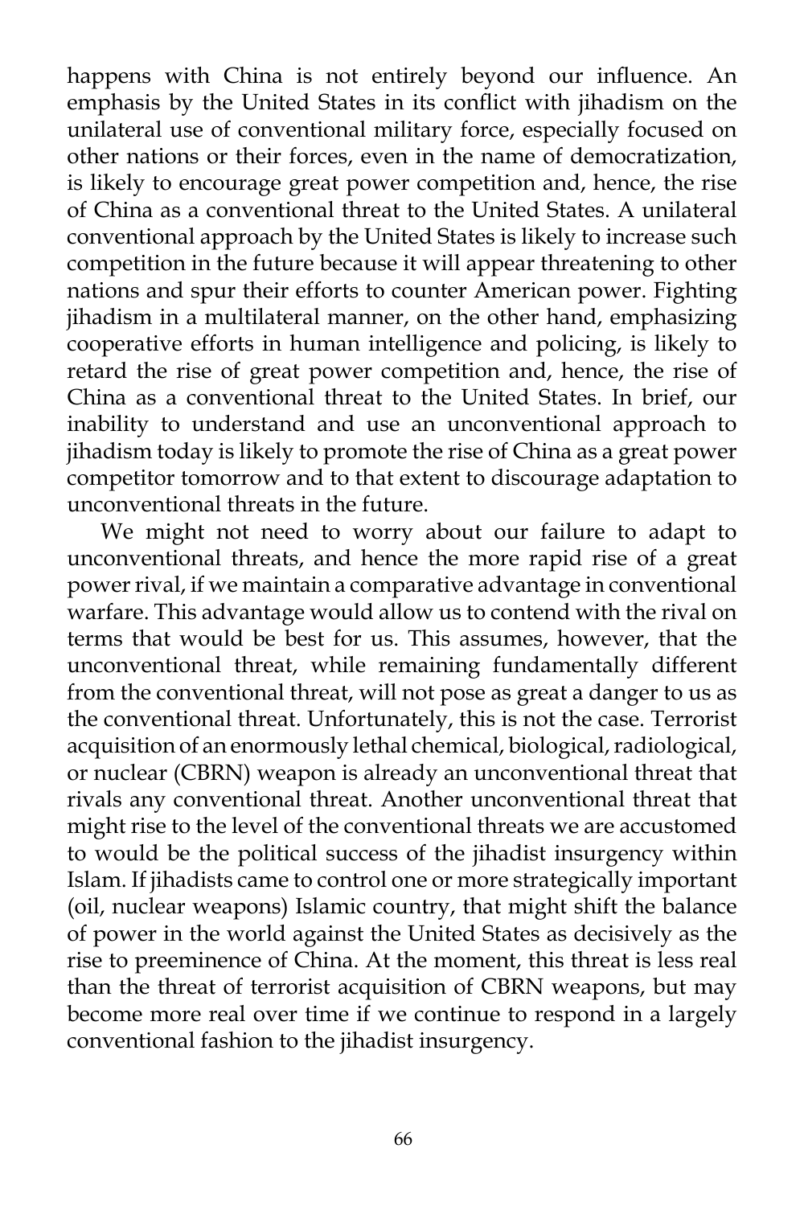happens with China is not entirely beyond our influence. An emphasis by the United States in its conflict with jihadism on the unilateral use of conventional military force, especially focused on other nations or their forces, even in the name of democratization, is likely to encourage great power competition and, hence, the rise of China as a conventional threat to the United States. A unilateral conventional approach by the United States is likely to increase such competition in the future because it will appear threatening to other nations and spur their efforts to counter American power. Fighting jihadism in a multilateral manner, on the other hand, emphasizing cooperative efforts in human intelligence and policing, is likely to retard the rise of great power competition and, hence, the rise of China as a conventional threat to the United States. In brief, our inability to understand and use an unconventional approach to jihadism today is likely to promote the rise of China as a great power competitor tomorrow and to that extent to discourage adaptation to unconventional threats in the future.

We might not need to worry about our failure to adapt to unconventional threats, and hence the more rapid rise of a great power rival, if we maintain a comparative advantage in conventional warfare. This advantage would allow us to contend with the rival on terms that would be best for us. This assumes, however, that the unconventional threat, while remaining fundamentally different from the conventional threat, will not pose as great a danger to us as the conventional threat. Unfortunately, this is not the case. Terrorist acquisition of an enormously lethal chemical, biological, radiological, or nuclear (CBRN) weapon is already an unconventional threat that rivals any conventional threat. Another unconventional threat that might rise to the level of the conventional threats we are accustomed to would be the political success of the jihadist insurgency within Islam. If jihadists came to control one or more strategically important (oil, nuclear weapons) Islamic country, that might shift the balance of power in the world against the United States as decisively as the rise to preeminence of China. At the moment, this threat is less real than the threat of terrorist acquisition of CBRN weapons, but may become more real over time if we continue to respond in a largely conventional fashion to the jihadist insurgency.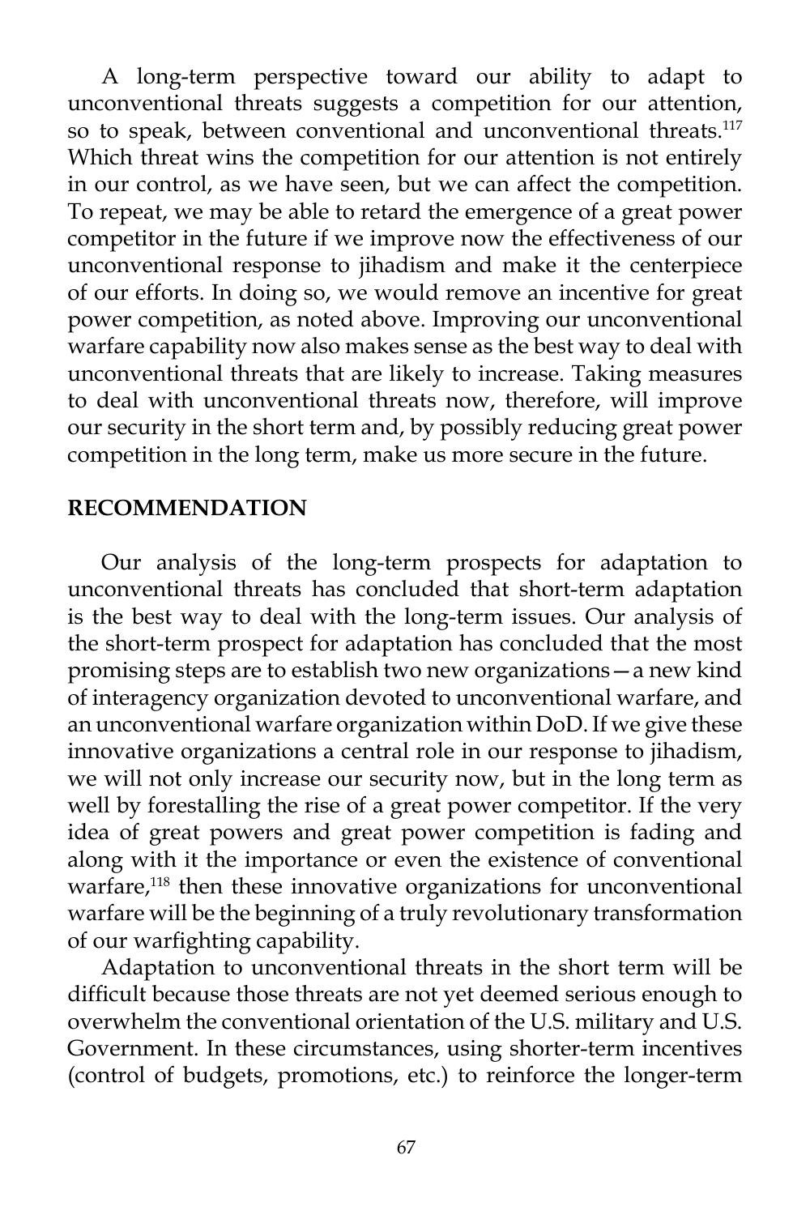A long-term perspective toward our ability to adapt to unconventional threats suggests a competition for our attention, so to speak, between conventional and unconventional threats.[117] Which threat wins the competition for our attention is not entirely in our control, as we have seen, but we can affect the competition. To repeat, we may be able to retard the emergence of a great power competitor in the future if we improve now the effectiveness of our unconventional response to jihadism and make it the centerpiece of our efforts. In doing so, we would remove an incentive for great power competition, as noted above. Improving our unconventional warfare capability now also makes sense as the best way to deal with unconventional threats that are likely to increase. Taking measures to deal with unconventional threats now, therefore, will improve our security in the short term and, by possibly reducing great power competition in the long term, make us more secure in the future.

## RECOMMENDATION

Our analysis of the long-term prospects for adaptation to unconventional threats has concluded that short-term adaptation is the best way to deal with the long-term issues. Our analysis of the short-term prospect for adaptation has concluded that the most promising steps are to establish two new organizations—a new kind of interagency organization devoted to unconventional warfare, and an unconventional warfare organization within DoD. If we give these innovative organizations a central role in our response to jihadism, we will not only increase our security now, but in the long term as well by forestalling the rise of a great power competitor. If the very idea of great powers and great power competition is fading and along with it the importance or even the existence of conventional warfare,[118] then these innovative organizations for unconventional warfare will be the beginning of a truly revolutionary transformation of our warfighting capability.

Adaptation to unconventional threats in the short term will be difficult because those threats are not yet deemed serious enough to overwhelm the conventional orientation of the U.S. military and U.S. Government. In these circumstances, using shorter-term incentives (control of budgets, promotions, etc.) to reinforce the longer-term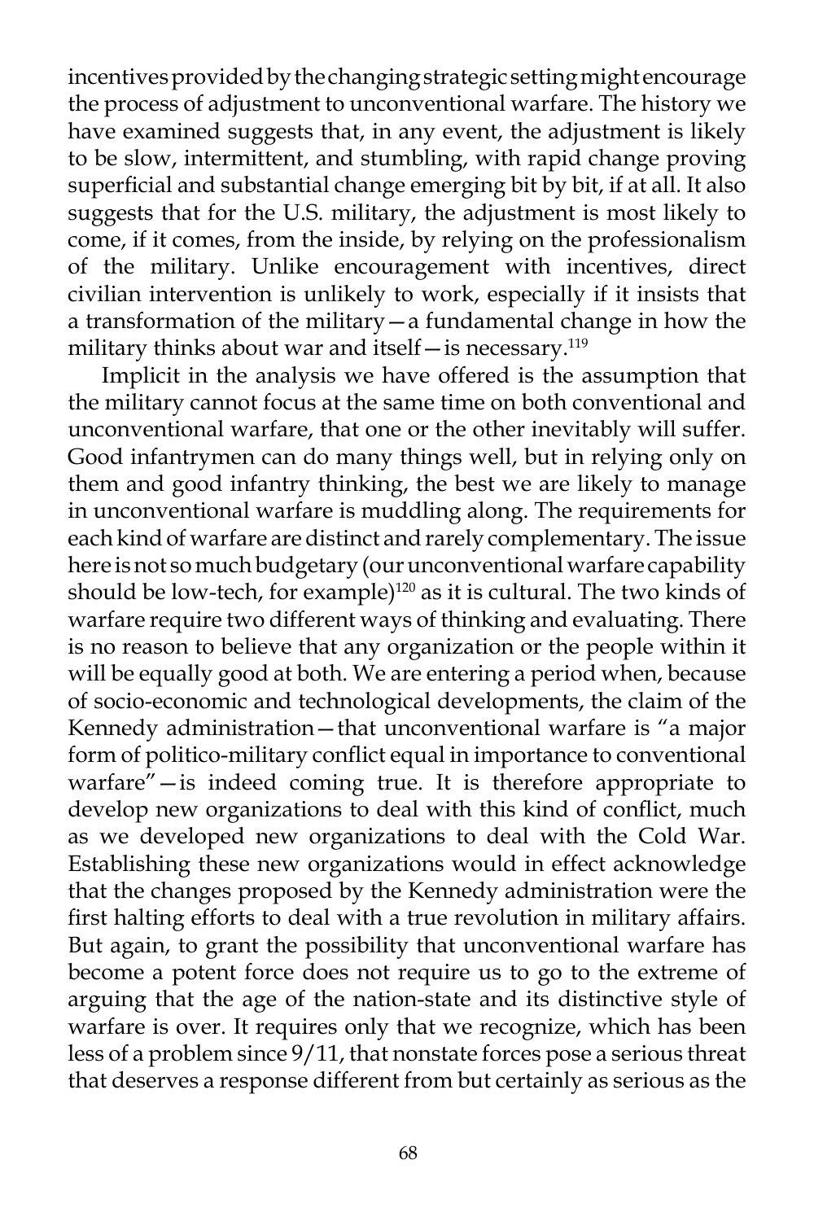incentives provided by the changing strategic setting might encourage the process of adjustment to unconventional warfare. The history we have examined suggests that, in any event, the adjustment is likely to be slow, intermittent, and stumbling, with rapid change proving superficial and substantial change emerging bit by bit, if at all. It also suggests that for the U.S. military, the adjustment is most likely to come, if it comes, from the inside, by relying on the professionalism of the military. Unlike encouragement with incentives, direct civilian intervention is unlikely to work, especially if it insists that a transformation of the military—a fundamental change in how the military thinks about war and itself—is necessary.[119]

Implicit in the analysis we have offered is the assumption that the military cannot focus at the same time on both conventional and unconventional warfare, that one or the other inevitably will suffer. Good infantrymen can do many things well, but in relying only on them and good infantry thinking, the best we are likely to manage in unconventional warfare is muddling along. The requirements for each kind of warfare are distinct and rarely complementary. The issue here is not so much budgetary (our unconventional warfare capability should be low-tech, for example)[120] as it is cultural. The two kinds of warfare require two different ways of thinking and evaluating. There is no reason to believe that any organization or the people within it will be equally good at both. We are entering a period when, because of socio-economic and technological developments, the claim of the Kennedy administration—that unconventional warfare is "a major form of politico-military conflict equal in importance to conventional warfare"—is indeed coming true. It is therefore appropriate to develop new organizations to deal with this kind of conflict, much as we developed new organizations to deal with the Cold War. Establishing these new organizations would in effect acknowledge that the changes proposed by the Kennedy administration were the first halting efforts to deal with a true revolution in military affairs. But again, to grant the possibility that unconventional warfare has become a potent force does not require us to go to the extreme of arguing that the age of the nation-state and its distinctive style of warfare is over. It requires only that we recognize, which has been less of a problem since 9/11, that nonstate forces pose a serious threat that deserves a response different from but certainly as serious as the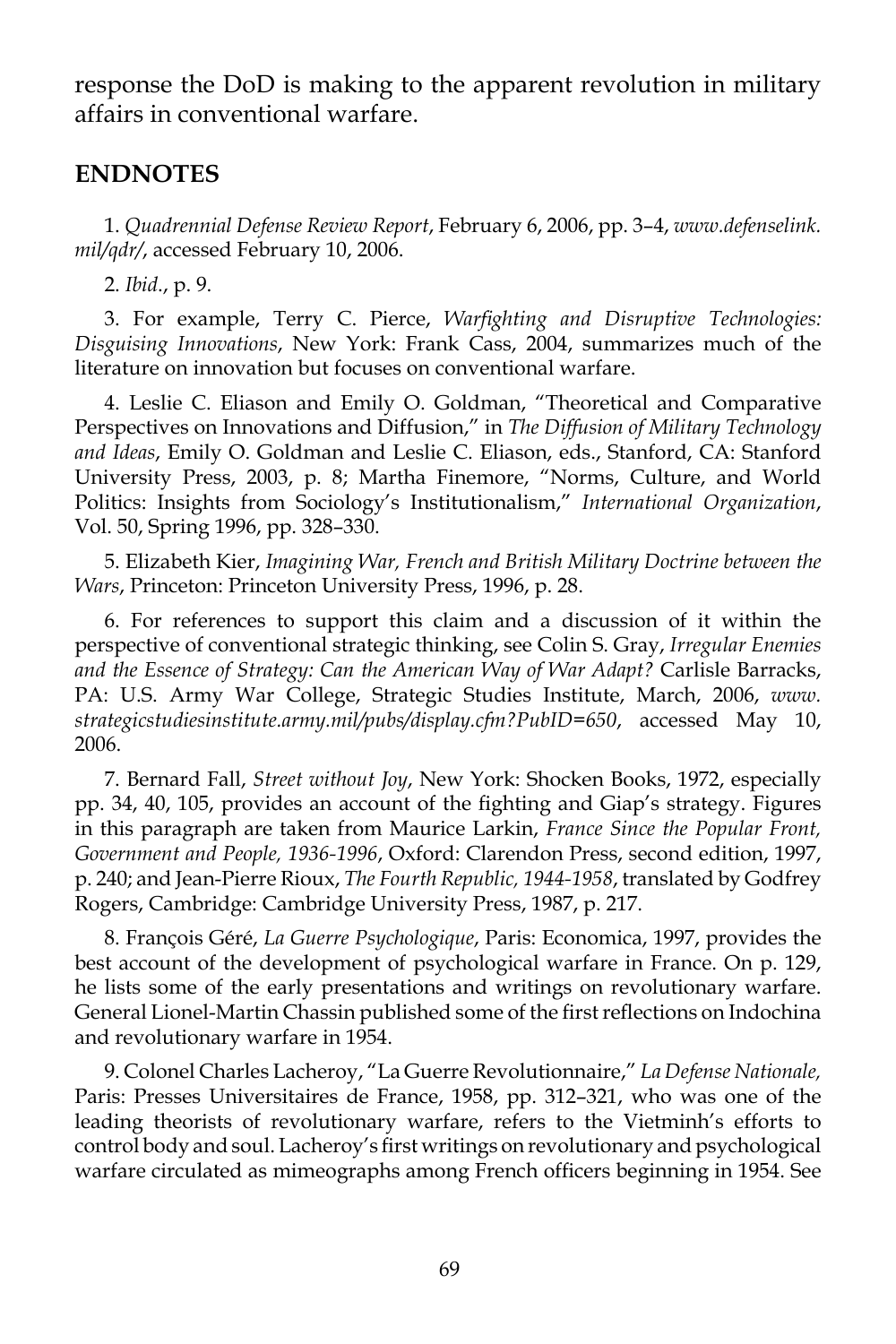response the DoD is making to the apparent revolution in military affairs in conventional warfare.

## ENDNOTES

1. *Quadrennial Defense Review Report*, February 6, 2006, pp. 3–4, *www.defenselink.mil/qdr/*, accessed February 10, 2006.

2. *Ibid*., p. 9.

3. For example, Terry C. Pierce, *Warfighting and Disruptive Technologies: Disguising Innovations*, New York: Frank Cass, 2004, summarizes much of the literature on innovation but focuses on conventional warfare.

4. Leslie C. Eliason and Emily O. Goldman, "Theoretical and Comparative Perspectives on Innovations and Diffusion," in *The Diffusion of Military Technology and Ideas*, Emily O. Goldman and Leslie C. Eliason, eds., Stanford, CA: Stanford University Press, 2003, p. 8; Martha Finemore, "Norms, Culture, and World Politics: Insights from Sociology's Institutionalism," *International Organization*, Vol. 50, Spring 1996, pp. 328–330.

5. Elizabeth Kier, *Imagining War, French and British Military Doctrine between the Wars*, Princeton: Princeton University Press, 1996, p. 28.

6. For references to support this claim and a discussion of it within the perspective of conventional strategic thinking, see Colin S. Gray, *Irregular Enemies and the Essence of Strategy: Can the American Way of War Adapt?* Carlisle Barracks, PA: U.S. Army War College, Strategic Studies Institute, March, 2006, *www.strategicstudiesinstitute.army.mil/pubs/display.cfm?PubID=650*, accessed May 10, 2006.

7. Bernard Fall, *Street without Joy*, New York: Shocken Books, 1972, especially pp. 34, 40, 105, provides an account of the fighting and Giap's strategy. Figures in this paragraph are taken from Maurice Larkin, *France Since the Popular Front, Government and People, 1936-1996*, Oxford: Clarendon Press, second edition, 1997, p. 240; and Jean-Pierre Rioux, *The Fourth Republic, 1944-1958*, translated by Godfrey Rogers, Cambridge: Cambridge University Press, 1987, p. 217.

8. François Géré, *La Guerre Psychologique*, Paris: Economica, 1997, provides the best account of the development of psychological warfare in France. On p. 129, he lists some of the early presentations and writings on revolutionary warfare. General Lionel-Martin Chassin published some of the first reflections on Indochina and revolutionary warfare in 1954.

9. Colonel Charles Lacheroy, "La Guerre Revolutionnaire," *La Defense Nationale,* Paris: Presses Universitaires de France, 1958, pp. 312–321, who was one of the leading theorists of revolutionary warfare, refers to the Vietminh's efforts to control body and soul. Lacheroy's first writings on revolutionary and psychological warfare circulated as mimeographs among French officers beginning in 1954. See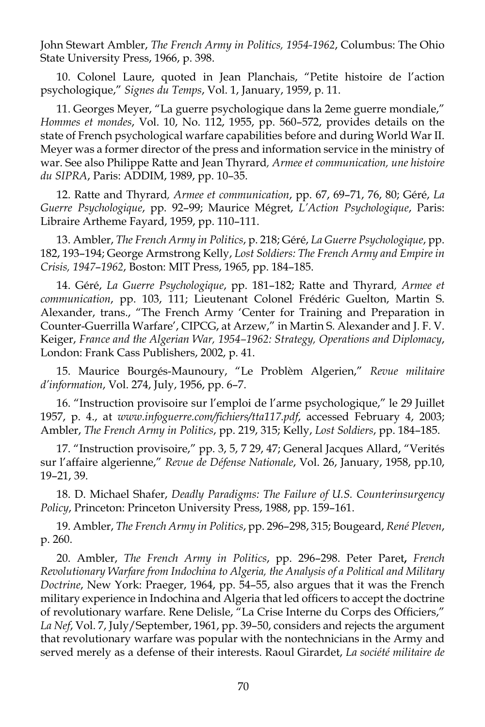John Stewart Ambler, *The French Army in Politics, 1954-1962*, Columbus: The Ohio State University Press, 1966, p. 398.

10. Colonel Laure, quoted in Jean Planchais, "Petite histoire de l'action psychologique," *Signes du Temps*, Vol. 1, January, 1959, p. 11.

11. Georges Meyer, "La guerre psychologique dans la 2eme guerre mondiale," *Hommes et mondes*, Vol. 10, No. 112, 1955, pp. 560–572, provides details on the state of French psychological warfare capabilities before and during World War II. Meyer was a former director of the press and information service in the ministry of war. See also Philippe Ratte and Jean Thyrard*, Armee et communication, une histoire du SIPRA*, Paris: ADDIM, 1989, pp. 10–35.

12. Ratte and Thyrard*, Armee et communication*, pp. 67, 69–71, 76, 80; Géré, *La Guerre Psychologique*, pp. 92–99; Maurice Mégret, *L'Action Psychologique*, Paris: Libraire Artheme Fayard, 1959, pp. 110–111.

13. Ambler, *The French Army in Politics*, p. 218; Géré, *La Guerre Psychologique*, pp. 182, 193–194; George Armstrong Kelly, *Lost Soldiers: The French Army and Empire in Crisis, 1947–1962*, Boston: MIT Press, 1965, pp. 184–185.

14. Géré, *La Guerre Psychologique*, pp. 181–182; Ratte and Thyrard*, Armee et communication*, pp. 103, 111; Lieutenant Colonel Frédéric Guelton, Martin S. Alexander, trans., "The French Army 'Center for Training and Preparation in Counter-Guerrilla Warfare', CIPCG, at Arzew," in Martin S. Alexander and J. F. V. Keiger, *France and the Algerian War, 1954–1962: Strategy, Operations and Diplomacy*, London: Frank Cass Publishers, 2002, p. 41.

15. Maurice Bourgés-Maunoury, "Le Problèm Algerien," *Revue militaire d'information*, Vol. 274, July, 1956, pp. 6–7.

16. "Instruction provisoire sur l'emploi de l'arme psychologique," le 29 Juillet 1957, p. 4., at *www.infoguerre.com/fichiers/tta117.pdf*, accessed February 4, 2003; Ambler, *The French Army in Politics*, pp. 219, 315; Kelly, *Lost Soldiers*, pp. 184–185.

17. "Instruction provisoire," pp. 3, 5, 7 29, 47; General Jacques Allard, "Verités sur l'affaire algerienne," *Revue de Défense Nationale*, Vol. 26, January, 1958, pp.10, 19–21, 39.

18. D. Michael Shafer, *Deadly Paradigms: The Failure of U.S. Counterinsurgency Policy*, Princeton: Princeton University Press, 1988, pp. 159–161.

19. Ambler, *The French Army in Politics*, pp. 296–298, 315; Bougeard, *René Pleven*, p. 260.

20. Ambler, *The French Army in Politics*, pp. 296–298. Peter Paret**,** *French Revolutionary Warfare from Indochina to Algeria, the Analysis of a Political and Military Doctrine*, New York: Praeger, 1964, pp. 54–55, also argues that it was the French military experience in Indochina and Algeria that led officers to accept the doctrine of revolutionary warfare. Rene Delisle, "La Crise Interne du Corps des Officiers," *La Nef*, Vol. 7, July/September, 1961, pp. 39–50, considers and rejects the argument that revolutionary warfare was popular with the nontechnicians in the Army and served merely as a defense of their interests. Raoul Girardet, *La société militaire de*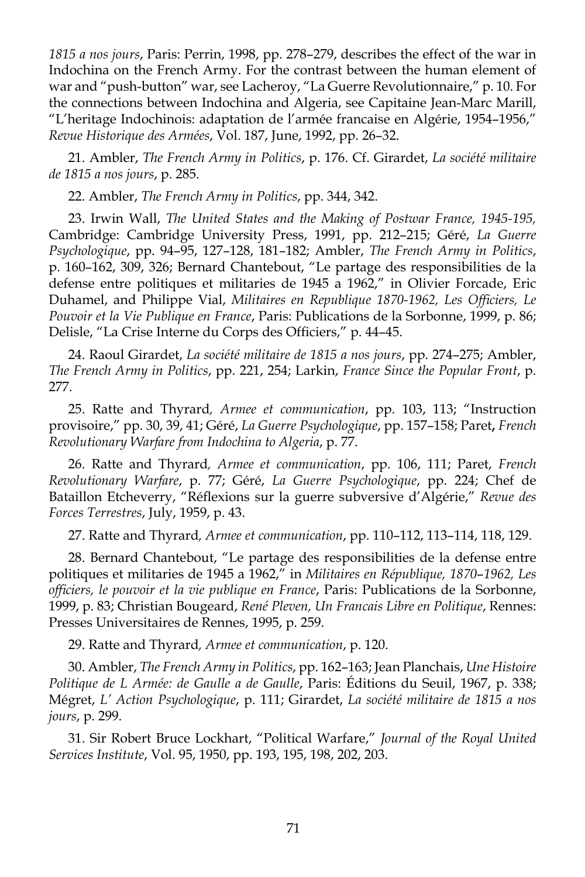*1815 a nos jours*, Paris: Perrin, 1998, pp. 278–279, describes the effect of the war in Indochina on the French Army. For the contrast between the human element of war and "push-button" war, see Lacheroy, "La Guerre Revolutionnaire," p. 10. For the connections between Indochina and Algeria, see Capitaine Jean-Marc Marill, "L'heritage Indochinois: adaptation de l'armée francaise en Algérie, 1954–1956," *Revue Historique des Armées*, Vol. 187, June, 1992, pp. 26–32.

21. Ambler, *The French Army in Politics*, p. 176. Cf. Girardet, *La société militaire de 1815 a nos jours*, p. 285.

22. Ambler, *The French Army in Politics*, pp. 344, 342.

23. Irwin Wall, *The United States and the Making of Postwar France, 1945-195,* Cambridge: Cambridge University Press, 1991, pp. 212–215; Géré, *La Guerre Psychologique*, pp. 94–95, 127–128, 181–182; Ambler, *The French Army in Politics*, p. 160–162, 309, 326; Bernard Chantebout, "Le partage des responsibilities de la defense entre politiques et militaries de 1945 a 1962," in Olivier Forcade, Eric Duhamel, and Philippe Vial, *Militaires en Republique 1870-1962, Les Officiers, Le Pouvoir et la Vie Publique en France*, Paris: Publications de la Sorbonne, 1999, p. 86; Delisle, "La Crise Interne du Corps des Officiers," p. 44–45.

24. Raoul Girardet, *La société militaire de 1815 a nos jours*, pp. 274–275; Ambler, *The French Army in Politics*, pp. 221, 254; Larkin, *France Since the Popular Front*, p. 277.

25. Ratte and Thyrard*, Armee et communication*, pp. 103, 113; "Instruction provisoire," pp. 30, 39, 41; Géré, *La Guerre Psychologique*, pp. 157–158; Paret**,** *French Revolutionary Warfare from Indochina to Algeria*, p. 77.

26. Ratte and Thyrard*, Armee et communication*, pp. 106, 111; Paret, *French Revolutionary Warfare*, p. 77; Géré, *La Guerre Psychologique*, pp. 224; Chef de Bataillon Etcheverry, "Réflexions sur la guerre subversive d'Algérie," *Revue des Forces Terrestres*, July, 1959, p. 43.

27. Ratte and Thyrard*, Armee et communication*, pp. 110–112, 113–114, 118, 129.

28. Bernard Chantebout, "Le partage des responsibilities de la defense entre politiques et militaries de 1945 a 1962," in *Militaires en République, 1870–1962, Les officiers, le pouvoir et la vie publique en France*, Paris: Publications de la Sorbonne, 1999, p. 83; Christian Bougeard, *René Pleven, Un Francais Libre en Politique*, Rennes: Presses Universitaires de Rennes, 1995, p. 259.

29. Ratte and Thyrard*, Armee et communication*, p. 120.

30. Ambler, *The French Army in Politics*, pp. 162–163; Jean Planchais, *Une Histoire Politique de L Armée: de Gaulle a de Gaulle*, Paris: Éditions du Seuil, 1967, p. 338; Mégret, *L' Action Psychologique*, p. 111; Girardet, *La société militaire de 1815 a nos jours*, p. 299.

31. Sir Robert Bruce Lockhart, "Political Warfare," *Journal of the Royal United Services Institute*, Vol. 95, 1950, pp. 193, 195, 198, 202, 203.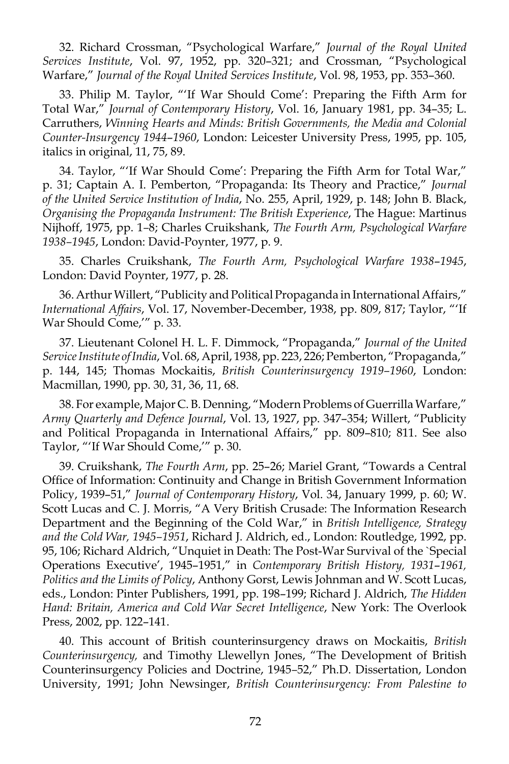32. Richard Crossman, "Psychological Warfare," *Journal of the Royal United Services Institute*, Vol. 97, 1952, pp. 320–321; and Crossman, "Psychological Warfare," *Journal of the Royal United Services Institute*, Vol. 98, 1953, pp. 353–360.

33. Philip M. Taylor, "'If War Should Come': Preparing the Fifth Arm for Total War," *Journal of Contemporary History*, Vol. 16, January 1981, pp. 34–35; L. Carruthers, *Winning Hearts and Minds: British Governments, the Media and Colonial Counter-Insurgency 1944–1960*, London: Leicester University Press, 1995, pp. 105, italics in original, 11, 75, 89.

34. Taylor, "'If War Should Come': Preparing the Fifth Arm for Total War," p. 31; Captain A. I. Pemberton, "Propaganda: Its Theory and Practice," *Journal of the United Service Institution of India*, No. 255, April, 1929, p. 148; John B. Black, *Organising the Propaganda Instrument: The British Experience*, The Hague: Martinus Nijhoff, 1975, pp. 1–8; Charles Cruikshank, *The Fourth Arm, Psychological Warfare 1938–1945*, London: David-Poynter, 1977, p. 9.

35. Charles Cruikshank, *The Fourth Arm, Psychological Warfare 1938–1945*, London: David Poynter, 1977, p. 28.

36. Arthur Willert, "Publicity and Political Propaganda in International Affairs," *International Affairs*, Vol. 17, November-December, 1938, pp. 809, 817; Taylor, "'If War Should Come,'" p. 33.

37. Lieutenant Colonel H. L. F. Dimmock, "Propaganda," *Journal of the United Service Institute of India*, Vol. 68, April, 1938, pp. 223, 226; Pemberton, "Propaganda," p. 144, 145; Thomas Mockaitis, *British Counterinsurgency 1919–1960*, London: Macmillan, 1990, pp. 30, 31, 36, 11, 68.

38. For example, Major C. B. Denning, "Modern Problems of Guerrilla Warfare," *Army Quarterly and Defence Journal*, Vol. 13, 1927, pp. 347–354; Willert, "Publicity and Political Propaganda in International Affairs," pp. 809–810; 811. See also Taylor, "'If War Should Come,'" p. 30.

39. Cruikshank, *The Fourth Arm*, pp. 25–26; Mariel Grant, "Towards a Central Office of Information: Continuity and Change in British Government Information Policy, 1939–51," *Journal of Contemporary History*, Vol. 34, January 1999, p. 60; W. Scott Lucas and C. J. Morris, "A Very British Crusade: The Information Research Department and the Beginning of the Cold War," in *British Intelligence, Strategy and the Cold War, 1945–1951*, Richard J. Aldrich, ed., London: Routledge, 1992, pp. 95, 106; Richard Aldrich, "Unquiet in Death: The Post-War Survival of the `Special Operations Executive', 1945–1951," in *Contemporary British History, 1931–1961, Politics and the Limits of Policy*, Anthony Gorst, Lewis Johnman and W. Scott Lucas, eds., London: Pinter Publishers, 1991, pp. 198–199; Richard J. Aldrich, *The Hidden Hand: Britain, America and Cold War Secret Intelligence*, New York: The Overlook Press, 2002, pp. 122–141.

40. This account of British counterinsurgency draws on Mockaitis, *British Counterinsurgency,* and Timothy Llewellyn Jones, "The Development of British Counterinsurgency Policies and Doctrine, 1945–52," Ph.D. Dissertation, London University, 1991; John Newsinger, *British Counterinsurgency: From Palestine to*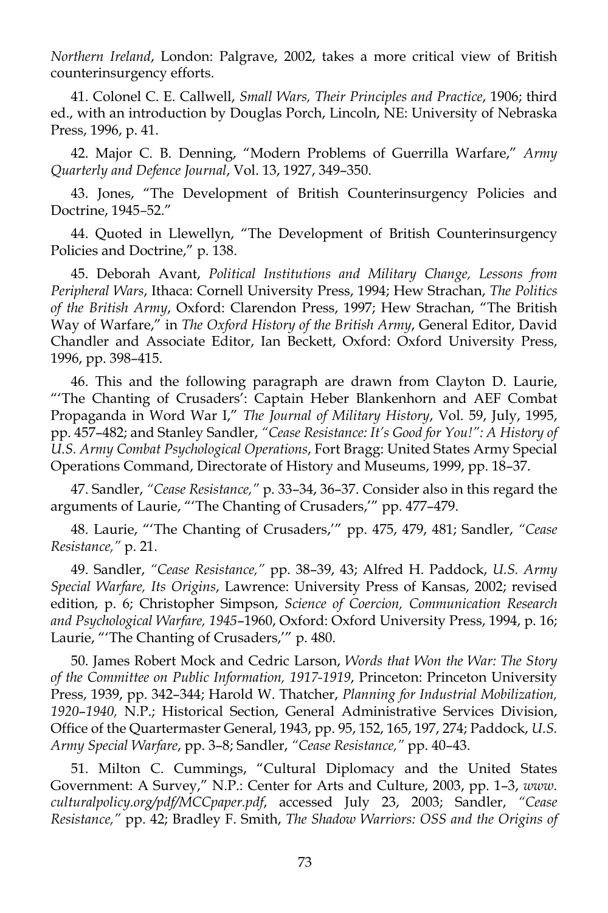*Northern Ireland*, London: Palgrave, 2002, takes a more critical view of British counterinsurgency efforts.

41. Colonel C. E. Callwell, *Small Wars, Their Principles and Practice*, 1906; third ed., with an introduction by Douglas Porch, Lincoln, NE: University of Nebraska Press, 1996, p. 41.

42. Major C. B. Denning, "Modern Problems of Guerrilla Warfare," *Army Quarterly and Defence Journal*, Vol. 13, 1927, 349–350.

43. Jones, "The Development of British Counterinsurgency Policies and Doctrine, 1945–52."

44. Quoted in Llewellyn, "The Development of British Counterinsurgency Policies and Doctrine," p. 138.

45. Deborah Avant, *Political Institutions and Military Change, Lessons from Peripheral Wars*, Ithaca: Cornell University Press, 1994; Hew Strachan, *The Politics of the British Army*, Oxford: Clarendon Press, 1997; Hew Strachan, "The British Way of Warfare," in *The Oxford History of the British Army*, General Editor, David Chandler and Associate Editor, Ian Beckett, Oxford: Oxford University Press, 1996, pp. 398–415.

46. This and the following paragraph are drawn from Clayton D. Laurie, "'The Chanting of Crusaders': Captain Heber Blankenhorn and AEF Combat Propaganda in Word War I," *The Journal of Military History*, Vol. 59, July, 1995, pp. 457–482; and Stanley Sandler, *"Cease Resistance: It's Good for You!": A History of U.S. Army Combat Psychological Operations*, Fort Bragg: United States Army Special Operations Command, Directorate of History and Museums, 1999, pp. 18–37.

47. Sandler, *"Cease Resistance,"* p. 33–34, 36–37. Consider also in this regard the arguments of Laurie, "'The Chanting of Crusaders,'" pp. 477–479.

48. Laurie, "'The Chanting of Crusaders,'" pp. 475, 479, 481; Sandler, *"Cease Resistance,"* p. 21.

49. Sandler, *"Cease Resistance,"* pp. 38–39, 43; Alfred H. Paddock, *U.S. Army Special Warfare, Its Origins*, Lawrence: University Press of Kansas, 2002; revised edition, p. 6; Christopher Simpson, *Science of Coercion, Communication Research and Psychological Warfare, 1945*–1960, Oxford: Oxford University Press, 1994, p. 16; Laurie, "'The Chanting of Crusaders,'" p. 480.

50. James Robert Mock and Cedric Larson, *Words that Won the War: The Story of the Committee on Public Information, 1917-1919*, Princeton: Princeton University Press, 1939, pp. 342–344; Harold W. Thatcher, *Planning for Industrial Mobilization, 1920–1940,* N.P.; Historical Section, General Administrative Services Division, Office of the Quartermaster General, 1943, pp. 95, 152, 165, 197, 274; Paddock, *U.S. Army Special Warfare*, pp. 3–8; Sandler, *"Cease Resistance,"* pp. 40–43.

51. Milton C. Cummings, "Cultural Diplomacy and the United States Government: A Survey," N.P.: Center for Arts and Culture, 2003, pp. 1–3, *www.culturalpolicy.org/pdf/MCCpaper.pdf*, accessed July 23, 2003; Sandler, *"Cease Resistance,"* pp. 42; Bradley F. Smith, *The Shadow Warriors: OSS and the Origins of*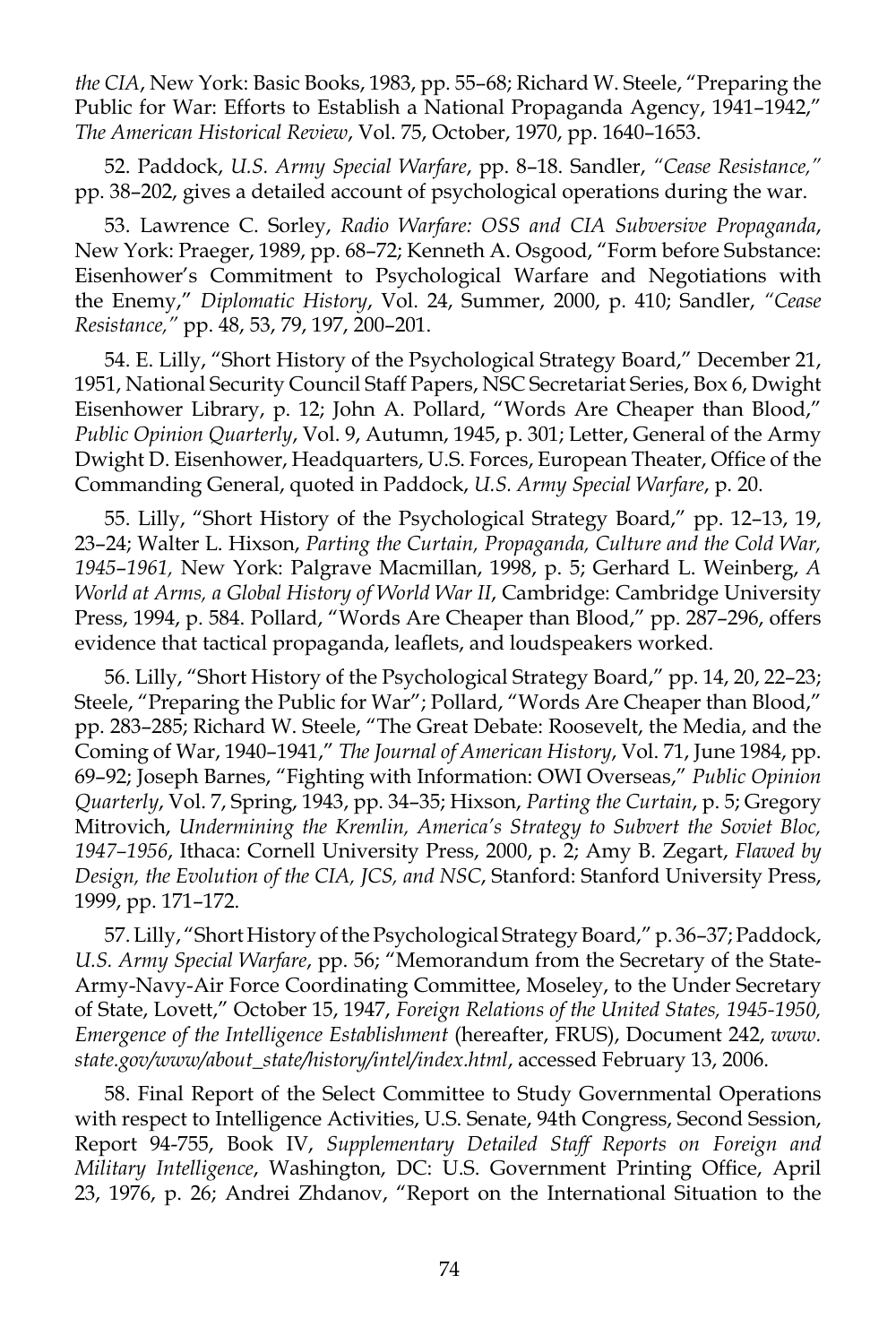*the CIA*, New York: Basic Books, 1983, pp. 55–68; Richard W. Steele, "Preparing the Public for War: Efforts to Establish a National Propaganda Agency, 1941–1942," *The American Historical Review*, Vol. 75, October, 1970, pp. 1640–1653.

52. Paddock, *U.S. Army Special Warfare*, pp. 8–18. Sandler, *"Cease Resistance,"* pp. 38–202, gives a detailed account of psychological operations during the war.

53. Lawrence C. Sorley, *Radio Warfare: OSS and CIA Subversive Propaganda*, New York: Praeger, 1989, pp. 68–72; Kenneth A. Osgood, "Form before Substance: Eisenhower's Commitment to Psychological Warfare and Negotiations with the Enemy," *Diplomatic History*, Vol. 24, Summer, 2000, p. 410; Sandler, *"Cease Resistance,"* pp. 48, 53, 79, 197, 200–201.

54. E. Lilly, "Short History of the Psychological Strategy Board," December 21, 1951, National Security Council Staff Papers, NSC Secretariat Series, Box 6, Dwight Eisenhower Library, p. 12; John A. Pollard, "Words Are Cheaper than Blood," *Public Opinion Quarterly*, Vol. 9, Autumn, 1945, p. 301; Letter, General of the Army Dwight D. Eisenhower, Headquarters, U.S. Forces, European Theater, Office of the Commanding General, quoted in Paddock, *U.S. Army Special Warfare*, p. 20.

55. Lilly, "Short History of the Psychological Strategy Board," pp. 12–13, 19, 23–24; Walter L. Hixson, *Parting the Curtain, Propaganda, Culture and the Cold War, 1945–1961,* New York: Palgrave Macmillan, 1998, p. 5; Gerhard L. Weinberg, *A World at Arms, a Global History of World War II*, Cambridge: Cambridge University Press, 1994, p. 584. Pollard, "Words Are Cheaper than Blood," pp. 287–296, offers evidence that tactical propaganda, leaflets, and loudspeakers worked.

56. Lilly, "Short History of the Psychological Strategy Board," pp. 14, 20, 22–23; Steele, "Preparing the Public for War"; Pollard, "Words Are Cheaper than Blood," pp. 283–285; Richard W. Steele, "The Great Debate: Roosevelt, the Media, and the Coming of War, 1940–1941," *The Journal of American History*, Vol. 71, June 1984, pp. 69–92; Joseph Barnes, "Fighting with Information: OWI Overseas," *Public Opinion Quarterly*, Vol. 7, Spring, 1943, pp. 34–35; Hixson, *Parting the Curtain*, p. 5; Gregory Mitrovich, *Undermining the Kremlin, America's Strategy to Subvert the Soviet Bloc, 1947–1956*, Ithaca: Cornell University Press, 2000, p. 2; Amy B. Zegart, *Flawed by Design, the Evolution of the CIA, JCS, and NSC*, Stanford: Stanford University Press, 1999, pp. 171–172.

57. Lilly, "Short History of the Psychological Strategy Board," p. 36–37; Paddock, *U.S. Army Special Warfare*, pp. 56; "Memorandum from the Secretary of the State-Army-Navy-Air Force Coordinating Committee, Moseley, to the Under Secretary of State, Lovett," October 15, 1947, *Foreign Relations of the United States, 1945-1950, Emergence of the Intelligence Establishment* (hereafter, FRUS), Document 242, *www.state.gov/www/about_state/history/intel/index.html*, accessed February 13, 2006.

58. Final Report of the Select Committee to Study Governmental Operations with respect to Intelligence Activities, U.S. Senate, 94th Congress, Second Session, Report 94-755, Book IV, *Supplementary Detailed Staff Reports on Foreign and Military Intelligence*, Washington, DC: U.S. Government Printing Office, April 23, 1976, p. 26; Andrei Zhdanov, "Report on the International Situation to the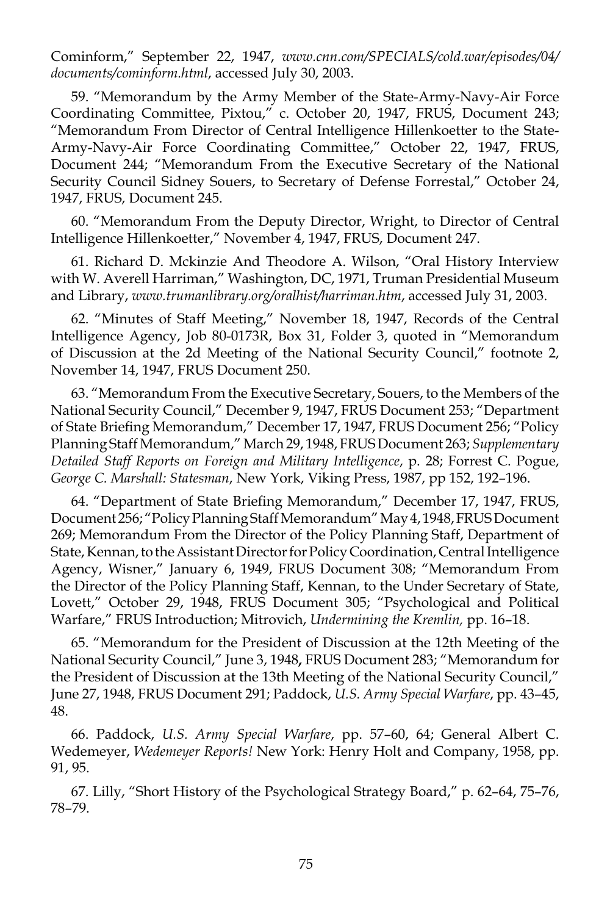Cominform," September 22, 1947, *www.cnn.com/SPECIALS/cold.war/episodes/04/documents/cominform.html*, accessed July 30, 2003.

59. "Memorandum by the Army Member of the State-Army-Navy-Air Force Coordinating Committee, Pixtou," c. October 20, 1947, FRUS, Document 243; "Memorandum From Director of Central Intelligence Hillenkoetter to the State-Army-Navy-Air Force Coordinating Committee," October 22, 1947, FRUS, Document 244; "Memorandum From the Executive Secretary of the National Security Council Sidney Souers, to Secretary of Defense Forrestal," October 24, 1947, FRUS, Document 245.

60. "Memorandum From the Deputy Director, Wright, to Director of Central Intelligence Hillenkoetter," November 4, 1947, FRUS, Document 247.

61. Richard D. Mckinzie And Theodore A. Wilson, "Oral History Interview with W. Averell Harriman," Washington, DC, 1971, Truman Presidential Museum and Library, *www.trumanlibrary.org/oralhist/harriman.htm*, accessed July 31, 2003.

62. "Minutes of Staff Meeting," November 18, 1947, Records of the Central Intelligence Agency, Job 80-0173R, Box 31, Folder 3, quoted in "Memorandum of Discussion at the 2d Meeting of the National Security Council," footnote 2, November 14, 1947, FRUS Document 250.

63. "Memorandum From the Executive Secretary, Souers, to the Members of the National Security Council," December 9, 1947, FRUS Document 253; "Department of State Briefing Memorandum," December 17, 1947, FRUS Document 256; "Policy Planning Staff Memorandum," March 29, 1948, FRUS Document 263; *Supplementary Detailed Staff Reports on Foreign and Military Intelligence*, p. 28; Forrest C. Pogue, *George C. Marshall: Statesman*, New York, Viking Press, 1987, pp 152, 192–196.

64. "Department of State Briefing Memorandum," December 17, 1947, FRUS, Document 256; "Policy Planning Staff Memorandum" May 4, 1948, FRUS Document 269; Memorandum From the Director of the Policy Planning Staff, Department of State, Kennan, to the Assistant Director for Policy Coordination, Central Intelligence Agency, Wisner," January 6, 1949, FRUS Document 308; "Memorandum From the Director of the Policy Planning Staff, Kennan, to the Under Secretary of State, Lovett," October 29, 1948, FRUS Document 305; "Psychological and Political Warfare," FRUS Introduction; Mitrovich, *Undermining the Kremlin,* pp. 16–18.

65. "Memorandum for the President of Discussion at the 12th Meeting of the National Security Council," June 3, 1948**,** FRUS Document 283; "Memorandum for the President of Discussion at the 13th Meeting of the National Security Council," June 27, 1948, FRUS Document 291; Paddock, *U.S. Army Special Warfare*, pp. 43–45, 48.

66. Paddock, *U.S. Army Special Warfare*, pp. 57–60, 64; General Albert C. Wedemeyer, *Wedemeyer Reports!* New York: Henry Holt and Company, 1958, pp. 91, 95.

67. Lilly, "Short History of the Psychological Strategy Board," p. 62–64, 75–76, 78–79.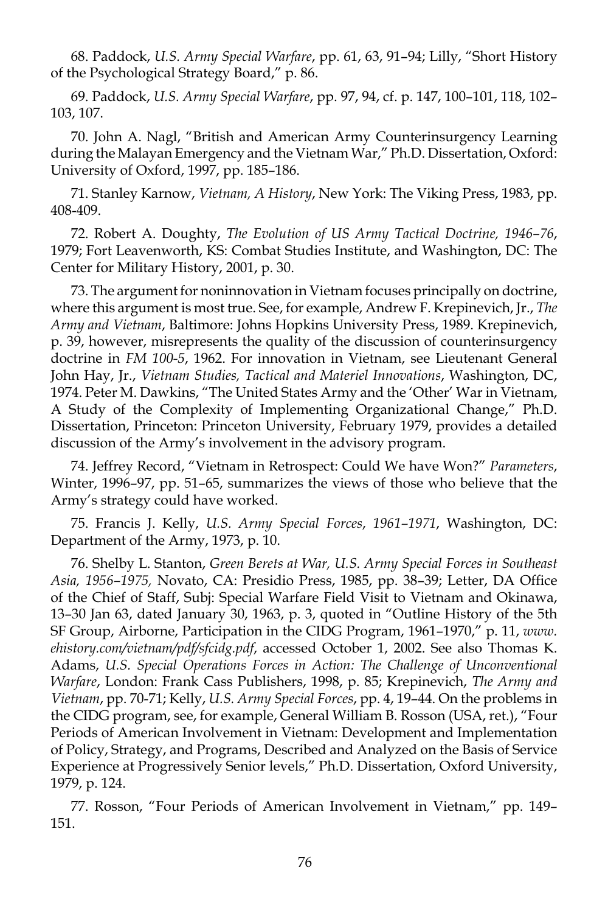68. Paddock, *U.S. Army Special Warfare*, pp. 61, 63, 91–94; Lilly, "Short History of the Psychological Strategy Board," p. 86.

69. Paddock, *U.S. Army Special Warfare*, pp. 97, 94, cf. p. 147, 100–101, 118, 102–103, 107.

70. John A. Nagl, "British and American Army Counterinsurgency Learning during the Malayan Emergency and the Vietnam War," Ph.D. Dissertation, Oxford: University of Oxford, 1997, pp. 185–186.

71. Stanley Karnow, *Vietnam, A History*, New York: The Viking Press, 1983, pp. 408-409.

72. Robert A. Doughty, *The Evolution of US Army Tactical Doctrine, 1946–76*, 1979; Fort Leavenworth, KS: Combat Studies Institute, and Washington, DC: The Center for Military History, 2001, p. 30.

73. The argument for noninnovation in Vietnam focuses principally on doctrine, where this argument is most true. See, for example, Andrew F. Krepinevich, Jr., *The Army and Vietnam*, Baltimore: Johns Hopkins University Press, 1989. Krepinevich, p. 39, however, misrepresents the quality of the discussion of counterinsurgency doctrine in *FM 100-5*, 1962. For innovation in Vietnam, see Lieutenant General John Hay, Jr., *Vietnam Studies, Tactical and Materiel Innovations*, Washington, DC, 1974. Peter M. Dawkins, "The United States Army and the 'Other' War in Vietnam, A Study of the Complexity of Implementing Organizational Change," Ph.D. Dissertation, Princeton: Princeton University, February 1979, provides a detailed discussion of the Army's involvement in the advisory program.

74. Jeffrey Record, "Vietnam in Retrospect: Could We have Won?" *Parameters*, Winter, 1996–97, pp. 51–65, summarizes the views of those who believe that the Army's strategy could have worked.

75. Francis J. Kelly, *U.S. Army Special Forces, 1961–1971*, Washington, DC: Department of the Army, 1973, p. 10.

76. Shelby L. Stanton, *Green Berets at War, U.S. Army Special Forces in Southeast Asia, 1956–1975,* Novato, CA: Presidio Press, 1985, pp. 38–39; Letter, DA Office of the Chief of Staff, Subj: Special Warfare Field Visit to Vietnam and Okinawa, 13–30 Jan 63, dated January 30, 1963, p. 3, quoted in "Outline History of the 5th SF Group, Airborne, Participation in the CIDG Program, 1961–1970," p. 11, *www.ehistory.com/vietnam/pdf/sfcidg.pdf*, accessed October 1, 2002. See also Thomas K. Adams, *U.S. Special Operations Forces in Action: The Challenge of Unconventional Warfare*, London: Frank Cass Publishers, 1998, p. 85; Krepinevich, *The Army and Vietnam*, pp. 70-71; Kelly, *U.S. Army Special Forces*, pp. 4, 19–44. On the problems in the CIDG program, see, for example, General William B. Rosson (USA, ret.), "Four Periods of American Involvement in Vietnam: Development and Implementation of Policy, Strategy, and Programs, Described and Analyzed on the Basis of Service Experience at Progressively Senior levels," Ph.D. Dissertation, Oxford University, 1979, p. 124.

77. Rosson, "Four Periods of American Involvement in Vietnam," pp. 149–151.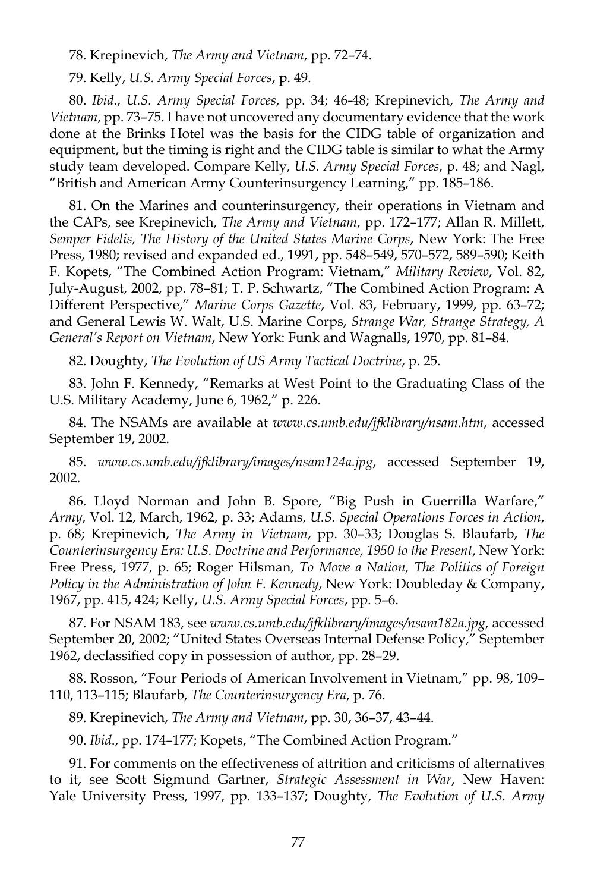78. Krepinevich, *The Army and Vietnam*, pp. 72–74.

79. Kelly, *U.S. Army Special Forces*, p. 49.

80. *Ibid*., *U.S. Army Special Forces*, pp. 34; 46-48; Krepinevich, *The Army and Vietnam*, pp. 73–75. I have not uncovered any documentary evidence that the work done at the Brinks Hotel was the basis for the CIDG table of organization and equipment, but the timing is right and the CIDG table is similar to what the Army study team developed. Compare Kelly, *U.S. Army Special Forces*, p. 48; and Nagl, "British and American Army Counterinsurgency Learning," pp. 185–186.

81. On the Marines and counterinsurgency, their operations in Vietnam and the CAPs, see Krepinevich, *The Army and Vietnam*, pp. 172–177; Allan R. Millett, *Semper Fidelis, The History of the United States Marine Corps*, New York: The Free Press, 1980; revised and expanded ed., 1991, pp. 548–549, 570–572, 589–590; Keith F. Kopets, "The Combined Action Program: Vietnam," *Military Review*, Vol. 82, July-August, 2002, pp. 78–81; T. P. Schwartz, "The Combined Action Program: A Different Perspective," *Marine Corps Gazette*, Vol. 83, February, 1999, pp. 63–72; and General Lewis W. Walt, U.S. Marine Corps, *Strange War, Strange Strategy, A General's Report on Vietnam*, New York: Funk and Wagnalls, 1970, pp. 81–84.

82. Doughty, *The Evolution of US Army Tactical Doctrine*, p. 25.

83. John F. Kennedy, "Remarks at West Point to the Graduating Class of the U.S. Military Academy, June 6, 1962," p. 226.

84. The NSAMs are available at *www.cs.umb.edu/jfklibrary/nsam.htm*, accessed September 19, 2002.

85. *www.cs.umb.edu/jfklibrary/images/nsam124a.jpg*, accessed September 19, 2002.

86. Lloyd Norman and John B. Spore, "Big Push in Guerrilla Warfare," *Army*, Vol. 12, March, 1962, p. 33; Adams, *U.S. Special Operations Forces in Action*, p. 68; Krepinevich, *The Army in Vietnam*, pp. 30–33; Douglas S. Blaufarb, *The Counterinsurgency Era: U.S. Doctrine and Performance, 1950 to the Present*, New York: Free Press, 1977, p. 65; Roger Hilsman, *To Move a Nation, The Politics of Foreign Policy in the Administration of John F. Kennedy*, New York: Doubleday & Company, 1967, pp. 415, 424; Kelly, *U.S. Army Special Forces*, pp. 5–6.

87. For NSAM 183, see *www.cs.umb.edu/jfklibrary/images/nsam182a.jpg*, accessed September 20, 2002; "United States Overseas Internal Defense Policy," September 1962, declassified copy in possession of author, pp. 28–29.

88. Rosson, "Four Periods of American Involvement in Vietnam," pp. 98, 109–110, 113–115; Blaufarb, *The Counterinsurgency Era*, p. 76.

89. Krepinevich, *The Army and Vietnam*, pp. 30, 36–37, 43–44.

90. *Ibid*., pp. 174–177; Kopets, "The Combined Action Program."

91. For comments on the effectiveness of attrition and criticisms of alternatives to it, see Scott Sigmund Gartner, *Strategic Assessment in War*, New Haven: Yale University Press, 1997, pp. 133–137; Doughty, *The Evolution of U.S. Army*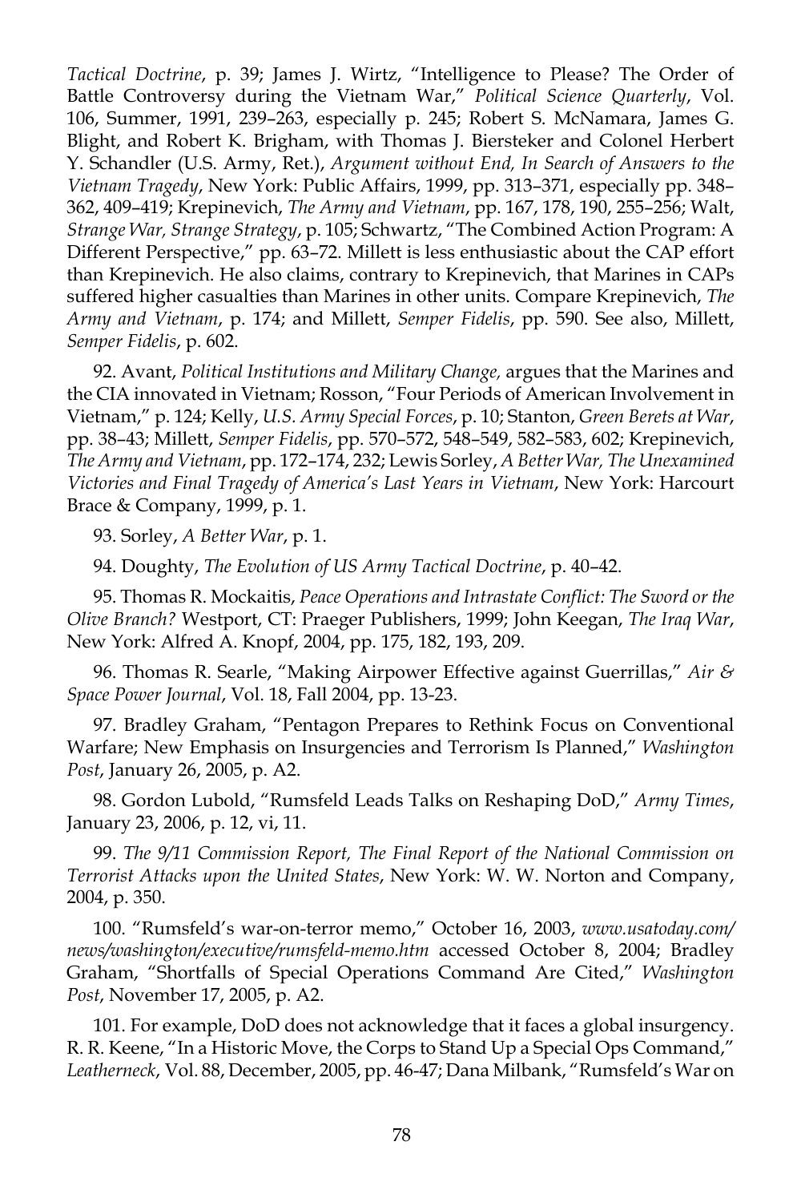*Tactical Doctrine*, p. 39; James J. Wirtz, "Intelligence to Please? The Order of Battle Controversy during the Vietnam War," *Political Science Quarterly*, Vol. 106, Summer, 1991, 239–263, especially p. 245; Robert S. McNamara, James G. Blight, and Robert K. Brigham, with Thomas J. Biersteker and Colonel Herbert Y. Schandler (U.S. Army, Ret.), *Argument without End, In Search of Answers to the Vietnam Tragedy*, New York: Public Affairs, 1999, pp. 313–371, especially pp. 348–362, 409–419; Krepinevich, *The Army and Vietnam*, pp. 167, 178, 190, 255–256; Walt, *Strange War, Strange Strategy*, p. 105; Schwartz, "The Combined Action Program: A Different Perspective," pp. 63–72. Millett is less enthusiastic about the CAP effort than Krepinevich. He also claims, contrary to Krepinevich, that Marines in CAPs suffered higher casualties than Marines in other units. Compare Krepinevich, *The Army and Vietnam*, p. 174; and Millett, *Semper Fidelis*, pp. 590. See also, Millett, *Semper Fidelis*, p. 602.

92. Avant, *Political Institutions and Military Change,* argues that the Marines and the CIA innovated in Vietnam; Rosson, "Four Periods of American Involvement in Vietnam," p. 124; Kelly, *U.S. Army Special Forces*, p. 10; Stanton, *Green Berets at War*, pp. 38–43; Millett, *Semper Fidelis*, pp. 570–572, 548–549, 582–583, 602; Krepinevich, *The Army and Vietnam*, pp. 172–174, 232; Lewis Sorley, *A Better War, The Unexamined Victories and Final Tragedy of America's Last Years in Vietnam*, New York: Harcourt Brace & Company, 1999, p. 1.

93. Sorley, *A Better War*, p. 1.

94. Doughty, *The Evolution of US Army Tactical Doctrine*, p. 40–42.

95. Thomas R. Mockaitis, *Peace Operations and Intrastate Conflict: The Sword or the Olive Branch?* Westport, CT: Praeger Publishers, 1999; John Keegan, *The Iraq War*, New York: Alfred A. Knopf, 2004, pp. 175, 182, 193, 209.

96. Thomas R. Searle, "Making Airpower Effective against Guerrillas," *Air & Space Power Journal*, Vol. 18, Fall 2004, pp. 13-23.

97. Bradley Graham, "Pentagon Prepares to Rethink Focus on Conventional Warfare; New Emphasis on Insurgencies and Terrorism Is Planned," *Washington Post*, January 26, 2005, p. A2.

98. Gordon Lubold, "Rumsfeld Leads Talks on Reshaping DoD," *Army Times*, January 23, 2006, p. 12, vi, 11.

99. *The 9/11 Commission Report, The Final Report of the National Commission on Terrorist Attacks upon the United States*, New York: W. W. Norton and Company, 2004, p. 350.

100. "Rumsfeld's war-on-terror memo," October 16, 2003, *www.usatoday.com/news/washington/executive/rumsfeld-memo.htm* accessed October 8, 2004; Bradley Graham, "Shortfalls of Special Operations Command Are Cited," *Washington Post*, November 17, 2005, p. A2.

101. For example, DoD does not acknowledge that it faces a global insurgency. R. R. Keene, "In a Historic Move, the Corps to Stand Up a Special Ops Command," *Leatherneck*, Vol. 88, December, 2005, pp. 46-47; Dana Milbank, "Rumsfeld's War on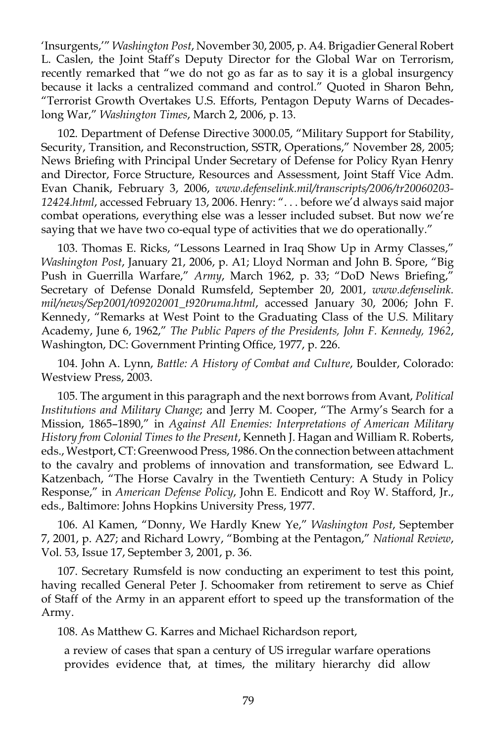'Insurgents,'" *Washington Post*, November 30, 2005, p. A4. Brigadier General Robert L. Caslen, the Joint Staff's Deputy Director for the Global War on Terrorism, recently remarked that "we do not go as far as to say it is a global insurgency because it lacks a centralized command and control." Quoted in Sharon Behn, "Terrorist Growth Overtakes U.S. Efforts, Pentagon Deputy Warns of Decades-long War," *Washington Times*, March 2, 2006, p. 13.

102. Department of Defense Directive 3000.05, "Military Support for Stability, Security, Transition, and Reconstruction, SSTR, Operations," November 28, 2005; News Briefing with Principal Under Secretary of Defense for Policy Ryan Henry and Director, Force Structure, Resources and Assessment, Joint Staff Vice Adm. Evan Chanik, February 3, 2006, *www.defenselink.mil/transcripts/2006/tr20060203-12424.html*, accessed February 13, 2006. Henry: ". . . before we'd always said major combat operations, everything else was a lesser included subset. But now we're saying that we have two co-equal type of activities that we do operationally."

103. Thomas E. Ricks, "Lessons Learned in Iraq Show Up in Army Classes," *Washington Post*, January 21, 2006, p. A1; Lloyd Norman and John B. Spore, "Big Push in Guerrilla Warfare," *Army*, March 1962, p. 33; "DoD News Briefing," Secretary of Defense Donald Rumsfeld, September 20, 2001, *www.defenselink.mil/news/Sep2001/t09202001_t920ruma.html*, accessed January 30, 2006; John F. Kennedy, "Remarks at West Point to the Graduating Class of the U.S. Military Academy, June 6, 1962," *The Public Papers of the Presidents, John F. Kennedy, 1962*, Washington, DC: Government Printing Office, 1977, p. 226.

104. John A. Lynn, *Battle: A History of Combat and Culture*, Boulder, Colorado: Westview Press, 2003.

105. The argument in this paragraph and the next borrows from Avant, *Political Institutions and Military Change*; and Jerry M. Cooper, "The Army's Search for a Mission, 1865–1890," in *Against All Enemies: Interpretations of American Military History from Colonial Times to the Present*, Kenneth J. Hagan and William R. Roberts, eds., Westport, CT: Greenwood Press, 1986. On the connection between attachment to the cavalry and problems of innovation and transformation, see Edward L. Katzenbach, "The Horse Cavalry in the Twentieth Century: A Study in Policy Response," in *American Defense Policy*, John E. Endicott and Roy W. Stafford, Jr., eds., Baltimore: Johns Hopkins University Press, 1977.

106. Al Kamen, "Donny, We Hardly Knew Ye," *Washington Post*, September 7, 2001, p. A27; and Richard Lowry, "Bombing at the Pentagon," *National Review*, Vol. 53, Issue 17, September 3, 2001, p. 36.

107. Secretary Rumsfeld is now conducting an experiment to test this point, having recalled General Peter J. Schoomaker from retirement to serve as Chief of Staff of the Army in an apparent effort to speed up the transformation of the Army.

108. As Matthew G. Karres and Michael Richardson report,

> a review of cases that span a century of US irregular warfare operations provides evidence that, at times, the military hierarchy did allow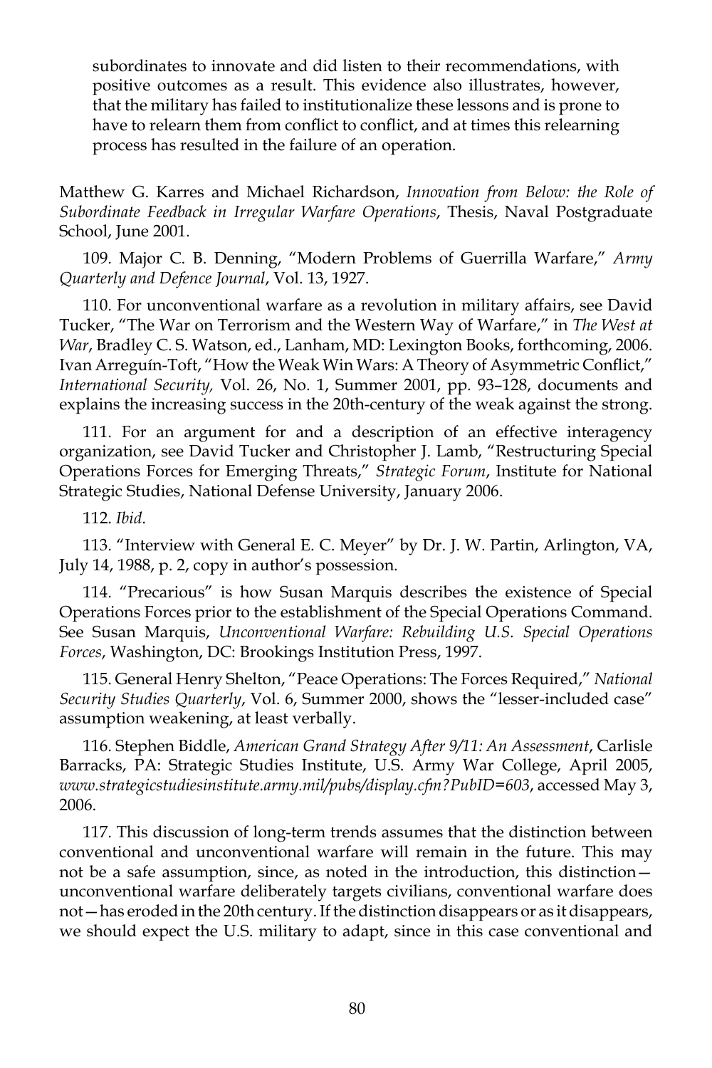> subordinates to innovate and did listen to their recommendations, with positive outcomes as a result. This evidence also illustrates, however, that the military has failed to institutionalize these lessons and is prone to have to relearn them from conflict to conflict, and at times this relearning process has resulted in the failure of an operation.

Matthew G. Karres and Michael Richardson, *Innovation from Below: the Role of Subordinate Feedback in Irregular Warfare Operations*, Thesis, Naval Postgraduate School, June 2001.

109. Major C. B. Denning, "Modern Problems of Guerrilla Warfare," *Army Quarterly and Defence Journal*, Vol. 13, 1927.

110. For unconventional warfare as a revolution in military affairs, see David Tucker, "The War on Terrorism and the Western Way of Warfare," in *The West at War*, Bradley C. S. Watson, ed., Lanham, MD: Lexington Books, forthcoming, 2006. Ivan Arreguín-Toft, "How the Weak Win Wars: A Theory of Asymmetric Conflict," *International Security,* Vol. 26, No. 1, Summer 2001, pp. 93–128, documents and explains the increasing success in the 20th-century of the weak against the strong.

111. For an argument for and a description of an effective interagency organization, see David Tucker and Christopher J. Lamb, "Restructuring Special Operations Forces for Emerging Threats," *Strategic Forum*, Institute for National Strategic Studies, National Defense University, January 2006.

112. *Ibid*.

113. "Interview with General E. C. Meyer" by Dr. J. W. Partin, Arlington, VA, July 14, 1988, p. 2, copy in author's possession.

114. "Precarious" is how Susan Marquis describes the existence of Special Operations Forces prior to the establishment of the Special Operations Command. See Susan Marquis, *Unconventional Warfare: Rebuilding U.S. Special Operations Forces*, Washington, DC: Brookings Institution Press, 1997.

115. General Henry Shelton, "Peace Operations: The Forces Required," *National Security Studies Quarterly*, Vol. 6, Summer 2000, shows the "lesser-included case" assumption weakening, at least verbally.

116. Stephen Biddle, *American Grand Strategy After 9/11: An Assessment*, Carlisle Barracks, PA: Strategic Studies Institute, U.S. Army War College, April 2005, *www.strategicstudiesinstitute.army.mil/pubs/display.cfm?PubID=603*, accessed May 3, 2006.

117. This discussion of long-term trends assumes that the distinction between conventional and unconventional warfare will remain in the future. This may not be a safe assumption, since, as noted in the introduction, this distinction—unconventional warfare deliberately targets civilians, conventional warfare does not—has eroded in the 20th century. If the distinction disappears or as it disappears, we should expect the U.S. military to adapt, since in this case conventional and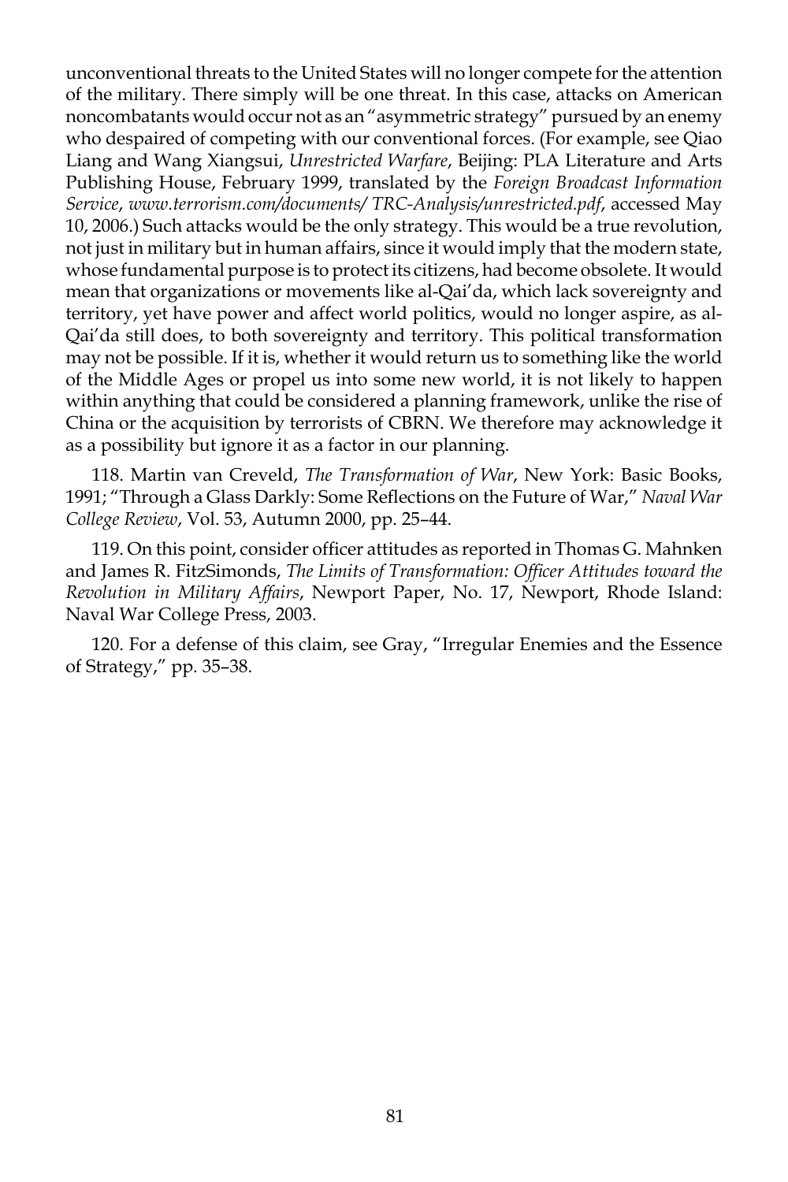unconventional threats to the United States will no longer compete for the attention of the military. There simply will be one threat. In this case, attacks on American noncombatants would occur not as an "asymmetric strategy" pursued by an enemy who despaired of competing with our conventional forces. (For example, see Qiao Liang and Wang Xiangsui, *Unrestricted Warfare*, Beijing: PLA Literature and Arts Publishing House, February 1999, translated by the *Foreign Broadcast Information Service*, *www.terrorism.com/documents/ TRC-Analysis/unrestricted.pdf*, accessed May 10, 2006.) Such attacks would be the only strategy. This would be a true revolution, not just in military but in human affairs, since it would imply that the modern state, whose fundamental purpose is to protect its citizens, had become obsolete. It would mean that organizations or movements like al-Qai'da, which lack sovereignty and territory, yet have power and affect world politics, would no longer aspire, as al-Qai'da still does, to both sovereignty and territory. This political transformation may not be possible. If it is, whether it would return us to something like the world of the Middle Ages or propel us into some new world, it is not likely to happen within anything that could be considered a planning framework, unlike the rise of China or the acquisition by terrorists of CBRN. We therefore may acknowledge it as a possibility but ignore it as a factor in our planning.

118. Martin van Creveld, *The Transformation of War*, New York: Basic Books, 1991; "Through a Glass Darkly: Some Reflections on the Future of War," *Naval War College Review*, Vol. 53, Autumn 2000, pp. 25–44.

119. On this point, consider officer attitudes as reported in Thomas G. Mahnken and James R. FitzSimonds, *The Limits of Transformation: Officer Attitudes toward the Revolution in Military Affairs*, Newport Paper, No. 17, Newport, Rhode Island: Naval War College Press, 2003.

120. For a defense of this claim, see Gray, "Irregular Enemies and the Essence of Strategy," pp. 35–38.